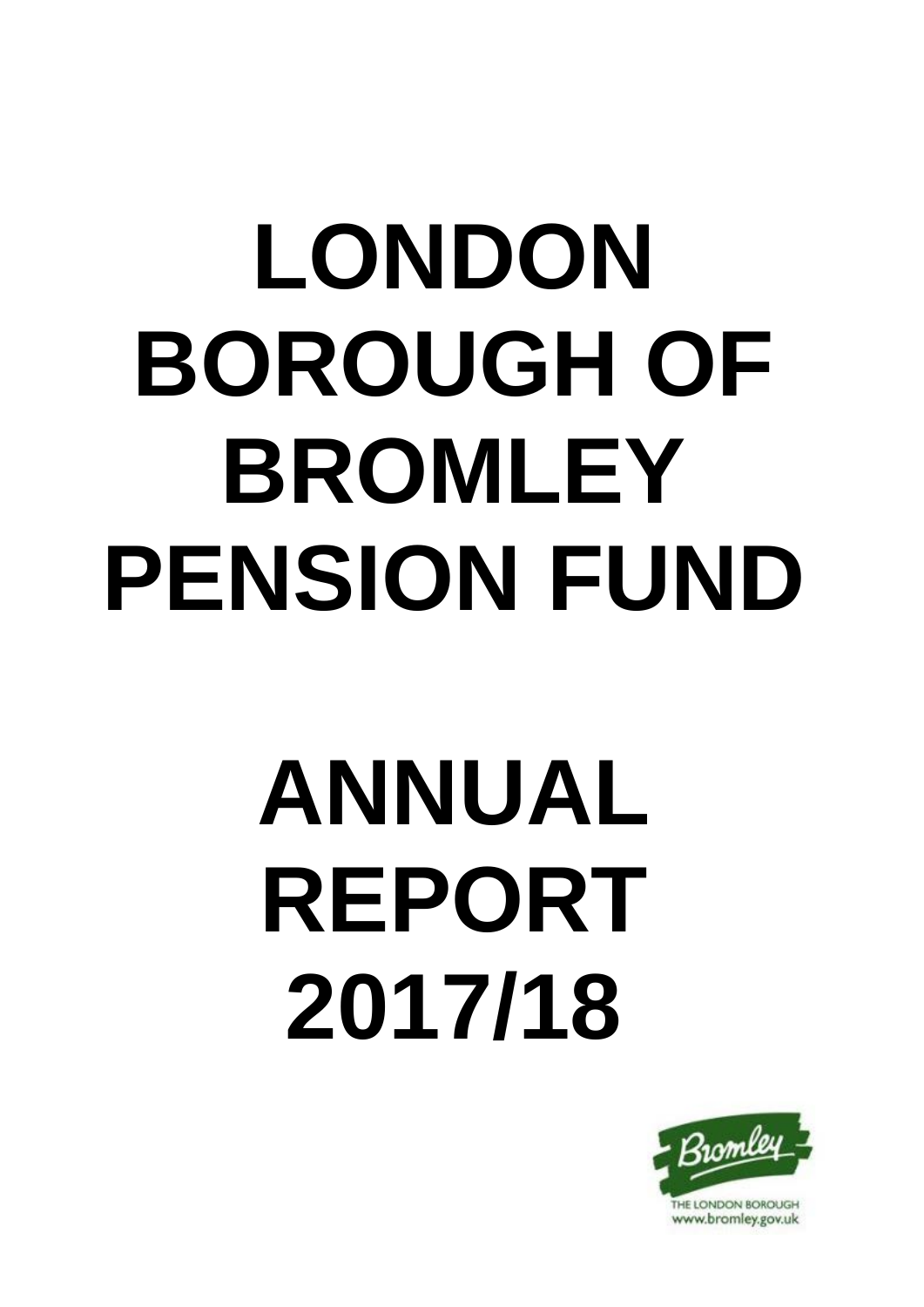# LONDON BOROUGH OF BROMLEY PENSION FUND

# ANNUAL REPORT 2017/18

Bromley
THE LONDON BOROUGH
www.bromley.gov.uk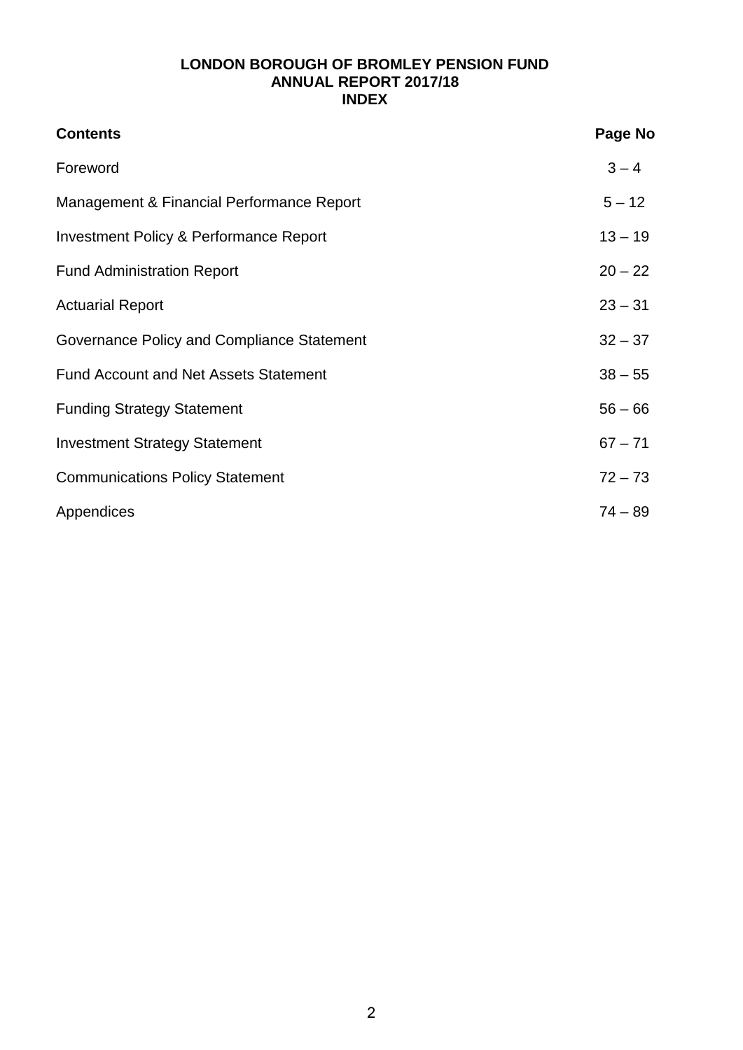# LONDON BOROUGH OF BROMLEY PENSION FUND
## ANNUAL REPORT 2017/18
## INDEX

| Contents | Page No |
| --- | --- |
| Foreword | 3 – 4 |
| Management & Financial Performance Report | 5 – 12 |
| Investment Policy & Performance Report | 13 – 19 |
| Fund Administration Report | 20 – 22 |
| Actuarial Report | 23 – 31 |
| Governance Policy and Compliance Statement | 32 – 37 |
| Fund Account and Net Assets Statement | 38 – 55 |
| Funding Strategy Statement | 56 – 66 |
| Investment Strategy Statement | 67 – 71 |
| Communications Policy Statement | 72 – 73 |
| Appendices | 74 – 89 |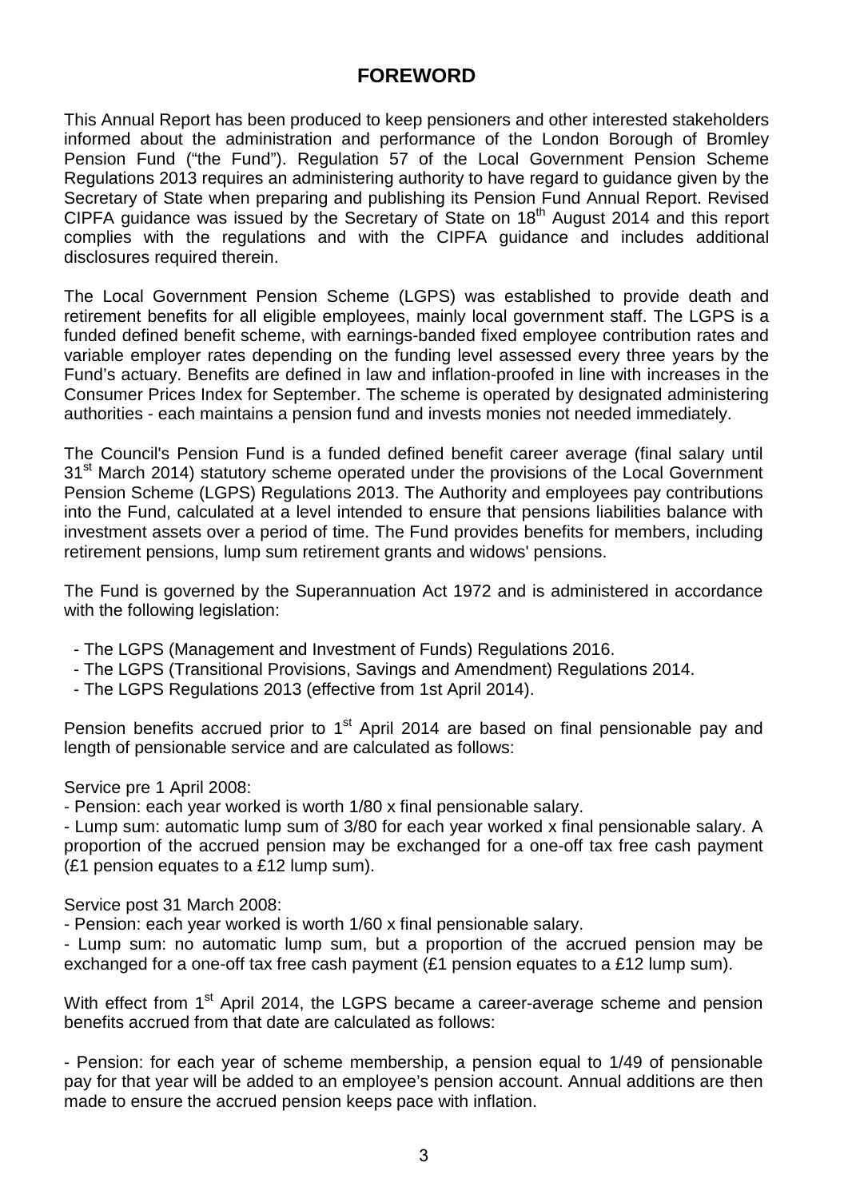# FOREWORD

This Annual Report has been produced to keep pensioners and other interested stakeholders informed about the administration and performance of the London Borough of Bromley Pension Fund ("the Fund"). Regulation 57 of the Local Government Pension Scheme Regulations 2013 requires an administering authority to have regard to guidance given by the Secretary of State when preparing and publishing its Pension Fund Annual Report. Revised CIPFA guidance was issued by the Secretary of State on 18th August 2014 and this report complies with the regulations and with the CIPFA guidance and includes additional disclosures required therein.

The Local Government Pension Scheme (LGPS) was established to provide death and retirement benefits for all eligible employees, mainly local government staff. The LGPS is a funded defined benefit scheme, with earnings-banded fixed employee contribution rates and variable employer rates depending on the funding level assessed every three years by the Fund's actuary. Benefits are defined in law and inflation-proofed in line with increases in the Consumer Prices Index for September. The scheme is operated by designated administering authorities - each maintains a pension fund and invests monies not needed immediately.

The Council's Pension Fund is a funded defined benefit career average (final salary until 31st March 2014) statutory scheme operated under the provisions of the Local Government Pension Scheme (LGPS) Regulations 2013. The Authority and employees pay contributions into the Fund, calculated at a level intended to ensure that pensions liabilities balance with investment assets over a period of time. The Fund provides benefits for members, including retirement pensions, lump sum retirement grants and widows' pensions.

The Fund is governed by the Superannuation Act 1972 and is administered in accordance with the following legislation:

- The LGPS (Management and Investment of Funds) Regulations 2016.
- The LGPS (Transitional Provisions, Savings and Amendment) Regulations 2014.
- The LGPS Regulations 2013 (effective from 1st April 2014).

Pension benefits accrued prior to 1st April 2014 are based on final pensionable pay and length of pensionable service and are calculated as follows:

Service pre 1 April 2008:

- Pension: each year worked is worth 1/80 x final pensionable salary.
- Lump sum: automatic lump sum of 3/80 for each year worked x final pensionable salary. A proportion of the accrued pension may be exchanged for a one-off tax free cash payment (£1 pension equates to a £12 lump sum).

Service post 31 March 2008:

- Pension: each year worked is worth 1/60 x final pensionable salary.
- Lump sum: no automatic lump sum, but a proportion of the accrued pension may be exchanged for a one-off tax free cash payment (£1 pension equates to a £12 lump sum).

With effect from 1st April 2014, the LGPS became a career-average scheme and pension benefits accrued from that date are calculated as follows:

- Pension: for each year of scheme membership, a pension equal to 1/49 of pensionable pay for that year will be added to an employee's pension account. Annual additions are then made to ensure the accrued pension keeps pace with inflation.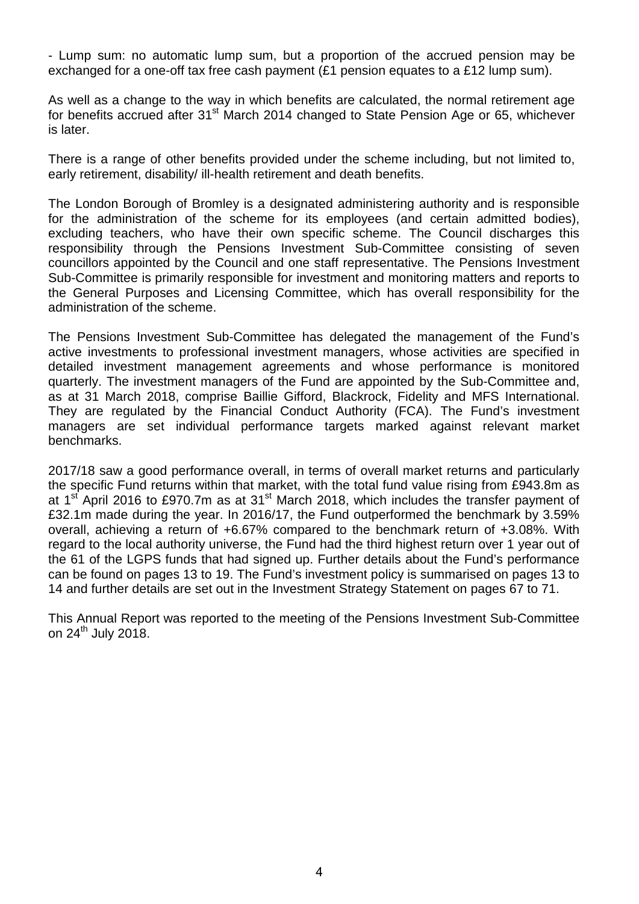- Lump sum: no automatic lump sum, but a proportion of the accrued pension may be exchanged for a one-off tax free cash payment (£1 pension equates to a £12 lump sum).

As well as a change to the way in which benefits are calculated, the normal retirement age for benefits accrued after 31st March 2014 changed to State Pension Age or 65, whichever is later.

There is a range of other benefits provided under the scheme including, but not limited to, early retirement, disability/ ill-health retirement and death benefits.

The London Borough of Bromley is a designated administering authority and is responsible for the administration of the scheme for its employees (and certain admitted bodies), excluding teachers, who have their own specific scheme. The Council discharges this responsibility through the Pensions Investment Sub-Committee consisting of seven councillors appointed by the Council and one staff representative. The Pensions Investment Sub-Committee is primarily responsible for investment and monitoring matters and reports to the General Purposes and Licensing Committee, which has overall responsibility for the administration of the scheme.

The Pensions Investment Sub-Committee has delegated the management of the Fund's active investments to professional investment managers, whose activities are specified in detailed investment management agreements and whose performance is monitored quarterly. The investment managers of the Fund are appointed by the Sub-Committee and, as at 31 March 2018, comprise Baillie Gifford, Blackrock, Fidelity and MFS International. They are regulated by the Financial Conduct Authority (FCA). The Fund's investment managers are set individual performance targets marked against relevant market benchmarks.

2017/18 saw a good performance overall, in terms of overall market returns and particularly the specific Fund returns within that market, with the total fund value rising from £943.8m as at 1st April 2016 to £970.7m as at 31st March 2018, which includes the transfer payment of £32.1m made during the year. In 2016/17, the Fund outperformed the benchmark by 3.59% overall, achieving a return of +6.67% compared to the benchmark return of +3.08%. With regard to the local authority universe, the Fund had the third highest return over 1 year out of the 61 of the LGPS funds that had signed up. Further details about the Fund's performance can be found on pages 13 to 19. The Fund's investment policy is summarised on pages 13 to 14 and further details are set out in the Investment Strategy Statement on pages 67 to 71.

This Annual Report was reported to the meeting of the Pensions Investment Sub-Committee on 24th July 2018.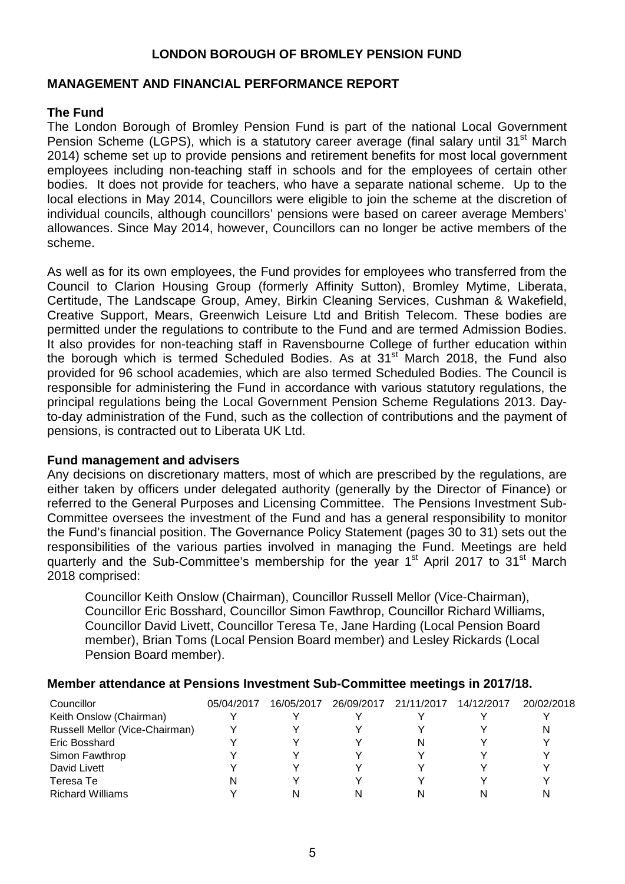# LONDON BOROUGH OF BROMLEY PENSION FUND

## MANAGEMENT AND FINANCIAL PERFORMANCE REPORT

### The Fund

The London Borough of Bromley Pension Fund is part of the national Local Government Pension Scheme (LGPS), which is a statutory career average (final salary until 31st March 2014) scheme set up to provide pensions and retirement benefits for most local government employees including non-teaching staff in schools and for the employees of certain other bodies. It does not provide for teachers, who have a separate national scheme. Up to the local elections in May 2014, Councillors were eligible to join the scheme at the discretion of individual councils, although councillors' pensions were based on career average Members' allowances. Since May 2014, however, Councillors can no longer be active members of the scheme.

As well as for its own employees, the Fund provides for employees who transferred from the Council to Clarion Housing Group (formerly Affinity Sutton), Bromley Mytime, Liberata, Certitude, The Landscape Group, Amey, Birkin Cleaning Services, Cushman & Wakefield, Creative Support, Mears, Greenwich Leisure Ltd and British Telecom. These bodies are permitted under the regulations to contribute to the Fund and are termed Admission Bodies. It also provides for non-teaching staff in Ravensbourne College of further education within the borough which is termed Scheduled Bodies. As at 31st March 2018, the Fund also provided for 96 school academies, which are also termed Scheduled Bodies. The Council is responsible for administering the Fund in accordance with various statutory regulations, the principal regulations being the Local Government Pension Scheme Regulations 2013. Day-to-day administration of the Fund, such as the collection of contributions and the payment of pensions, is contracted out to Liberata UK Ltd.

### Fund management and advisers

Any decisions on discretionary matters, most of which are prescribed by the regulations, are either taken by officers under delegated authority (generally by the Director of Finance) or referred to the General Purposes and Licensing Committee. The Pensions Investment Sub-Committee oversees the investment of the Fund and has a general responsibility to monitor the Fund's financial position. The Governance Policy Statement (pages 30 to 31) sets out the responsibilities of the various parties involved in managing the Fund. Meetings are held quarterly and the Sub-Committee's membership for the year 1st April 2017 to 31st March 2018 comprised:

> Councillor Keith Onslow (Chairman), Councillor Russell Mellor (Vice-Chairman), Councillor Eric Bosshard, Councillor Simon Fawthrop, Councillor Richard Williams, Councillor David Livett, Councillor Teresa Te, Jane Harding (Local Pension Board member), Brian Toms (Local Pension Board member) and Lesley Rickards (Local Pension Board member).

### Member attendance at Pensions Investment Sub-Committee meetings in 2017/18.

| Councillor | 05/04/2017 | 16/05/2017 | 26/09/2017 | 21/11/2017 | 14/12/2017 | 20/02/2018 |
|---|---|---|---|---|---|---|
| Keith Onslow (Chairman) | Y | Y | Y | Y | Y | Y |
| Russell Mellor (Vice-Chairman) | Y | Y | Y | Y | Y | N |
| Eric Bosshard | Y | Y | Y | N | Y | Y |
| Simon Fawthrop | Y | Y | Y | Y | Y | Y |
| David Livett | Y | Y | Y | Y | Y | Y |
| Teresa Te | N | Y | Y | Y | Y | Y |
| Richard Williams | Y | N | N | N | N | N |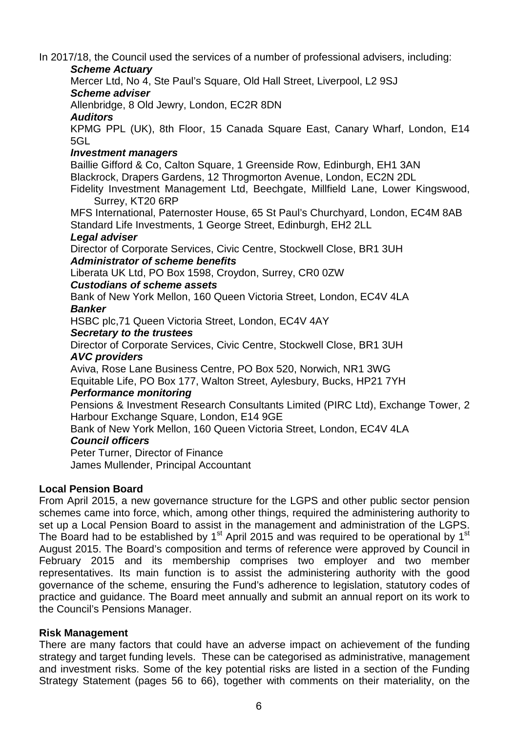In 2017/18, the Council used the services of a number of professional advisers, including:

***Scheme Actuary***

Mercer Ltd, No 4, Ste Paul's Square, Old Hall Street, Liverpool, L2 9SJ

***Scheme adviser***

Allenbridge, 8 Old Jewry, London, EC2R 8DN

***Auditors***

KPMG PPL (UK), 8th Floor, 15 Canada Square East, Canary Wharf, London, E14 5GL

***Investment managers***

Baillie Gifford & Co, Calton Square, 1 Greenside Row, Edinburgh, EH1 3AN

Blackrock, Drapers Gardens, 12 Throgmorton Avenue, London, EC2N 2DL

Fidelity Investment Management Ltd, Beechgate, Millfield Lane, Lower Kingswood, Surrey, KT20 6RP

MFS International, Paternoster House, 65 St Paul's Churchyard, London, EC4M 8AB

Standard Life Investments, 1 George Street, Edinburgh, EH2 2LL

***Legal adviser***

Director of Corporate Services, Civic Centre, Stockwell Close, BR1 3UH

***Administrator of scheme benefits***

Liberata UK Ltd, PO Box 1598, Croydon, Surrey, CR0 0ZW

***Custodians of scheme assets***

Bank of New York Mellon, 160 Queen Victoria Street, London, EC4V 4LA

***Banker***

HSBC plc,71 Queen Victoria Street, London, EC4V 4AY

***Secretary to the trustees***

Director of Corporate Services, Civic Centre, Stockwell Close, BR1 3UH

***AVC providers***

Aviva, Rose Lane Business Centre, PO Box 520, Norwich, NR1 3WG

Equitable Life, PO Box 177, Walton Street, Aylesbury, Bucks, HP21 7YH

***Performance monitoring***

Pensions & Investment Research Consultants Limited (PIRC Ltd), Exchange Tower, 2 Harbour Exchange Square, London, E14 9GE

Bank of New York Mellon, 160 Queen Victoria Street, London, EC4V 4LA

***Council officers***

Peter Turner, Director of Finance

James Mullender, Principal Accountant

**Local Pension Board**

From April 2015, a new governance structure for the LGPS and other public sector pension schemes came into force, which, among other things, required the administering authority to set up a Local Pension Board to assist in the management and administration of the LGPS. The Board had to be established by 1st April 2015 and was required to be operational by 1st August 2015. The Board's composition and terms of reference were approved by Council in February 2015 and its membership comprises two employer and two member representatives. Its main function is to assist the administering authority with the good governance of the scheme, ensuring the Fund's adherence to legislation, statutory codes of practice and guidance. The Board meet annually and submit an annual report on its work to the Council's Pensions Manager.

**Risk Management**

There are many factors that could have an adverse impact on achievement of the funding strategy and target funding levels. These can be categorised as administrative, management and investment risks. Some of the key potential risks are listed in a section of the Funding Strategy Statement (pages 56 to 66), together with comments on their materiality, on the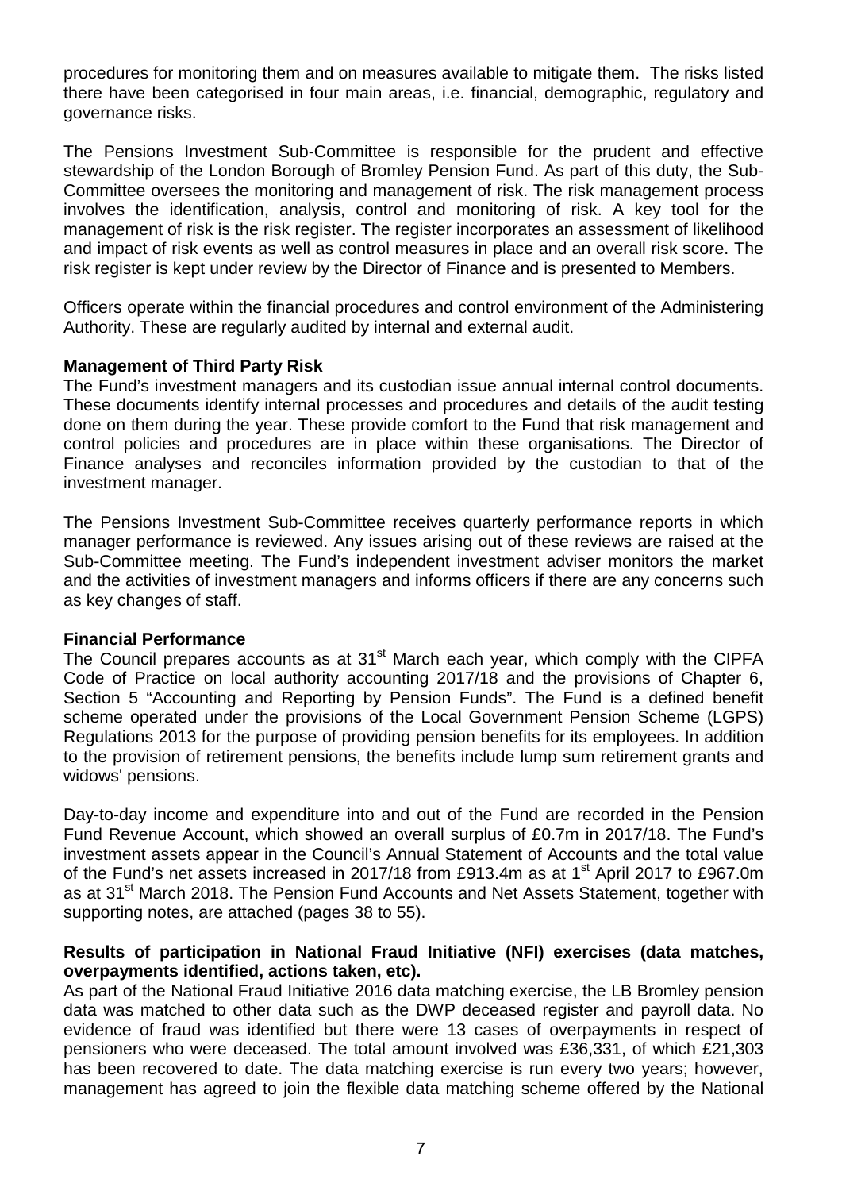procedures for monitoring them and on measures available to mitigate them. The risks listed there have been categorised in four main areas, i.e. financial, demographic, regulatory and governance risks.

The Pensions Investment Sub-Committee is responsible for the prudent and effective stewardship of the London Borough of Bromley Pension Fund. As part of this duty, the Sub-Committee oversees the monitoring and management of risk. The risk management process involves the identification, analysis, control and monitoring of risk. A key tool for the management of risk is the risk register. The register incorporates an assessment of likelihood and impact of risk events as well as control measures in place and an overall risk score. The risk register is kept under review by the Director of Finance and is presented to Members.

Officers operate within the financial procedures and control environment of the Administering Authority. These are regularly audited by internal and external audit.

**Management of Third Party Risk**

The Fund's investment managers and its custodian issue annual internal control documents. These documents identify internal processes and procedures and details of the audit testing done on them during the year. These provide comfort to the Fund that risk management and control policies and procedures are in place within these organisations. The Director of Finance analyses and reconciles information provided by the custodian to that of the investment manager.

The Pensions Investment Sub-Committee receives quarterly performance reports in which manager performance is reviewed. Any issues arising out of these reviews are raised at the Sub-Committee meeting. The Fund's independent investment adviser monitors the market and the activities of investment managers and informs officers if there are any concerns such as key changes of staff.

**Financial Performance**

The Council prepares accounts as at 31st March each year, which comply with the CIPFA Code of Practice on local authority accounting 2017/18 and the provisions of Chapter 6, Section 5 "Accounting and Reporting by Pension Funds". The Fund is a defined benefit scheme operated under the provisions of the Local Government Pension Scheme (LGPS) Regulations 2013 for the purpose of providing pension benefits for its employees. In addition to the provision of retirement pensions, the benefits include lump sum retirement grants and widows' pensions.

Day-to-day income and expenditure into and out of the Fund are recorded in the Pension Fund Revenue Account, which showed an overall surplus of £0.7m in 2017/18. The Fund's investment assets appear in the Council's Annual Statement of Accounts and the total value of the Fund's net assets increased in 2017/18 from £913.4m as at 1st April 2017 to £967.0m as at 31st March 2018. The Pension Fund Accounts and Net Assets Statement, together with supporting notes, are attached (pages 38 to 55).

**Results of participation in National Fraud Initiative (NFI) exercises (data matches, overpayments identified, actions taken, etc).**

As part of the National Fraud Initiative 2016 data matching exercise, the LB Bromley pension data was matched to other data such as the DWP deceased register and payroll data. No evidence of fraud was identified but there were 13 cases of overpayments in respect of pensioners who were deceased. The total amount involved was £36,331, of which £21,303 has been recovered to date. The data matching exercise is run every two years; however, management has agreed to join the flexible data matching scheme offered by the National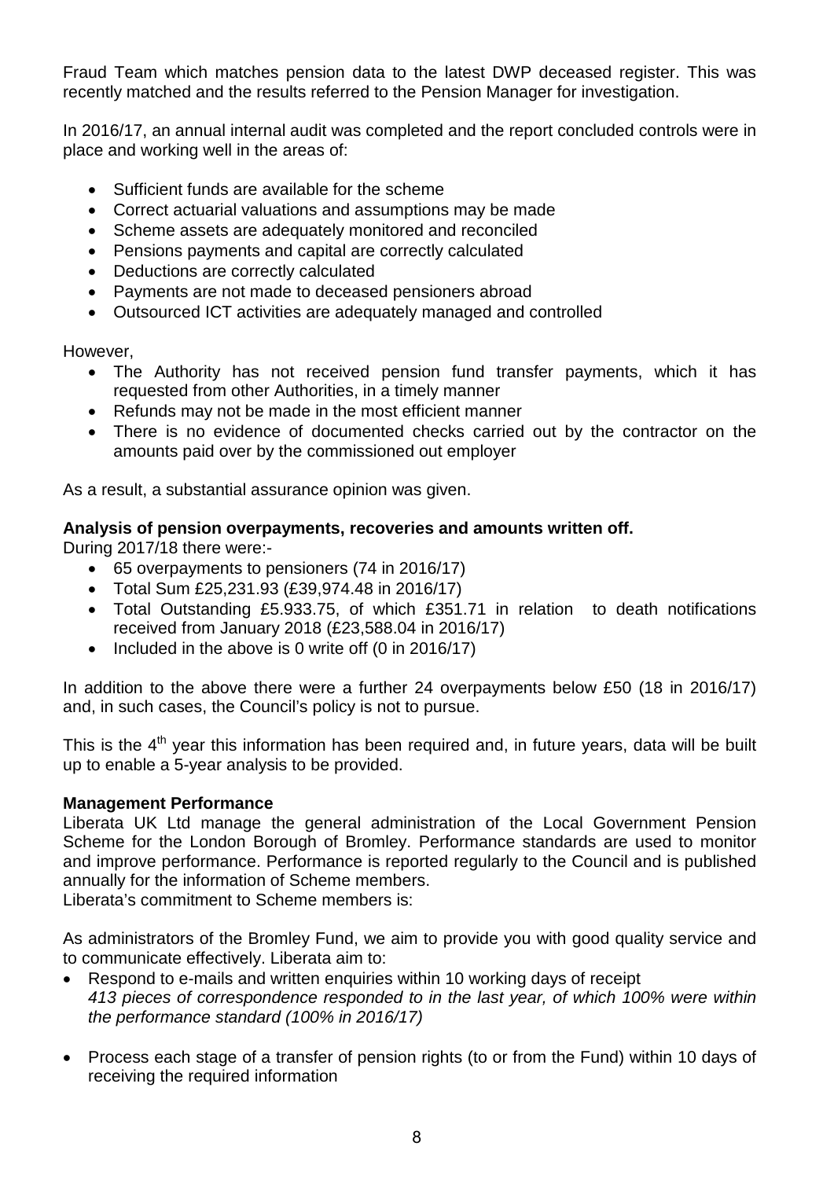Fraud Team which matches pension data to the latest DWP deceased register. This was recently matched and the results referred to the Pension Manager for investigation.

In 2016/17, an annual internal audit was completed and the report concluded controls were in place and working well in the areas of:

- Sufficient funds are available for the scheme
- Correct actuarial valuations and assumptions may be made
- Scheme assets are adequately monitored and reconciled
- Pensions payments and capital are correctly calculated
- Deductions are correctly calculated
- Payments are not made to deceased pensioners abroad
- Outsourced ICT activities are adequately managed and controlled

However,

- The Authority has not received pension fund transfer payments, which it has requested from other Authorities, in a timely manner
- Refunds may not be made in the most efficient manner
- There is no evidence of documented checks carried out by the contractor on the amounts paid over by the commissioned out employer

As a result, a substantial assurance opinion was given.

**Analysis of pension overpayments, recoveries and amounts written off.**

During 2017/18 there were:-

- 65 overpayments to pensioners (74 in 2016/17)
- Total Sum £25,231.93 (£39,974.48 in 2016/17)
- Total Outstanding £5.933.75, of which £351.71 in relation to death notifications received from January 2018 (£23,588.04 in 2016/17)
- Included in the above is 0 write off (0 in 2016/17)

In addition to the above there were a further 24 overpayments below £50 (18 in 2016/17) and, in such cases, the Council's policy is not to pursue.

This is the 4th year this information has been required and, in future years, data will be built up to enable a 5-year analysis to be provided.

**Management Performance**

Liberata UK Ltd manage the general administration of the Local Government Pension Scheme for the London Borough of Bromley. Performance standards are used to monitor and improve performance. Performance is reported regularly to the Council and is published annually for the information of Scheme members.

Liberata's commitment to Scheme members is:

As administrators of the Bromley Fund, we aim to provide you with good quality service and to communicate effectively. Liberata aim to:

- Respond to e-mails and written enquiries within 10 working days of receipt
  *413 pieces of correspondence responded to in the last year, of which 100% were within the performance standard (100% in 2016/17)*

- Process each stage of a transfer of pension rights (to or from the Fund) within 10 days of receiving the required information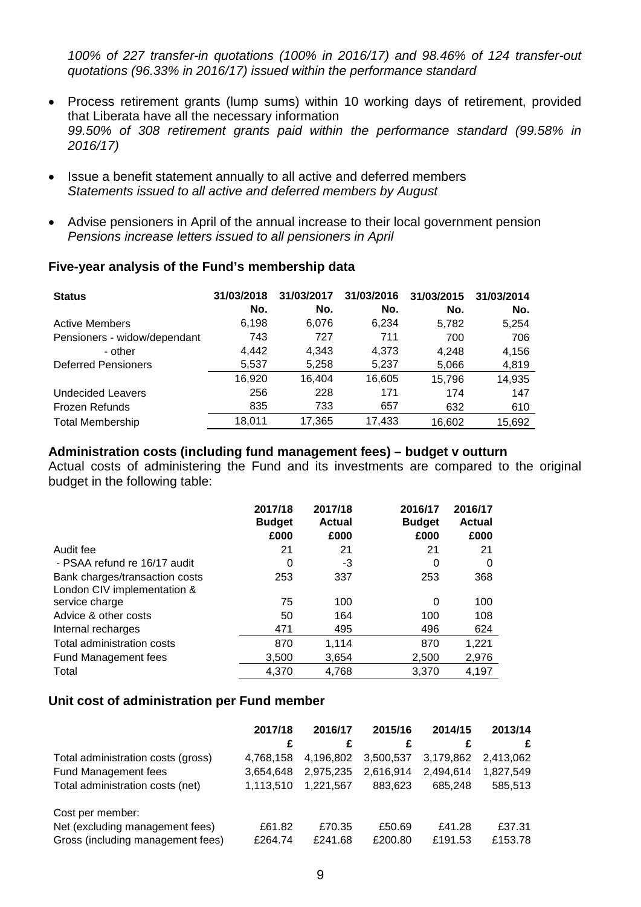*100% of 227 transfer-in quotations (100% in 2016/17) and 98.46% of 124 transfer-out quotations (96.33% in 2016/17) issued within the performance standard*

- Process retirement grants (lump sums) within 10 working days of retirement, provided that Liberata have all the necessary information
  *99.50% of 308 retirement grants paid within the performance standard (99.58% in 2016/17)*

- Issue a benefit statement annually to all active and deferred members
  *Statements issued to all active and deferred members by August*

- Advise pensioners in April of the annual increase to their local government pension
  *Pensions increase letters issued to all pensioners in April*

### Five-year analysis of the Fund's membership data

| Status | 31/03/2018 No. | 31/03/2017 No. | 31/03/2016 No. | 31/03/2015 No. | 31/03/2014 No. |
|---|---|---|---|---|---|
| Active Members | 6,198 | 6,076 | 6,234 | 5,782 | 5,254 |
| Pensioners - widow/dependant | 743 | 727 | 711 | 700 | 706 |
| - other | 4,442 | 4,343 | 4,373 | 4,248 | 4,156 |
| Deferred Pensioners | 5,537 | 5,258 | 5,237 | 5,066 | 4,819 |
| | 16,920 | 16,404 | 16,605 | 15,796 | 14,935 |
| Undecided Leavers | 256 | 228 | 171 | 174 | 147 |
| Frozen Refunds | 835 | 733 | 657 | 632 | 610 |
| Total Membership | 18,011 | 17,365 | 17,433 | 16,602 | 15,692 |

### Administration costs (including fund management fees) – budget v outturn

Actual costs of administering the Fund and its investments are compared to the original budget in the following table:

| | 2017/18 Budget £000 | 2017/18 Actual £000 | 2016/17 Budget £000 | 2016/17 Actual £000 |
|---|---|---|---|---|
| Audit fee | 21 | 21 | 21 | 21 |
| - PSAA refund re 16/17 audit | 0 | -3 | 0 | 0 |
| Bank charges/transaction costs | 253 | 337 | 253 | 368 |
| London CIV implementation & service charge | 75 | 100 | 0 | 100 |
| Advice & other costs | 50 | 164 | 100 | 108 |
| Internal recharges | 471 | 495 | 496 | 624 |
| Total administration costs | 870 | 1,114 | 870 | 1,221 |
| Fund Management fees | 3,500 | 3,654 | 2,500 | 2,976 |
| Total | 4,370 | 4,768 | 3,370 | 4,197 |

### Unit cost of administration per Fund member

| | 2017/18 £ | 2016/17 £ | 2015/16 £ | 2014/15 £ | 2013/14 £ |
|---|---|---|---|---|---|
| Total administration costs (gross) | 4,768,158 | 4,196,802 | 3,500,537 | 3,179,862 | 2,413,062 |
| Fund Management fees | 3,654,648 | 2,975,235 | 2,616,914 | 2,494,614 | 1,827,549 |
| Total administration costs (net) | 1,113,510 | 1,221,567 | 883,623 | 685,248 | 585,513 |
| | | | | | |
| Cost per member: | | | | | |
| Net (excluding management fees) | £61.82 | £70.35 | £50.69 | £41.28 | £37.31 |
| Gross (including management fees) | £264.74 | £241.68 | £200.80 | £191.53 | £153.78 |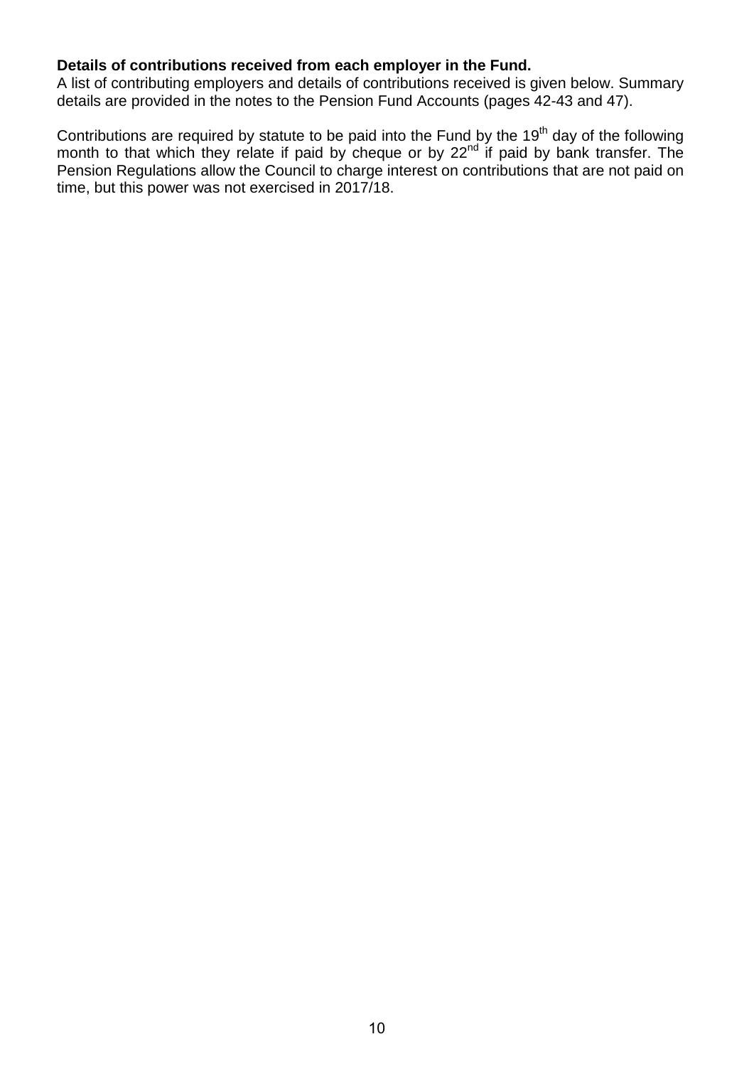**Details of contributions received from each employer in the Fund.**

A list of contributing employers and details of contributions received is given below. Summary details are provided in the notes to the Pension Fund Accounts (pages 42-43 and 47).

Contributions are required by statute to be paid into the Fund by the 19th day of the following month to that which they relate if paid by cheque or by 22nd if paid by bank transfer. The Pension Regulations allow the Council to charge interest on contributions that are not paid on time, but this power was not exercised in 2017/18.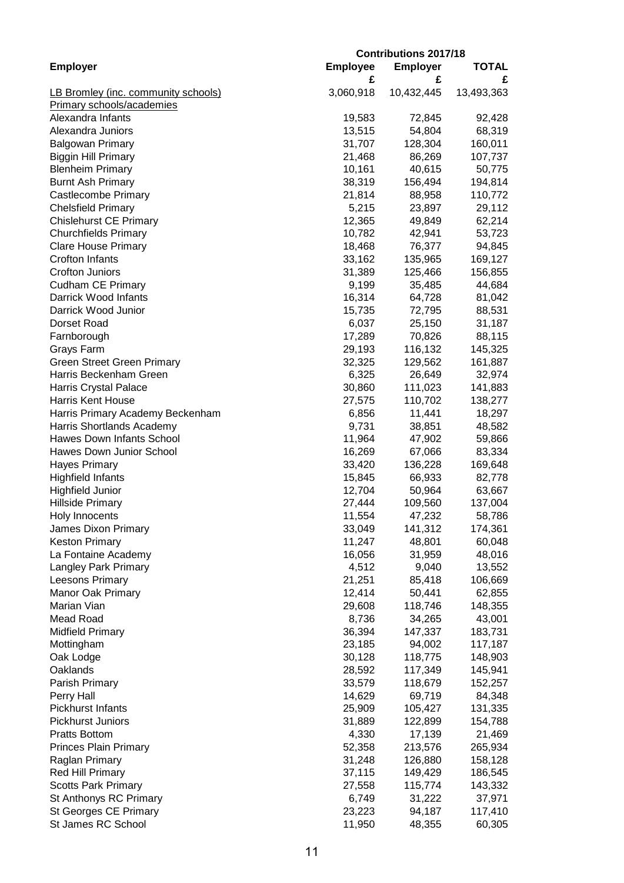| Employer | Contributions 2017/18 | | |
|---|---|---|---|
| | Employee | Employer | TOTAL |
| | £ | £ | £ |
| LB Bromley (inc. community schools) | 3,060,918 | 10,432,445 | 13,493,363 |
| Primary schools/academies | | | |
| Alexandra Infants | 19,583 | 72,845 | 92,428 |
| Alexandra Juniors | 13,515 | 54,804 | 68,319 |
| Balgowan Primary | 31,707 | 128,304 | 160,011 |
| Biggin Hill Primary | 21,468 | 86,269 | 107,737 |
| Blenheim Primary | 10,161 | 40,615 | 50,775 |
| Burnt Ash Primary | 38,319 | 156,494 | 194,814 |
| Castlecombe Primary | 21,814 | 88,958 | 110,772 |
| Chelsfield Primary | 5,215 | 23,897 | 29,112 |
| Chislehurst CE Primary | 12,365 | 49,849 | 62,214 |
| Churchfields Primary | 10,782 | 42,941 | 53,723 |
| Clare House Primary | 18,468 | 76,377 | 94,845 |
| Crofton Infants | 33,162 | 135,965 | 169,127 |
| Crofton Juniors | 31,389 | 125,466 | 156,855 |
| Cudham CE Primary | 9,199 | 35,485 | 44,684 |
| Darrick Wood Infants | 16,314 | 64,728 | 81,042 |
| Darrick Wood Junior | 15,735 | 72,795 | 88,531 |
| Dorset Road | 6,037 | 25,150 | 31,187 |
| Farnborough | 17,289 | 70,826 | 88,115 |
| Grays Farm | 29,193 | 116,132 | 145,325 |
| Green Street Green Primary | 32,325 | 129,562 | 161,887 |
| Harris Beckenham Green | 6,325 | 26,649 | 32,974 |
| Harris Crystal Palace | 30,860 | 111,023 | 141,883 |
| Harris Kent House | 27,575 | 110,702 | 138,277 |
| Harris Primary Academy Beckenham | 6,856 | 11,441 | 18,297 |
| Harris Shortlands Academy | 9,731 | 38,851 | 48,582 |
| Hawes Down Infants School | 11,964 | 47,902 | 59,866 |
| Hawes Down Junior School | 16,269 | 67,066 | 83,334 |
| Hayes Primary | 33,420 | 136,228 | 169,648 |
| Highfield Infants | 15,845 | 66,933 | 82,778 |
| Highfield Junior | 12,704 | 50,964 | 63,667 |
| Hillside Primary | 27,444 | 109,560 | 137,004 |
| Holy Innocents | 11,554 | 47,232 | 58,786 |
| James Dixon Primary | 33,049 | 141,312 | 174,361 |
| Keston Primary | 11,247 | 48,801 | 60,048 |
| La Fontaine Academy | 16,056 | 31,959 | 48,016 |
| Langley Park Primary | 4,512 | 9,040 | 13,552 |
| Leesons Primary | 21,251 | 85,418 | 106,669 |
| Manor Oak Primary | 12,414 | 50,441 | 62,855 |
| Marian Vian | 29,608 | 118,746 | 148,355 |
| Mead Road | 8,736 | 34,265 | 43,001 |
| Midfield Primary | 36,394 | 147,337 | 183,731 |
| Mottingham | 23,185 | 94,002 | 117,187 |
| Oak Lodge | 30,128 | 118,775 | 148,903 |
| Oaklands | 28,592 | 117,349 | 145,941 |
| Parish Primary | 33,579 | 118,679 | 152,257 |
| Perry Hall | 14,629 | 69,719 | 84,348 |
| Pickhurst Infants | 25,909 | 105,427 | 131,335 |
| Pickhurst Juniors | 31,889 | 122,899 | 154,788 |
| Pratts Bottom | 4,330 | 17,139 | 21,469 |
| Princes Plain Primary | 52,358 | 213,576 | 265,934 |
| Raglan Primary | 31,248 | 126,880 | 158,128 |
| Red Hill Primary | 37,115 | 149,429 | 186,545 |
| Scotts Park Primary | 27,558 | 115,774 | 143,332 |
| St Anthonys RC Primary | 6,749 | 31,222 | 37,971 |
| St Georges CE Primary | 23,223 | 94,187 | 117,410 |
| St James RC School | 11,950 | 48,355 | 60,305 |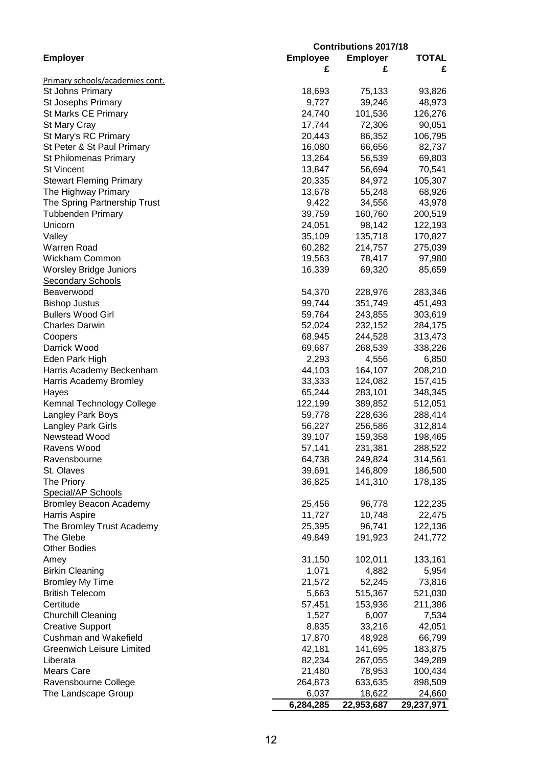| Employer | Contributions 2017/18 | | |
|---|---|---|---|
| | Employee | Employer | TOTAL |
| | £ | £ | £ |
| Primary schools/academies cont. | | | |
| St Johns Primary | 18,693 | 75,133 | 93,826 |
| St Josephs Primary | 9,727 | 39,246 | 48,973 |
| St Marks CE Primary | 24,740 | 101,536 | 126,276 |
| St Mary Cray | 17,744 | 72,306 | 90,051 |
| St Mary's RC Primary | 20,443 | 86,352 | 106,795 |
| St Peter & St Paul Primary | 16,080 | 66,656 | 82,737 |
| St Philomenas Primary | 13,264 | 56,539 | 69,803 |
| St Vincent | 13,847 | 56,694 | 70,541 |
| Stewart Fleming Primary | 20,335 | 84,972 | 105,307 |
| The Highway Primary | 13,678 | 55,248 | 68,926 |
| The Spring Partnership Trust | 9,422 | 34,556 | 43,978 |
| Tubbenden Primary | 39,759 | 160,760 | 200,519 |
| Unicorn | 24,051 | 98,142 | 122,193 |
| Valley | 35,109 | 135,718 | 170,827 |
| Warren Road | 60,282 | 214,757 | 275,039 |
| Wickham Common | 19,563 | 78,417 | 97,980 |
| Worsley Bridge Juniors | 16,339 | 69,320 | 85,659 |
| Secondary Schools | | | |
| Beaverwood | 54,370 | 228,976 | 283,346 |
| Bishop Justus | 99,744 | 351,749 | 451,493 |
| Bullers Wood Girl | 59,764 | 243,855 | 303,619 |
| Charles Darwin | 52,024 | 232,152 | 284,175 |
| Coopers | 68,945 | 244,528 | 313,473 |
| Darrick Wood | 69,687 | 268,539 | 338,226 |
| Eden Park High | 2,293 | 4,556 | 6,850 |
| Harris Academy Beckenham | 44,103 | 164,107 | 208,210 |
| Harris Academy Bromley | 33,333 | 124,082 | 157,415 |
| Hayes | 65,244 | 283,101 | 348,345 |
| Kemnal Technology College | 122,199 | 389,852 | 512,051 |
| Langley Park Boys | 59,778 | 228,636 | 288,414 |
| Langley Park Girls | 56,227 | 256,586 | 312,814 |
| Newstead Wood | 39,107 | 159,358 | 198,465 |
| Ravens Wood | 57,141 | 231,381 | 288,522 |
| Ravensbourne | 64,738 | 249,824 | 314,561 |
| St. Olaves | 39,691 | 146,809 | 186,500 |
| The Priory | 36,825 | 141,310 | 178,135 |
| Special/AP Schools | | | |
| Bromley Beacon Academy | 25,456 | 96,778 | 122,235 |
| Harris Aspire | 11,727 | 10,748 | 22,475 |
| The Bromley Trust Academy | 25,395 | 96,741 | 122,136 |
| The Glebe | 49,849 | 191,923 | 241,772 |
| Other Bodies | | | |
| Amey | 31,150 | 102,011 | 133,161 |
| Birkin Cleaning | 1,071 | 4,882 | 5,954 |
| Bromley My Time | 21,572 | 52,245 | 73,816 |
| British Telecom | 5,663 | 515,367 | 521,030 |
| Certitude | 57,451 | 153,936 | 211,386 |
| Churchill Cleaning | 1,527 | 6,007 | 7,534 |
| Creative Support | 8,835 | 33,216 | 42,051 |
| Cushman and Wakefield | 17,870 | 48,928 | 66,799 |
| Greenwich Leisure Limited | 42,181 | 141,695 | 183,875 |
| Liberata | 82,234 | 267,055 | 349,289 |
| Mears Care | 21,480 | 78,953 | 100,434 |
| Ravensbourne College | 264,873 | 633,635 | 898,509 |
| The Landscape Group | 6,037 | 18,622 | 24,660 |
| | **6,284,285** | **22,953,687** | **29,237,971** |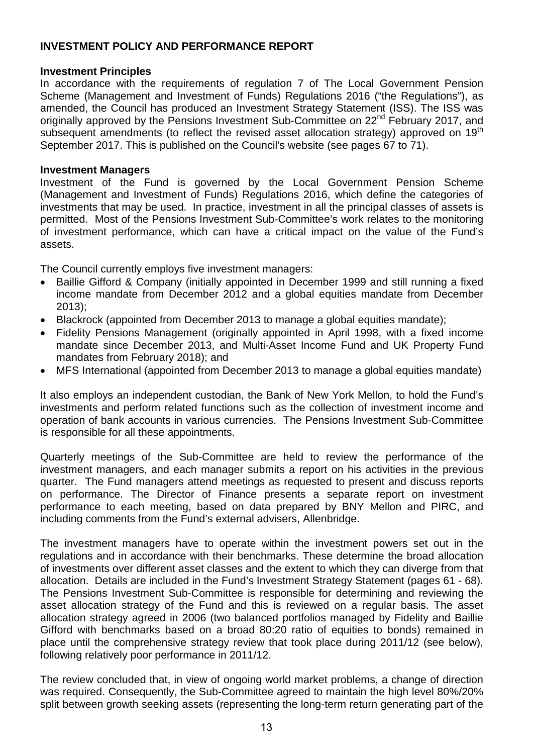## INVESTMENT POLICY AND PERFORMANCE REPORT

### Investment Principles

In accordance with the requirements of regulation 7 of The Local Government Pension Scheme (Management and Investment of Funds) Regulations 2016 ("the Regulations"), as amended, the Council has produced an Investment Strategy Statement (ISS). The ISS was originally approved by the Pensions Investment Sub-Committee on 22nd February 2017, and subsequent amendments (to reflect the revised asset allocation strategy) approved on 19th September 2017. This is published on the Council's website (see pages 67 to 71).

### Investment Managers

Investment of the Fund is governed by the Local Government Pension Scheme (Management and Investment of Funds) Regulations 2016, which define the categories of investments that may be used. In practice, investment in all the principal classes of assets is permitted. Most of the Pensions Investment Sub-Committee's work relates to the monitoring of investment performance, which can have a critical impact on the value of the Fund's assets.

The Council currently employs five investment managers:

- Baillie Gifford & Company (initially appointed in December 1999 and still running a fixed income mandate from December 2012 and a global equities mandate from December 2013);
- Blackrock (appointed from December 2013 to manage a global equities mandate);
- Fidelity Pensions Management (originally appointed in April 1998, with a fixed income mandate since December 2013, and Multi-Asset Income Fund and UK Property Fund mandates from February 2018); and
- MFS International (appointed from December 2013 to manage a global equities mandate)

It also employs an independent custodian, the Bank of New York Mellon, to hold the Fund's investments and perform related functions such as the collection of investment income and operation of bank accounts in various currencies. The Pensions Investment Sub-Committee is responsible for all these appointments.

Quarterly meetings of the Sub-Committee are held to review the performance of the investment managers, and each manager submits a report on his activities in the previous quarter. The Fund managers attend meetings as requested to present and discuss reports on performance. The Director of Finance presents a separate report on investment performance to each meeting, based on data prepared by BNY Mellon and PIRC, and including comments from the Fund's external advisers, Allenbridge.

The investment managers have to operate within the investment powers set out in the regulations and in accordance with their benchmarks. These determine the broad allocation of investments over different asset classes and the extent to which they can diverge from that allocation. Details are included in the Fund's Investment Strategy Statement (pages 61 - 68). The Pensions Investment Sub-Committee is responsible for determining and reviewing the asset allocation strategy of the Fund and this is reviewed on a regular basis. The asset allocation strategy agreed in 2006 (two balanced portfolios managed by Fidelity and Baillie Gifford with benchmarks based on a broad 80:20 ratio of equities to bonds) remained in place until the comprehensive strategy review that took place during 2011/12 (see below), following relatively poor performance in 2011/12.

The review concluded that, in view of ongoing world market problems, a change of direction was required. Consequently, the Sub-Committee agreed to maintain the high level 80%/20% split between growth seeking assets (representing the long-term return generating part of the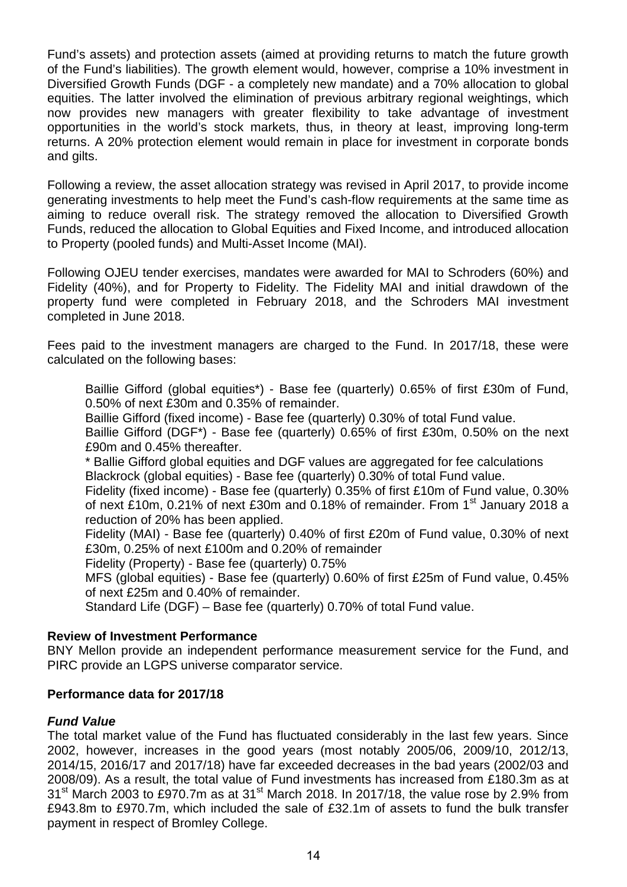Fund's assets) and protection assets (aimed at providing returns to match the future growth of the Fund's liabilities). The growth element would, however, comprise a 10% investment in Diversified Growth Funds (DGF - a completely new mandate) and a 70% allocation to global equities. The latter involved the elimination of previous arbitrary regional weightings, which now provides new managers with greater flexibility to take advantage of investment opportunities in the world's stock markets, thus, in theory at least, improving long-term returns. A 20% protection element would remain in place for investment in corporate bonds and gilts.

Following a review, the asset allocation strategy was revised in April 2017, to provide income generating investments to help meet the Fund's cash-flow requirements at the same time as aiming to reduce overall risk. The strategy removed the allocation to Diversified Growth Funds, reduced the allocation to Global Equities and Fixed Income, and introduced allocation to Property (pooled funds) and Multi-Asset Income (MAI).

Following OJEU tender exercises, mandates were awarded for MAI to Schroders (60%) and Fidelity (40%), and for Property to Fidelity. The Fidelity MAI and initial drawdown of the property fund were completed in February 2018, and the Schroders MAI investment completed in June 2018.

Fees paid to the investment managers are charged to the Fund. In 2017/18, these were calculated on the following bases:

Baillie Gifford (global equities*) - Base fee (quarterly) 0.65% of first £30m of Fund, 0.50% of next £30m and 0.35% of remainder.
Baillie Gifford (fixed income) - Base fee (quarterly) 0.30% of total Fund value.
Baillie Gifford (DGF*) - Base fee (quarterly) 0.65% of first £30m, 0.50% on the next £90m and 0.45% thereafter.
* Ballie Gifford global equities and DGF values are aggregated for fee calculations
Blackrock (global equities) - Base fee (quarterly) 0.30% of total Fund value.
Fidelity (fixed income) - Base fee (quarterly) 0.35% of first £10m of Fund value, 0.30% of next £10m, 0.21% of next £30m and 0.18% of remainder. From 1st January 2018 a reduction of 20% has been applied.
Fidelity (MAI) - Base fee (quarterly) 0.40% of first £20m of Fund value, 0.30% of next £30m, 0.25% of next £100m and 0.20% of remainder
Fidelity (Property) - Base fee (quarterly) 0.75%
MFS (global equities) - Base fee (quarterly) 0.60% of first £25m of Fund value, 0.45% of next £25m and 0.40% of remainder.
Standard Life (DGF) – Base fee (quarterly) 0.70% of total Fund value.

**Review of Investment Performance**

BNY Mellon provide an independent performance measurement service for the Fund, and PIRC provide an LGPS universe comparator service.

**Performance data for 2017/18**

***Fund Value***

The total market value of the Fund has fluctuated considerably in the last few years. Since 2002, however, increases in the good years (most notably 2005/06, 2009/10, 2012/13, 2014/15, 2016/17 and 2017/18) have far exceeded decreases in the bad years (2002/03 and 2008/09). As a result, the total value of Fund investments has increased from £180.3m as at 31st March 2003 to £970.7m as at 31st March 2018. In 2017/18, the value rose by 2.9% from £943.8m to £970.7m, which included the sale of £32.1m of assets to fund the bulk transfer payment in respect of Bromley College.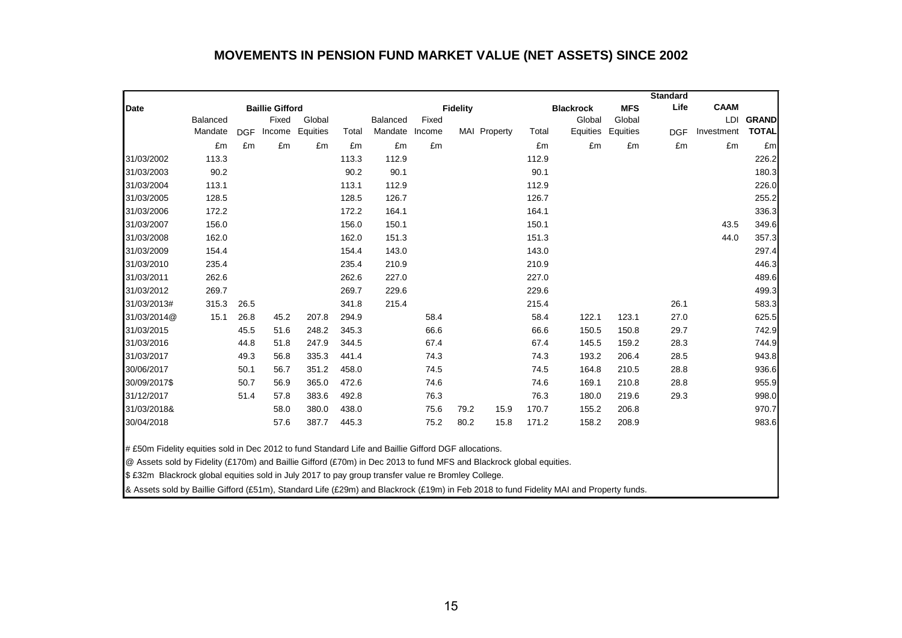# MOVEMENTS IN PENSION FUND MARKET VALUE (NET ASSETS) SINCE 2002

| Date | Baillie Gifford | | | | | Fidelity | | | | | Blackrock | MFS | Standard Life | CAAM | |
|---|---|---|---|---|---|---|---|---|---|---|---|---|---|---|---|
| | Balanced Mandate | DGF | Fixed Income | Global Equities | Total | Balanced Mandate | Fixed Income | MAI | Property | Total | Global Equities | Global Equities | DGF | LDI Investment | GRAND TOTAL |
| | £m | £m | £m | £m | £m | £m | £m | | | £m | £m | £m | £m | £m | £m |
| 31/03/2002 | 113.3 | | | | 113.3 | 112.9 | | | | 112.9 | | | | | 226.2 |
| 31/03/2003 | 90.2 | | | | 90.2 | 90.1 | | | | 90.1 | | | | | 180.3 |
| 31/03/2004 | 113.1 | | | | 113.1 | 112.9 | | | | 112.9 | | | | | 226.0 |
| 31/03/2005 | 128.5 | | | | 128.5 | 126.7 | | | | 126.7 | | | | | 255.2 |
| 31/03/2006 | 172.2 | | | | 172.2 | 164.1 | | | | 164.1 | | | | | 336.3 |
| 31/03/2007 | 156.0 | | | | 156.0 | 150.1 | | | | 150.1 | | | | 43.5 | 349.6 |
| 31/03/2008 | 162.0 | | | | 162.0 | 151.3 | | | | 151.3 | | | | 44.0 | 357.3 |
| 31/03/2009 | 154.4 | | | | 154.4 | 143.0 | | | | 143.0 | | | | | 297.4 |
| 31/03/2010 | 235.4 | | | | 235.4 | 210.9 | | | | 210.9 | | | | | 446.3 |
| 31/03/2011 | 262.6 | | | | 262.6 | 227.0 | | | | 227.0 | | | | | 489.6 |
| 31/03/2012 | 269.7 | | | | 269.7 | 229.6 | | | | 229.6 | | | | | 499.3 |
| 31/03/2013# | 315.3 | 26.5 | | | 341.8 | 215.4 | | | | 215.4 | | | 26.1 | | 583.3 |
| 31/03/2014@ | 15.1 | 26.8 | 45.2 | 207.8 | 294.9 | | 58.4 | | | 58.4 | 122.1 | 123.1 | 27.0 | | 625.5 |
| 31/03/2015 | | 45.5 | 51.6 | 248.2 | 345.3 | | 66.6 | | | 66.6 | 150.5 | 150.8 | 29.7 | | 742.9 |
| 31/03/2016 | | 44.8 | 51.8 | 247.9 | 344.5 | | 67.4 | | | 67.4 | 145.5 | 159.2 | 28.3 | | 744.9 |
| 31/03/2017 | | 49.3 | 56.8 | 335.3 | 441.4 | | 74.3 | | | 74.3 | 193.2 | 206.4 | 28.5 | | 943.8 |
| 30/06/2017 | | 50.1 | 56.7 | 351.2 | 458.0 | | 74.5 | | | 74.5 | 164.8 | 210.5 | 28.8 | | 936.6 |
| 30/09/2017$ | | 50.7 | 56.9 | 365.0 | 472.6 | | 74.6 | | | 74.6 | 169.1 | 210.8 | 28.8 | | 955.9 |
| 31/12/2017 | | 51.4 | 57.8 | 383.6 | 492.8 | | 76.3 | | | 76.3 | 180.0 | 219.6 | 29.3 | | 998.0 |
| 31/03/2018& | | | 58.0 | 380.0 | 438.0 | | 75.6 | 79.2 | 15.9 | 170.7 | 155.2 | 206.8 | | | 970.7 |
| 30/04/2018 | | | 57.6 | 387.7 | 445.3 | | 75.2 | 80.2 | 15.8 | 171.2 | 158.2 | 208.9 | | | 983.6 |

# £50m Fidelity equities sold in Dec 2012 to fund Standard Life and Baillie Gifford DGF allocations.

@ Assets sold by Fidelity (£170m) and Baillie Gifford (£70m) in Dec 2013 to fund MFS and Blackrock global equities.

$ £32m Blackrock global equities sold in July 2017 to pay group transfer value re Bromley College.

& Assets sold by Baillie Gifford (£51m), Standard Life (£29m) and Blackrock (£19m) in Feb 2018 to fund Fidelity MAI and Property funds.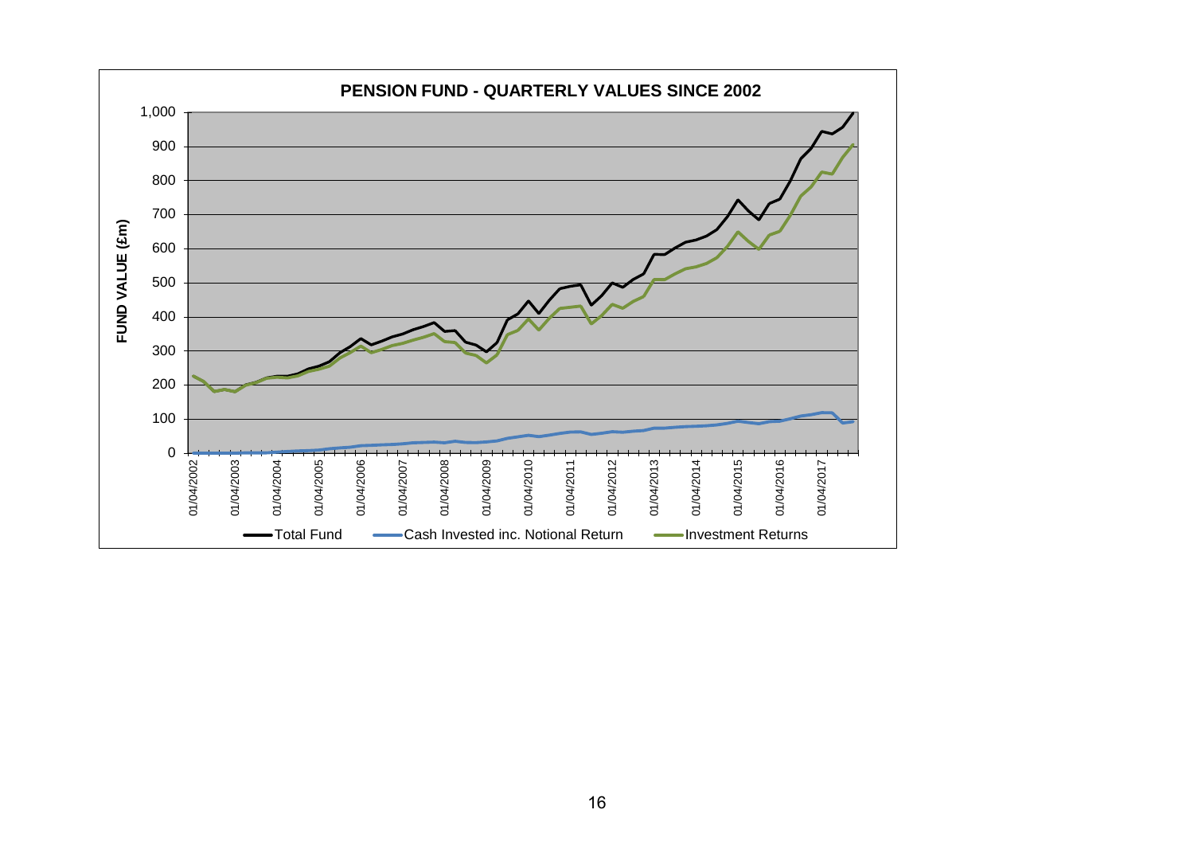**PENSION FUND - QUARTERLY VALUES SINCE 2002**

FUND VALUE (£m)

Total Fund | Cash Invested inc. Notional Return | Investment Returns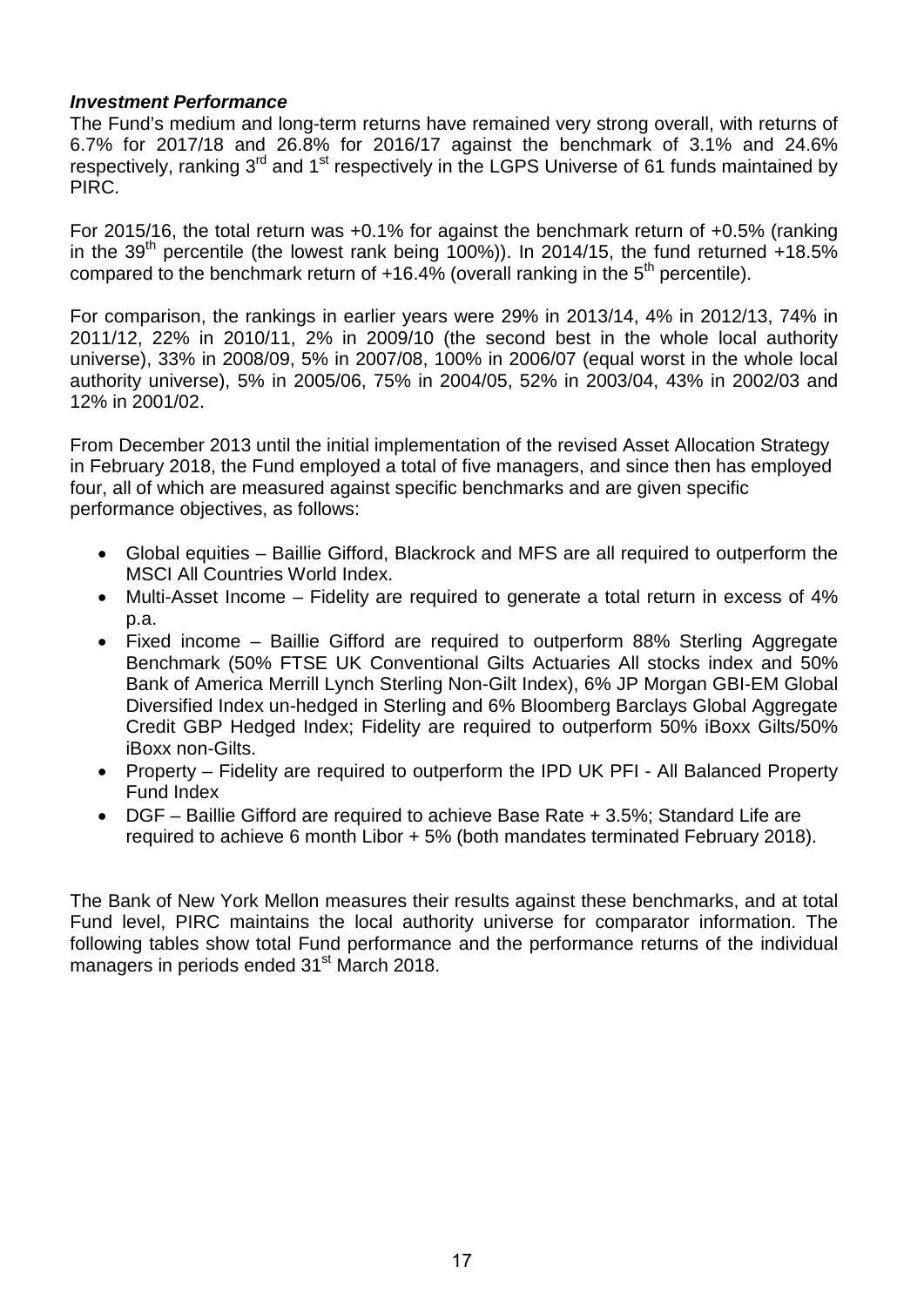***Investment Performance***

The Fund's medium and long-term returns have remained very strong overall, with returns of 6.7% for 2017/18 and 26.8% for 2016/17 against the benchmark of 3.1% and 24.6% respectively, ranking 3rd and 1st respectively in the LGPS Universe of 61 funds maintained by PIRC.

For 2015/16, the total return was +0.1% for against the benchmark return of +0.5% (ranking in the 39th percentile (the lowest rank being 100%)). In 2014/15, the fund returned +18.5% compared to the benchmark return of +16.4% (overall ranking in the 5th percentile).

For comparison, the rankings in earlier years were 29% in 2013/14, 4% in 2012/13, 74% in 2011/12, 22% in 2010/11, 2% in 2009/10 (the second best in the whole local authority universe), 33% in 2008/09, 5% in 2007/08, 100% in 2006/07 (equal worst in the whole local authority universe), 5% in 2005/06, 75% in 2004/05, 52% in 2003/04, 43% in 2002/03 and 12% in 2001/02.

From December 2013 until the initial implementation of the revised Asset Allocation Strategy in February 2018, the Fund employed a total of five managers, and since then has employed four, all of which are measured against specific benchmarks and are given specific performance objectives, as follows:

- Global equities – Baillie Gifford, Blackrock and MFS are all required to outperform the MSCI All Countries World Index.
- Multi-Asset Income – Fidelity are required to generate a total return in excess of 4% p.a.
- Fixed income – Baillie Gifford are required to outperform 88% Sterling Aggregate Benchmark (50% FTSE UK Conventional Gilts Actuaries All stocks index and 50% Bank of America Merrill Lynch Sterling Non-Gilt Index), 6% JP Morgan GBI-EM Global Diversified Index un-hedged in Sterling and 6% Bloomberg Barclays Global Aggregate Credit GBP Hedged Index; Fidelity are required to outperform 50% iBoxx Gilts/50% iBoxx non-Gilts.
- Property – Fidelity are required to outperform the IPD UK PFI - All Balanced Property Fund Index
- DGF – Baillie Gifford are required to achieve Base Rate + 3.5%; Standard Life are required to achieve 6 month Libor + 5% (both mandates terminated February 2018).

The Bank of New York Mellon measures their results against these benchmarks, and at total Fund level, PIRC maintains the local authority universe for comparator information. The following tables show total Fund performance and the performance returns of the individual managers in periods ended 31st March 2018.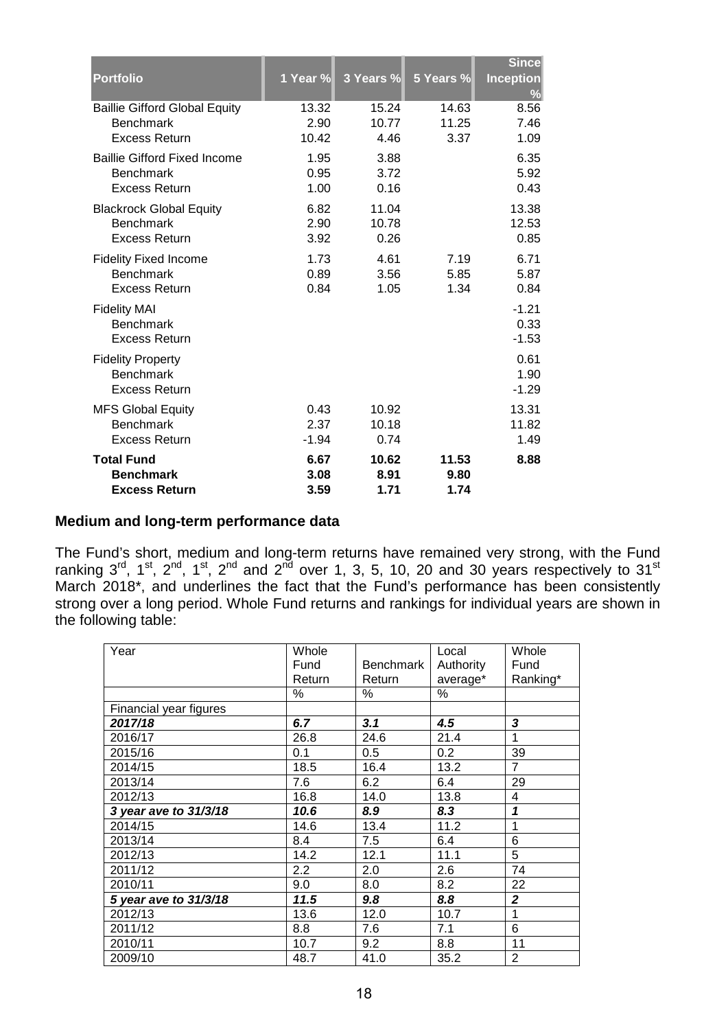| Portfolio | 1 Year % | 3 Years % | 5 Years % | Since Inception % |
|---|---|---|---|---|
| Baillie Gifford Global Equity | 13.32 | 15.24 | 14.63 | 8.56 |
| Benchmark | 2.90 | 10.77 | 11.25 | 7.46 |
| Excess Return | 10.42 | 4.46 | 3.37 | 1.09 |
| Baillie Gifford Fixed Income | 1.95 | 3.88 | | 6.35 |
| Benchmark | 0.95 | 3.72 | | 5.92 |
| Excess Return | 1.00 | 0.16 | | 0.43 |
| Blackrock Global Equity | 6.82 | 11.04 | | 13.38 |
| Benchmark | 2.90 | 10.78 | | 12.53 |
| Excess Return | 3.92 | 0.26 | | 0.85 |
| Fidelity Fixed Income | 1.73 | 4.61 | 7.19 | 6.71 |
| Benchmark | 0.89 | 3.56 | 5.85 | 5.87 |
| Excess Return | 0.84 | 1.05 | 1.34 | 0.84 |
| Fidelity MAI | | | | -1.21 |
| Benchmark | | | | 0.33 |
| Excess Return | | | | -1.53 |
| Fidelity Property | | | | 0.61 |
| Benchmark | | | | 1.90 |
| Excess Return | | | | -1.29 |
| MFS Global Equity | 0.43 | 10.92 | | 13.31 |
| Benchmark | 2.37 | 10.18 | | 11.82 |
| Excess Return | -1.94 | 0.74 | | 1.49 |
| **Total Fund** | **6.67** | **10.62** | **11.53** | **8.88** |
| **Benchmark** | **3.08** | **8.91** | **9.80** | |
| **Excess Return** | **3.59** | **1.71** | **1.74** | |

**Medium and long-term performance data**

The Fund's short, medium and long-term returns have remained very strong, with the Fund ranking 3rd, 1st, 2nd, 1st, 2nd and 2nd over 1, 3, 5, 10, 20 and 30 years respectively to 31st March 2018*, and underlines the fact that the Fund's performance has been consistently strong over a long period. Whole Fund returns and rankings for individual years are shown in the following table:

| Year | Whole Fund Return | Benchmark Return | Local Authority average* | Whole Fund Ranking* |
|---|---|---|---|---|
| | % | % | % | |
| Financial year figures | | | | |
| ***2017/18*** | ***6.7*** | ***3.1*** | ***4.5*** | ***3*** |
| 2016/17 | 26.8 | 24.6 | 21.4 | 1 |
| 2015/16 | 0.1 | 0.5 | 0.2 | 39 |
| 2014/15 | 18.5 | 16.4 | 13.2 | 7 |
| 2013/14 | 7.6 | 6.2 | 6.4 | 29 |
| 2012/13 | 16.8 | 14.0 | 13.8 | 4 |
| ***3 year ave to 31/3/18*** | ***10.6*** | ***8.9*** | ***8.3*** | ***1*** |
| 2014/15 | 14.6 | 13.4 | 11.2 | 1 |
| 2013/14 | 8.4 | 7.5 | 6.4 | 6 |
| 2012/13 | 14.2 | 12.1 | 11.1 | 5 |
| 2011/12 | 2.2 | 2.0 | 2.6 | 74 |
| 2010/11 | 9.0 | 8.0 | 8.2 | 22 |
| ***5 year ave to 31/3/18*** | ***11.5*** | ***9.8*** | ***8.8*** | ***2*** |
| 2012/13 | 13.6 | 12.0 | 10.7 | 1 |
| 2011/12 | 8.8 | 7.6 | 7.1 | 6 |
| 2010/11 | 10.7 | 9.2 | 8.8 | 11 |
| 2009/10 | 48.7 | 41.0 | 35.2 | 2 |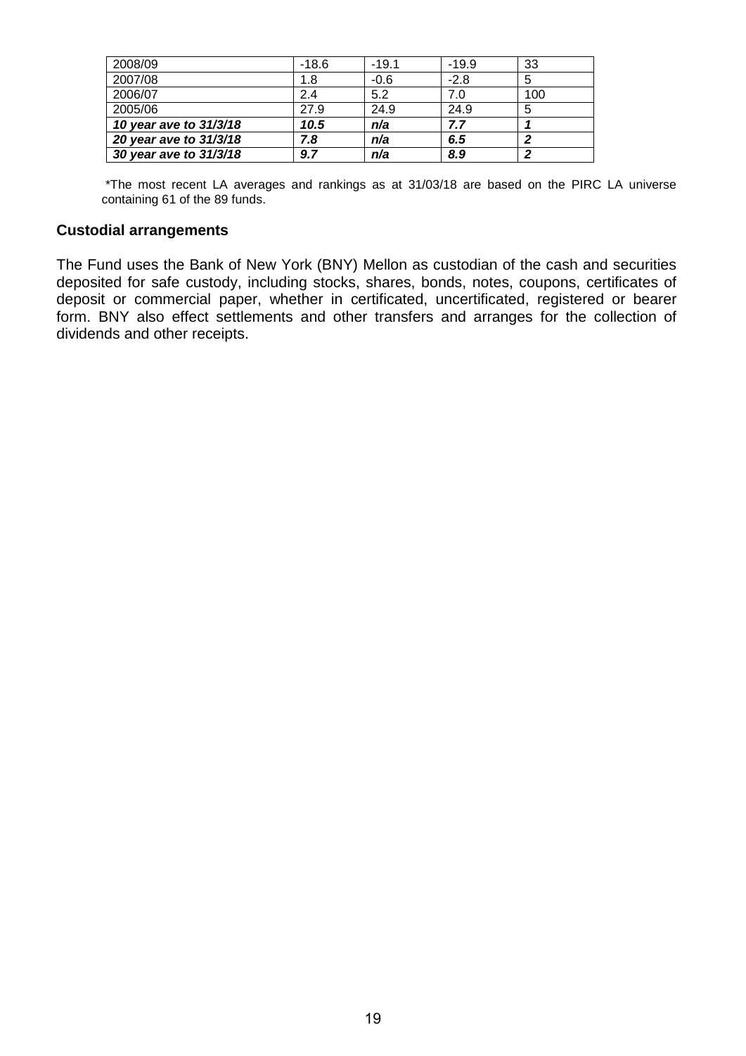| 2008/09 | -18.6 | -19.1 | -19.9 | 33 |
|---|---|---|---|---|
| 2007/08 | 1.8 | -0.6 | -2.8 | 5 |
| 2006/07 | 2.4 | 5.2 | 7.0 | 100 |
| 2005/06 | 27.9 | 24.9 | 24.9 | 5 |
| ***10 year ave to 31/3/18*** | ***10.5*** | ***n/a*** | ***7.7*** | ***1*** |
| ***20 year ave to 31/3/18*** | ***7.8*** | ***n/a*** | ***6.5*** | ***2*** |
| ***30 year ave to 31/3/18*** | ***9.7*** | ***n/a*** | ***8.9*** | ***2*** |

*The most recent LA averages and rankings as at 31/03/18 are based on the PIRC LA universe containing 61 of the 89 funds.

**Custodial arrangements**

The Fund uses the Bank of New York (BNY) Mellon as custodian of the cash and securities deposited for safe custody, including stocks, shares, bonds, notes, coupons, certificates of deposit or commercial paper, whether in certificated, uncertificated, registered or bearer form. BNY also effect settlements and other transfers and arranges for the collection of dividends and other receipts.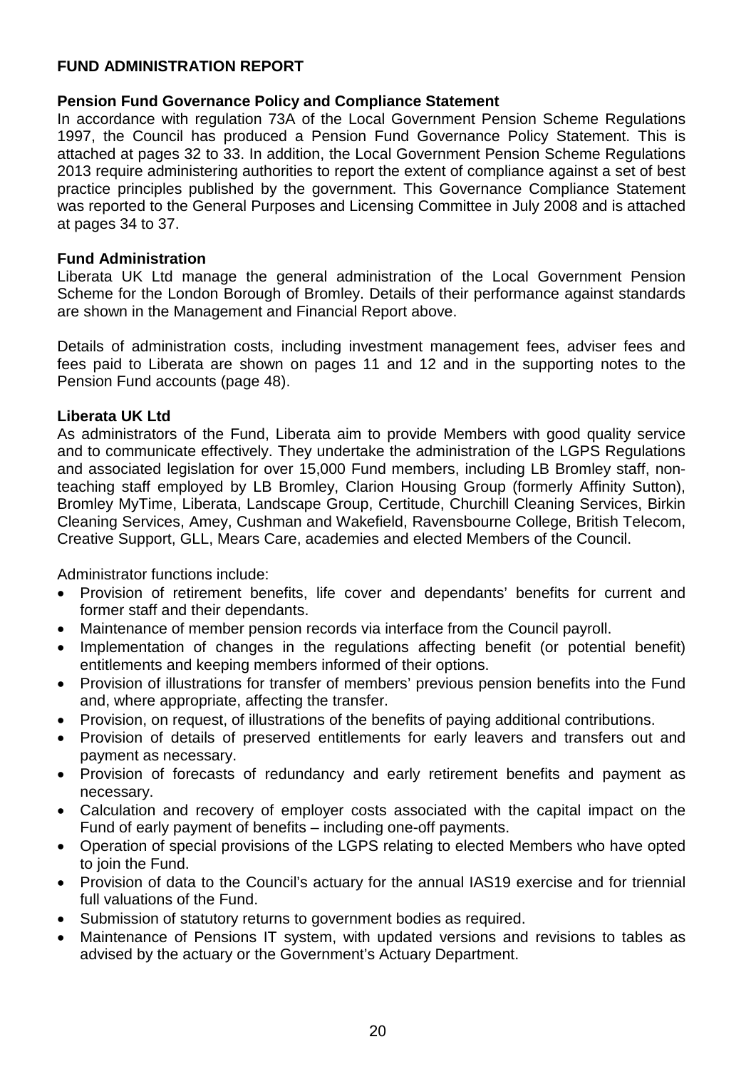## FUND ADMINISTRATION REPORT

### Pension Fund Governance Policy and Compliance Statement

In accordance with regulation 73A of the Local Government Pension Scheme Regulations 1997, the Council has produced a Pension Fund Governance Policy Statement. This is attached at pages 32 to 33. In addition, the Local Government Pension Scheme Regulations 2013 require administering authorities to report the extent of compliance against a set of best practice principles published by the government. This Governance Compliance Statement was reported to the General Purposes and Licensing Committee in July 2008 and is attached at pages 34 to 37.

### Fund Administration

Liberata UK Ltd manage the general administration of the Local Government Pension Scheme for the London Borough of Bromley. Details of their performance against standards are shown in the Management and Financial Report above.

Details of administration costs, including investment management fees, adviser fees and fees paid to Liberata are shown on pages 11 and 12 and in the supporting notes to the Pension Fund accounts (page 48).

### Liberata UK Ltd

As administrators of the Fund, Liberata aim to provide Members with good quality service and to communicate effectively. They undertake the administration of the LGPS Regulations and associated legislation for over 15,000 Fund members, including LB Bromley staff, non-teaching staff employed by LB Bromley, Clarion Housing Group (formerly Affinity Sutton), Bromley MyTime, Liberata, Landscape Group, Certitude, Churchill Cleaning Services, Birkin Cleaning Services, Amey, Cushman and Wakefield, Ravensbourne College, British Telecom, Creative Support, GLL, Mears Care, academies and elected Members of the Council.

Administrator functions include:

- Provision of retirement benefits, life cover and dependants' benefits for current and former staff and their dependants.
- Maintenance of member pension records via interface from the Council payroll.
- Implementation of changes in the regulations affecting benefit (or potential benefit) entitlements and keeping members informed of their options.
- Provision of illustrations for transfer of members' previous pension benefits into the Fund and, where appropriate, affecting the transfer.
- Provision, on request, of illustrations of the benefits of paying additional contributions.
- Provision of details of preserved entitlements for early leavers and transfers out and payment as necessary.
- Provision of forecasts of redundancy and early retirement benefits and payment as necessary.
- Calculation and recovery of employer costs associated with the capital impact on the Fund of early payment of benefits – including one-off payments.
- Operation of special provisions of the LGPS relating to elected Members who have opted to join the Fund.
- Provision of data to the Council's actuary for the annual IAS19 exercise and for triennial full valuations of the Fund.
- Submission of statutory returns to government bodies as required.
- Maintenance of Pensions IT system, with updated versions and revisions to tables as advised by the actuary or the Government's Actuary Department.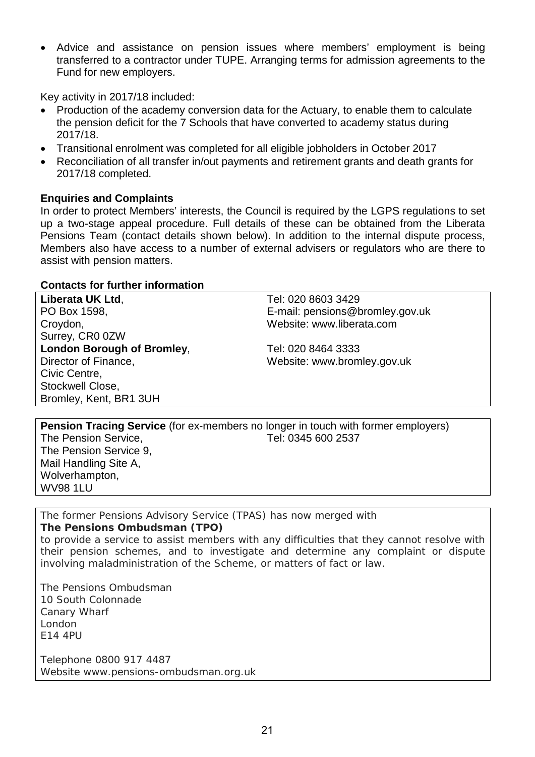- Advice and assistance on pension issues where members' employment is being transferred to a contractor under TUPE. Arranging terms for admission agreements to the Fund for new employers.

Key activity in 2017/18 included:

- Production of the academy conversion data for the Actuary, to enable them to calculate the pension deficit for the 7 Schools that have converted to academy status during 2017/18.
- Transitional enrolment was completed for all eligible jobholders in October 2017
- Reconciliation of all transfer in/out payments and retirement grants and death grants for 2017/18 completed.

### Enquiries and Complaints

In order to protect Members' interests, the Council is required by the LGPS regulations to set up a two-stage appeal procedure. Full details of these can be obtained from the Liberata Pensions Team (contact details shown below). In addition to the internal dispute process, Members also have access to a number of external advisers or regulators who are there to assist with pension matters.

### Contacts for further information

| | |
|---|---|
| **Liberata UK Ltd**,<br>PO Box 1598,<br>Croydon,<br>Surrey, CR0 0ZW | Tel: 020 8603 3429<br>E-mail: pensions@bromley.gov.uk<br>Website: www.liberata.com |
| **London Borough of Bromley**,<br>Director of Finance,<br>Civic Centre,<br>Stockwell Close,<br>Bromley, Kent, BR1 3UH | Tel: 020 8464 3333<br>Website: www.bromley.gov.uk |

**Pension Tracing Service** (for ex-members no longer in touch with former employers)

The Pension Service,
The Pension Service 9,
Mail Handling Site A,
Wolverhampton,
WV98 1LU

Tel: 0345 600 2537

The former Pensions Advisory Service (TPAS) has now merged with
**The Pensions Ombudsman (TPO)**
to provide a service to assist members with any difficulties that they cannot resolve with their pension schemes, and to investigate and determine any complaint or dispute involving maladministration of the Scheme, or matters of fact or law.

The Pensions Ombudsman
10 South Colonnade
Canary Wharf
London
E14 4PU

Telephone 0800 917 4487
Website www.pensions-ombudsman.org.uk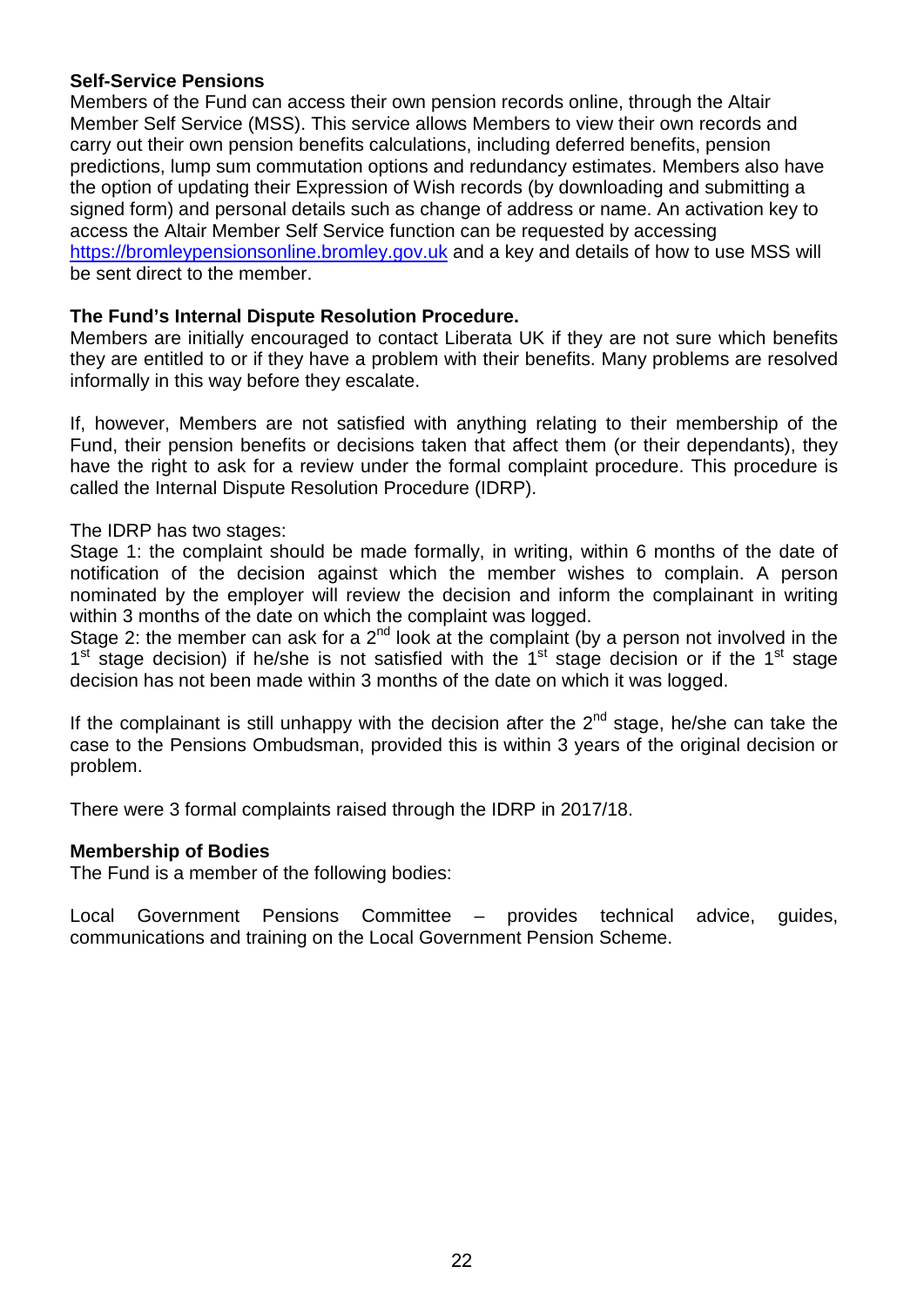**Self-Service Pensions**

Members of the Fund can access their own pension records online, through the Altair Member Self Service (MSS). This service allows Members to view their own records and carry out their own pension benefits calculations, including deferred benefits, pension predictions, lump sum commutation options and redundancy estimates. Members also have the option of updating their Expression of Wish records (by downloading and submitting a signed form) and personal details such as change of address or name. An activation key to access the Altair Member Self Service function can be requested by accessing https://bromleypensionsonline.bromley.gov.uk and a key and details of how to use MSS will be sent direct to the member.

**The Fund's Internal Dispute Resolution Procedure.**

Members are initially encouraged to contact Liberata UK if they are not sure which benefits they are entitled to or if they have a problem with their benefits. Many problems are resolved informally in this way before they escalate.

If, however, Members are not satisfied with anything relating to their membership of the Fund, their pension benefits or decisions taken that affect them (or their dependants), they have the right to ask for a review under the formal complaint procedure. This procedure is called the Internal Dispute Resolution Procedure (IDRP).

The IDRP has two stages:

Stage 1: the complaint should be made formally, in writing, within 6 months of the date of notification of the decision against which the member wishes to complain. A person nominated by the employer will review the decision and inform the complainant in writing within 3 months of the date on which the complaint was logged.

Stage 2: the member can ask for a 2nd look at the complaint (by a person not involved in the 1st stage decision) if he/she is not satisfied with the 1st stage decision or if the 1st stage decision has not been made within 3 months of the date on which it was logged.

If the complainant is still unhappy with the decision after the 2nd stage, he/she can take the case to the Pensions Ombudsman, provided this is within 3 years of the original decision or problem.

There were 3 formal complaints raised through the IDRP in 2017/18.

**Membership of Bodies**

The Fund is a member of the following bodies:

Local Government Pensions Committee – provides technical advice, guides, communications and training on the Local Government Pension Scheme.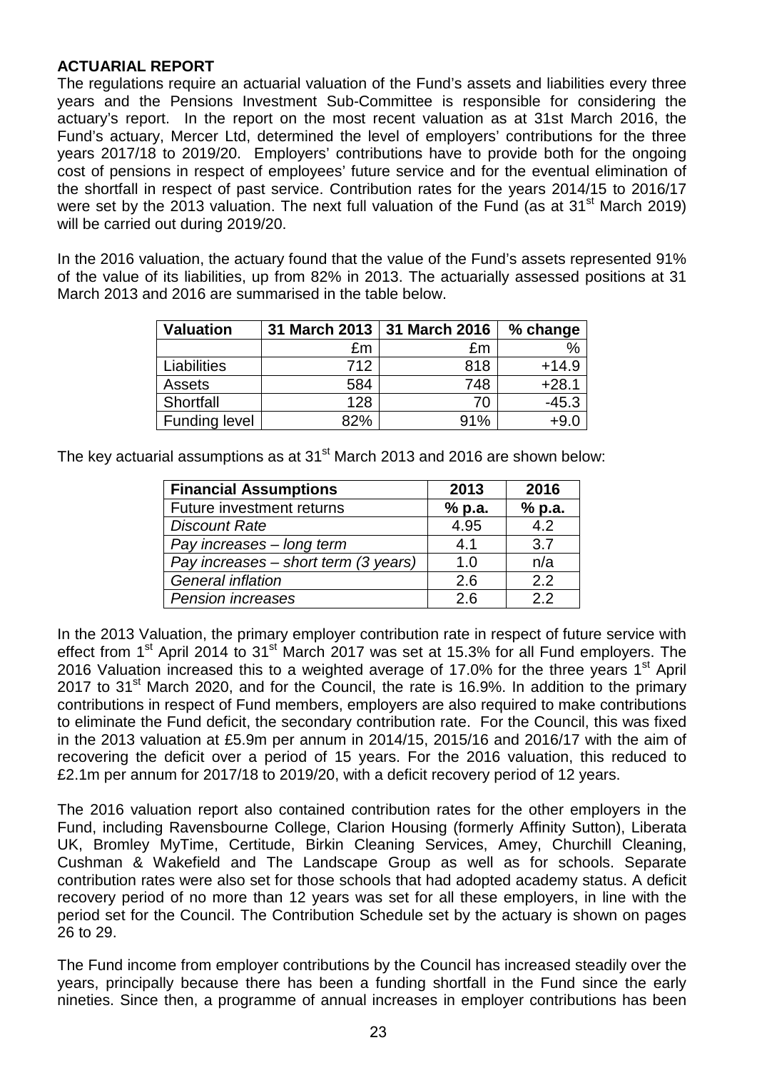**ACTUARIAL REPORT**

The regulations require an actuarial valuation of the Fund's assets and liabilities every three years and the Pensions Investment Sub-Committee is responsible for considering the actuary's report. In the report on the most recent valuation as at 31st March 2016, the Fund's actuary, Mercer Ltd, determined the level of employers' contributions for the three years 2017/18 to 2019/20. Employers' contributions have to provide both for the ongoing cost of pensions in respect of employees' future service and for the eventual elimination of the shortfall in respect of past service. Contribution rates for the years 2014/15 to 2016/17 were set by the 2013 valuation. The next full valuation of the Fund (as at 31st March 2019) will be carried out during 2019/20.

In the 2016 valuation, the actuary found that the value of the Fund's assets represented 91% of the value of its liabilities, up from 82% in 2013. The actuarially assessed positions at 31 March 2013 and 2016 are summarised in the table below.

| Valuation | 31 March 2013 | 31 March 2016 | % change |
|---|---|---|---|
| | £m | £m | % |
| Liabilities | 712 | 818 | +14.9 |
| Assets | 584 | 748 | +28.1 |
| Shortfall | 128 | 70 | -45.3 |
| Funding level | 82% | 91% | +9.0 |

The key actuarial assumptions as at 31st March 2013 and 2016 are shown below:

| Financial Assumptions | 2013 | 2016 |
|---|---|---|
| Future investment returns | % p.a. | % p.a. |
| *Discount Rate* | 4.95 | 4.2 |
| *Pay increases – long term* | 4.1 | 3.7 |
| *Pay increases – short term (3 years)* | 1.0 | n/a |
| *General inflation* | 2.6 | 2.2 |
| *Pension increases* | 2.6 | 2.2 |

In the 2013 Valuation, the primary employer contribution rate in respect of future service with effect from 1st April 2014 to 31st March 2017 was set at 15.3% for all Fund employers. The 2016 Valuation increased this to a weighted average of 17.0% for the three years 1st April 2017 to 31st March 2020, and for the Council, the rate is 16.9%. In addition to the primary contributions in respect of Fund members, employers are also required to make contributions to eliminate the Fund deficit, the secondary contribution rate. For the Council, this was fixed in the 2013 valuation at £5.9m per annum in 2014/15, 2015/16 and 2016/17 with the aim of recovering the deficit over a period of 15 years. For the 2016 valuation, this reduced to £2.1m per annum for 2017/18 to 2019/20, with a deficit recovery period of 12 years.

The 2016 valuation report also contained contribution rates for the other employers in the Fund, including Ravensbourne College, Clarion Housing (formerly Affinity Sutton), Liberata UK, Bromley MyTime, Certitude, Birkin Cleaning Services, Amey, Churchill Cleaning, Cushman & Wakefield and The Landscape Group as well as for schools. Separate contribution rates were also set for those schools that had adopted academy status. A deficit recovery period of no more than 12 years was set for all these employers, in line with the period set for the Council. The Contribution Schedule set by the actuary is shown on pages 26 to 29.

The Fund income from employer contributions by the Council has increased steadily over the years, principally because there has been a funding shortfall in the Fund since the early nineties. Since then, a programme of annual increases in employer contributions has been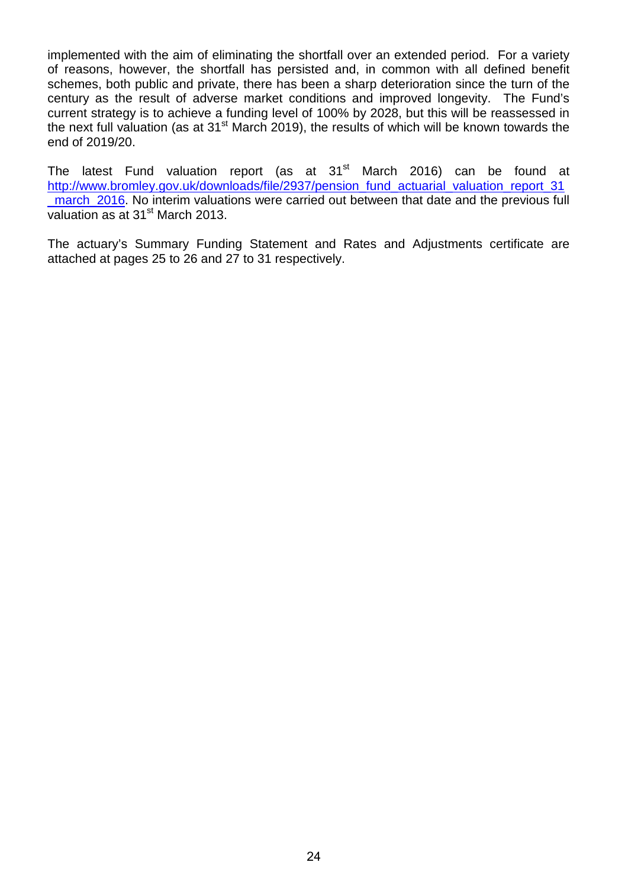implemented with the aim of eliminating the shortfall over an extended period. For a variety of reasons, however, the shortfall has persisted and, in common with all defined benefit schemes, both public and private, there has been a sharp deterioration since the turn of the century as the result of adverse market conditions and improved longevity. The Fund's current strategy is to achieve a funding level of 100% by 2028, but this will be reassessed in the next full valuation (as at 31st March 2019), the results of which will be known towards the end of 2019/20.

The latest Fund valuation report (as at 31st March 2016) can be found at http://www.bromley.gov.uk/downloads/file/2937/pension_fund_actuarial_valuation_report_31_march_2016. No interim valuations were carried out between that date and the previous full valuation as at 31st March 2013.

The actuary's Summary Funding Statement and Rates and Adjustments certificate are attached at pages 25 to 26 and 27 to 31 respectively.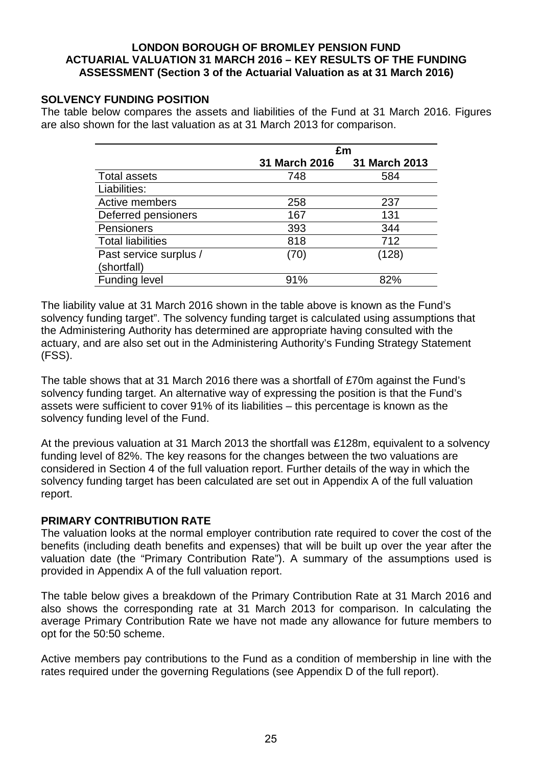**LONDON BOROUGH OF BROMLEY PENSION FUND**
**ACTUARIAL VALUATION 31 MARCH 2016 – KEY RESULTS OF THE FUNDING ASSESSMENT (Section 3 of the Actuarial Valuation as at 31 March 2016)**

## SOLVENCY FUNDING POSITION

The table below compares the assets and liabilities of the Fund at 31 March 2016. Figures are also shown for the last valuation as at 31 March 2013 for comparison.

| | £m | |
|---|---|---|
| | **31 March 2016** | **31 March 2013** |
| Total assets | 748 | 584 |
| Liabilities: | | |
| Active members | 258 | 237 |
| Deferred pensioners | 167 | 131 |
| Pensioners | 393 | 344 |
| Total liabilities | 818 | 712 |
| Past service surplus / (shortfall) | (70) | (128) |
| Funding level | 91% | 82% |

The liability value at 31 March 2016 shown in the table above is known as the Fund's solvency funding target". The solvency funding target is calculated using assumptions that the Administering Authority has determined are appropriate having consulted with the actuary, and are also set out in the Administering Authority's Funding Strategy Statement (FSS).

The table shows that at 31 March 2016 there was a shortfall of £70m against the Fund's solvency funding target. An alternative way of expressing the position is that the Fund's assets were sufficient to cover 91% of its liabilities – this percentage is known as the solvency funding level of the Fund.

At the previous valuation at 31 March 2013 the shortfall was £128m, equivalent to a solvency funding level of 82%. The key reasons for the changes between the two valuations are considered in Section 4 of the full valuation report. Further details of the way in which the solvency funding target has been calculated are set out in Appendix A of the full valuation report.

## PRIMARY CONTRIBUTION RATE

The valuation looks at the normal employer contribution rate required to cover the cost of the benefits (including death benefits and expenses) that will be built up over the year after the valuation date (the "Primary Contribution Rate"). A summary of the assumptions used is provided in Appendix A of the full valuation report.

The table below gives a breakdown of the Primary Contribution Rate at 31 March 2016 and also shows the corresponding rate at 31 March 2013 for comparison. In calculating the average Primary Contribution Rate we have not made any allowance for future members to opt for the 50:50 scheme.

Active members pay contributions to the Fund as a condition of membership in line with the rates required under the governing Regulations (see Appendix D of the full report).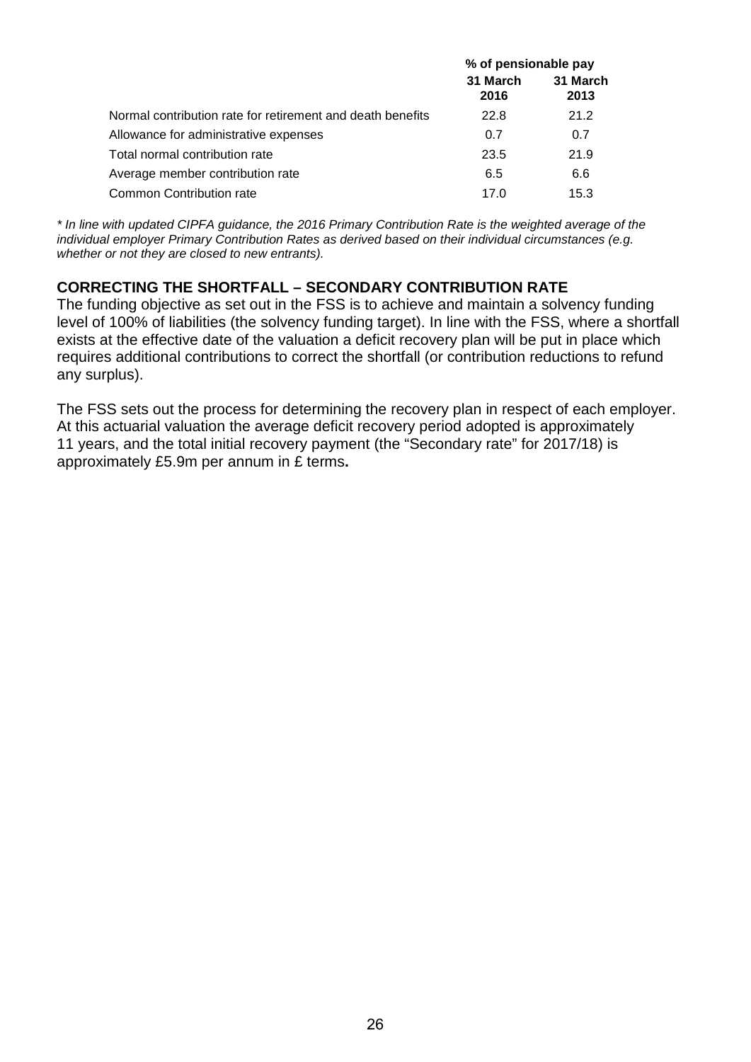| | % of pensionable pay | |
|---|---|---|
| | **31 March 2016** | **31 March 2013** |
| Normal contribution rate for retirement and death benefits | 22.8 | 21.2 |
| Allowance for administrative expenses | 0.7 | 0.7 |
| Total normal contribution rate | 23.5 | 21.9 |
| Average member contribution rate | 6.5 | 6.6 |
| Common Contribution rate | 17.0 | 15.3 |

*\* In line with updated CIPFA guidance, the 2016 Primary Contribution Rate is the weighted average of the individual employer Primary Contribution Rates as derived based on their individual circumstances (e.g. whether or not they are closed to new entrants).*

## CORRECTING THE SHORTFALL – SECONDARY CONTRIBUTION RATE

The funding objective as set out in the FSS is to achieve and maintain a solvency funding level of 100% of liabilities (the solvency funding target). In line with the FSS, where a shortfall exists at the effective date of the valuation a deficit recovery plan will be put in place which requires additional contributions to correct the shortfall (or contribution reductions to refund any surplus).

The FSS sets out the process for determining the recovery plan in respect of each employer. At this actuarial valuation the average deficit recovery period adopted is approximately 11 years, and the total initial recovery payment (the "Secondary rate" for 2017/18) is approximately £5.9m per annum in £ terms**.**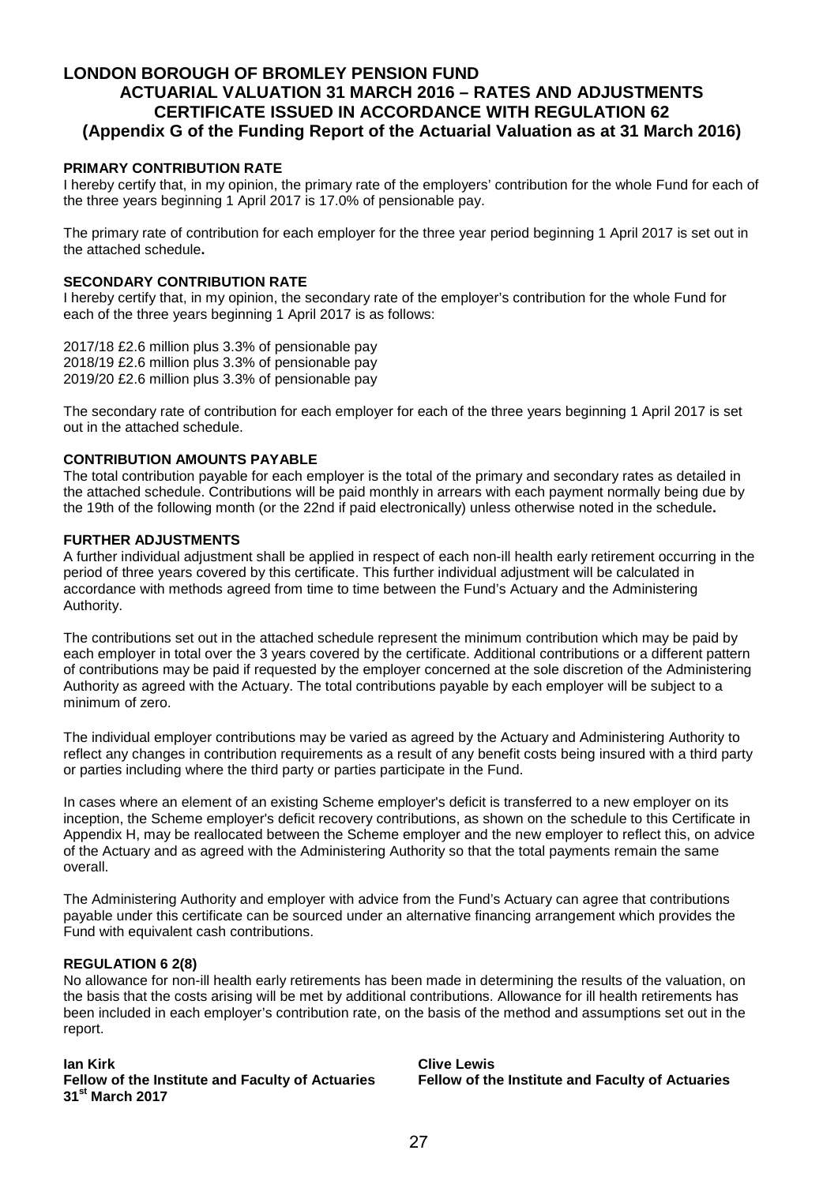# LONDON BOROUGH OF BROMLEY PENSION FUND

## ACTUARIAL VALUATION 31 MARCH 2016 – RATES AND ADJUSTMENTS CERTIFICATE ISSUED IN ACCORDANCE WITH REGULATION 62

## (Appendix G of the Funding Report of the Actuarial Valuation as at 31 March 2016)

### PRIMARY CONTRIBUTION RATE

I hereby certify that, in my opinion, the primary rate of the employers' contribution for the whole Fund for each of the three years beginning 1 April 2017 is 17.0% of pensionable pay.

The primary rate of contribution for each employer for the three year period beginning 1 April 2017 is set out in the attached schedule**.**

### SECONDARY CONTRIBUTION RATE

I hereby certify that, in my opinion, the secondary rate of the employer's contribution for the whole Fund for each of the three years beginning 1 April 2017 is as follows:

2017/18 £2.6 million plus 3.3% of pensionable pay
2018/19 £2.6 million plus 3.3% of pensionable pay
2019/20 £2.6 million plus 3.3% of pensionable pay

The secondary rate of contribution for each employer for each of the three years beginning 1 April 2017 is set out in the attached schedule.

### CONTRIBUTION AMOUNTS PAYABLE

The total contribution payable for each employer is the total of the primary and secondary rates as detailed in the attached schedule. Contributions will be paid monthly in arrears with each payment normally being due by the 19th of the following month (or the 22nd if paid electronically) unless otherwise noted in the schedule**.**

### FURTHER ADJUSTMENTS

A further individual adjustment shall be applied in respect of each non-ill health early retirement occurring in the period of three years covered by this certificate. This further individual adjustment will be calculated in accordance with methods agreed from time to time between the Fund's Actuary and the Administering Authority.

The contributions set out in the attached schedule represent the minimum contribution which may be paid by each employer in total over the 3 years covered by the certificate. Additional contributions or a different pattern of contributions may be paid if requested by the employer concerned at the sole discretion of the Administering Authority as agreed with the Actuary. The total contributions payable by each employer will be subject to a minimum of zero.

The individual employer contributions may be varied as agreed by the Actuary and Administering Authority to reflect any changes in contribution requirements as a result of any benefit costs being insured with a third party or parties including where the third party or parties participate in the Fund.

In cases where an element of an existing Scheme employer's deficit is transferred to a new employer on its inception, the Scheme employer's deficit recovery contributions, as shown on the schedule to this Certificate in Appendix H, may be reallocated between the Scheme employer and the new employer to reflect this, on advice of the Actuary and as agreed with the Administering Authority so that the total payments remain the same overall.

The Administering Authority and employer with advice from the Fund's Actuary can agree that contributions payable under this certificate can be sourced under an alternative financing arrangement which provides the Fund with equivalent cash contributions.

### REGULATION 6 2(8)

No allowance for non-ill health early retirements has been made in determining the results of the valuation, on the basis that the costs arising will be met by additional contributions. Allowance for ill health retirements has been included in each employer's contribution rate, on the basis of the method and assumptions set out in the report.

**Ian Kirk**
**Fellow of the Institute and Faculty of Actuaries**
**31st March 2017**

**Clive Lewis**
**Fellow of the Institute and Faculty of Actuaries**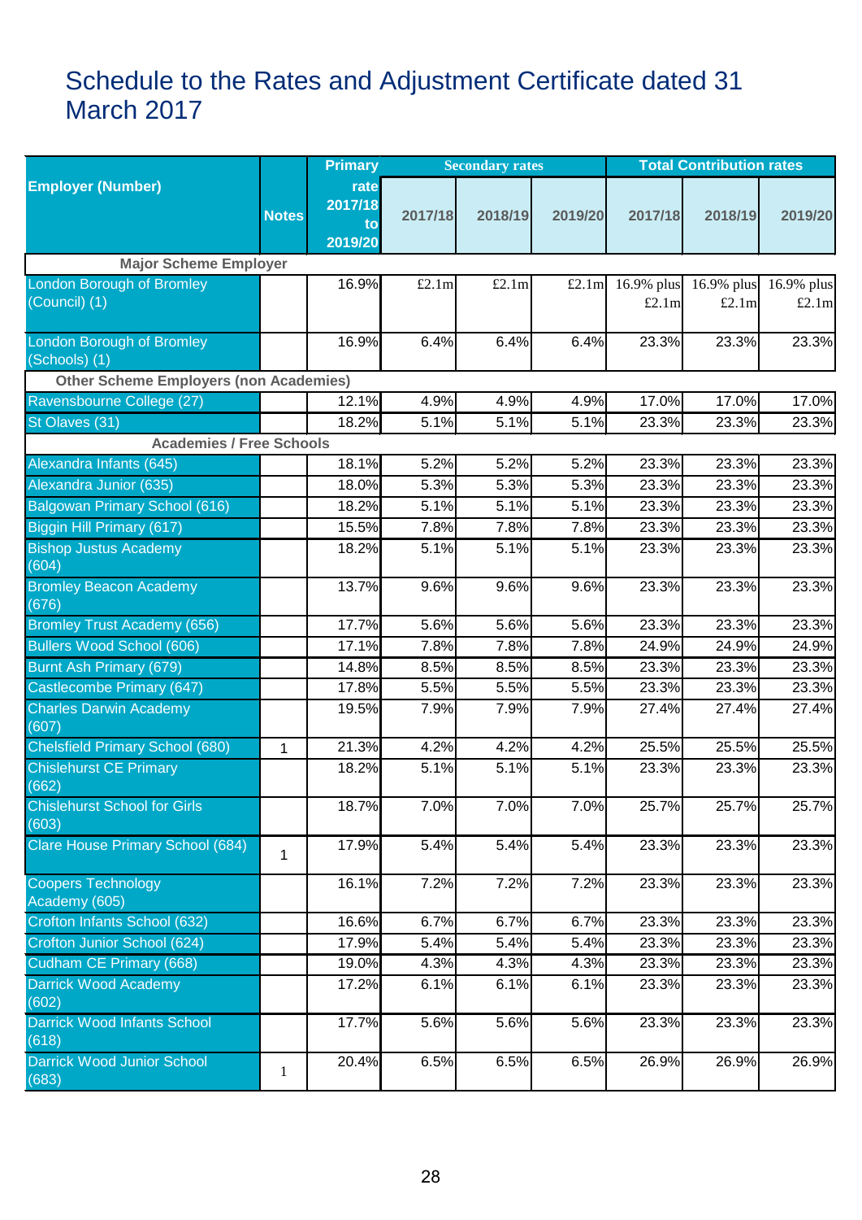# Schedule to the Rates and Adjustment Certificate dated 31 March 2017

| Employer (Number) | Notes | Primary rate 2017/18 to 2019/20 | Secondary rates | | | Total Contribution rates | | |
|---|---|---|---|---|---|---|---|---|
| | | | 2017/18 | 2018/19 | 2019/20 | 2017/18 | 2018/19 | 2019/20 |
| **Major Scheme Employer** | | | | | | | | |
| London Borough of Bromley (Council) (1) | | 16.9% | £2.1m | £2.1m | £2.1m | 16.9% plus £2.1m | 16.9% plus £2.1m | 16.9% plus £2.1m |
| London Borough of Bromley (Schools) (1) | | 16.9% | 6.4% | 6.4% | 6.4% | 23.3% | 23.3% | 23.3% |
| **Other Scheme Employers (non Academies)** | | | | | | | | |
| Ravensbourne College (27) | | 12.1% | 4.9% | 4.9% | 4.9% | 17.0% | 17.0% | 17.0% |
| St Olaves (31) | | 18.2% | 5.1% | 5.1% | 5.1% | 23.3% | 23.3% | 23.3% |
| **Academies / Free Schools** | | | | | | | | |
| Alexandra Infants (645) | | 18.1% | 5.2% | 5.2% | 5.2% | 23.3% | 23.3% | 23.3% |
| Alexandra Junior (635) | | 18.0% | 5.3% | 5.3% | 5.3% | 23.3% | 23.3% | 23.3% |
| Balgowan Primary School (616) | | 18.2% | 5.1% | 5.1% | 5.1% | 23.3% | 23.3% | 23.3% |
| Biggin Hill Primary (617) | | 15.5% | 7.8% | 7.8% | 7.8% | 23.3% | 23.3% | 23.3% |
| Bishop Justus Academy (604) | | 18.2% | 5.1% | 5.1% | 5.1% | 23.3% | 23.3% | 23.3% |
| Bromley Beacon Academy (676) | | 13.7% | 9.6% | 9.6% | 9.6% | 23.3% | 23.3% | 23.3% |
| Bromley Trust Academy (656) | | 17.7% | 5.6% | 5.6% | 5.6% | 23.3% | 23.3% | 23.3% |
| Bullers Wood School (606) | | 17.1% | 7.8% | 7.8% | 7.8% | 24.9% | 24.9% | 24.9% |
| Burnt Ash Primary (679) | | 14.8% | 8.5% | 8.5% | 8.5% | 23.3% | 23.3% | 23.3% |
| Castlecombe Primary (647) | | 17.8% | 5.5% | 5.5% | 5.5% | 23.3% | 23.3% | 23.3% |
| Charles Darwin Academy (607) | | 19.5% | 7.9% | 7.9% | 7.9% | 27.4% | 27.4% | 27.4% |
| Chelsfield Primary School (680) | 1 | 21.3% | 4.2% | 4.2% | 4.2% | 25.5% | 25.5% | 25.5% |
| Chislehurst CE Primary (662) | | 18.2% | 5.1% | 5.1% | 5.1% | 23.3% | 23.3% | 23.3% |
| Chislehurst School for Girls (603) | | 18.7% | 7.0% | 7.0% | 7.0% | 25.7% | 25.7% | 25.7% |
| Clare House Primary School (684) | 1 | 17.9% | 5.4% | 5.4% | 5.4% | 23.3% | 23.3% | 23.3% |
| Coopers Technology Academy (605) | | 16.1% | 7.2% | 7.2% | 7.2% | 23.3% | 23.3% | 23.3% |
| Crofton Infants School (632) | | 16.6% | 6.7% | 6.7% | 6.7% | 23.3% | 23.3% | 23.3% |
| Crofton Junior School (624) | | 17.9% | 5.4% | 5.4% | 5.4% | 23.3% | 23.3% | 23.3% |
| Cudham CE Primary (668) | | 19.0% | 4.3% | 4.3% | 4.3% | 23.3% | 23.3% | 23.3% |
| Darrick Wood Academy (602) | | 17.2% | 6.1% | 6.1% | 6.1% | 23.3% | 23.3% | 23.3% |
| Darrick Wood Infants School (618) | | 17.7% | 5.6% | 5.6% | 5.6% | 23.3% | 23.3% | 23.3% |
| Darrick Wood Junior School (683) | 1 | 20.4% | 6.5% | 6.5% | 6.5% | 26.9% | 26.9% | 26.9% |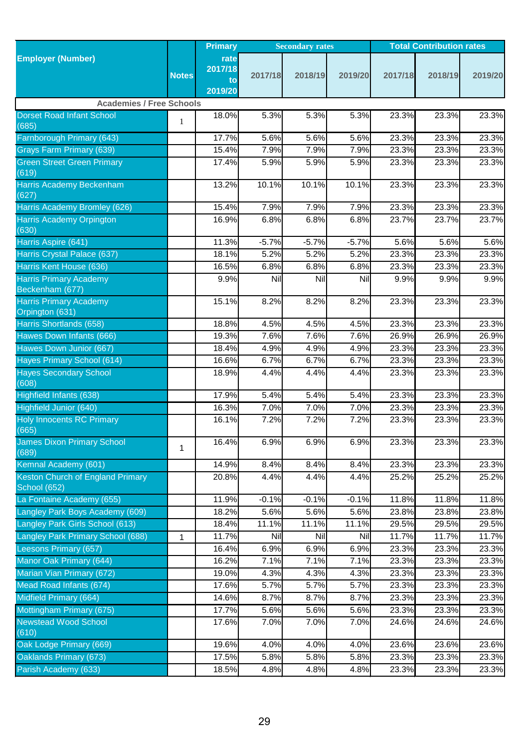| Employer (Number) | Notes | Primary rate 2017/18 to 2019/20 | Secondary rates | | | Total Contribution rates | | |
|---|---|---|---|---|---|---|---|---|
| | | | 2017/18 | 2018/19 | 2019/20 | 2017/18 | 2018/19 | 2019/20 |
| **Academies / Free Schools** | | | | | | | | |
| Dorset Road Infant School (685) | 1 | 18.0% | 5.3% | 5.3% | 5.3% | 23.3% | 23.3% | 23.3% |
| Farnborough Primary (643) | | 17.7% | 5.6% | 5.6% | 5.6% | 23.3% | 23.3% | 23.3% |
| Grays Farm Primary (639) | | 15.4% | 7.9% | 7.9% | 7.9% | 23.3% | 23.3% | 23.3% |
| Green Street Green Primary (619) | | 17.4% | 5.9% | 5.9% | 5.9% | 23.3% | 23.3% | 23.3% |
| Harris Academy Beckenham (627) | | 13.2% | 10.1% | 10.1% | 10.1% | 23.3% | 23.3% | 23.3% |
| Harris Academy Bromley (626) | | 15.4% | 7.9% | 7.9% | 7.9% | 23.3% | 23.3% | 23.3% |
| Harris Academy Orpington (630) | | 16.9% | 6.8% | 6.8% | 6.8% | 23.7% | 23.7% | 23.7% |
| Harris Aspire (641) | | 11.3% | -5.7% | -5.7% | -5.7% | 5.6% | 5.6% | 5.6% |
| Harris Crystal Palace (637) | | 18.1% | 5.2% | 5.2% | 5.2% | 23.3% | 23.3% | 23.3% |
| Harris Kent House (636) | | 16.5% | 6.8% | 6.8% | 6.8% | 23.3% | 23.3% | 23.3% |
| Harris Primary Academy Beckenham (677) | | 9.9% | Nil | Nil | Nil | 9.9% | 9.9% | 9.9% |
| Harris Primary Academy Orpington (631) | | 15.1% | 8.2% | 8.2% | 8.2% | 23.3% | 23.3% | 23.3% |
| Harris Shortlands (658) | | 18.8% | 4.5% | 4.5% | 4.5% | 23.3% | 23.3% | 23.3% |
| Hawes Down Infants (666) | | 19.3% | 7.6% | 7.6% | 7.6% | 26.9% | 26.9% | 26.9% |
| Hawes Down Junior (667) | | 18.4% | 4.9% | 4.9% | 4.9% | 23.3% | 23.3% | 23.3% |
| Hayes Primary School (614) | | 16.6% | 6.7% | 6.7% | 6.7% | 23.3% | 23.3% | 23.3% |
| Hayes Secondary School (608) | | 18.9% | 4.4% | 4.4% | 4.4% | 23.3% | 23.3% | 23.3% |
| Highfield Infants (638) | | 17.9% | 5.4% | 5.4% | 5.4% | 23.3% | 23.3% | 23.3% |
| Highfield Junior (640) | | 16.3% | 7.0% | 7.0% | 7.0% | 23.3% | 23.3% | 23.3% |
| Holy Innocents RC Primary (665) | | 16.1% | 7.2% | 7.2% | 7.2% | 23.3% | 23.3% | 23.3% |
| James Dixon Primary School (689) | 1 | 16.4% | 6.9% | 6.9% | 6.9% | 23.3% | 23.3% | 23.3% |
| Kemnal Academy (601) | | 14.9% | 8.4% | 8.4% | 8.4% | 23.3% | 23.3% | 23.3% |
| Keston Church of England Primary School (652) | | 20.8% | 4.4% | 4.4% | 4.4% | 25.2% | 25.2% | 25.2% |
| La Fontaine Academy (655) | | 11.9% | -0.1% | -0.1% | -0.1% | 11.8% | 11.8% | 11.8% |
| Langley Park Boys Academy (609) | | 18.2% | 5.6% | 5.6% | 5.6% | 23.8% | 23.8% | 23.8% |
| Langley Park Girls School (613) | | 18.4% | 11.1% | 11.1% | 11.1% | 29.5% | 29.5% | 29.5% |
| Langley Park Primary School (688) | 1 | 11.7% | Nil | Nil | Nil | 11.7% | 11.7% | 11.7% |
| Leesons Primary (657) | | 16.4% | 6.9% | 6.9% | 6.9% | 23.3% | 23.3% | 23.3% |
| Manor Oak Primary (644) | | 16.2% | 7.1% | 7.1% | 7.1% | 23.3% | 23.3% | 23.3% |
| Marian Vian Primary (672) | | 19.0% | 4.3% | 4.3% | 4.3% | 23.3% | 23.3% | 23.3% |
| Mead Road Infants (674) | | 17.6% | 5.7% | 5.7% | 5.7% | 23.3% | 23.3% | 23.3% |
| Midfield Primary (664) | | 14.6% | 8.7% | 8.7% | 8.7% | 23.3% | 23.3% | 23.3% |
| Mottingham Primary (675) | | 17.7% | 5.6% | 5.6% | 5.6% | 23.3% | 23.3% | 23.3% |
| Newstead Wood School (610) | | 17.6% | 7.0% | 7.0% | 7.0% | 24.6% | 24.6% | 24.6% |
| Oak Lodge Primary (669) | | 19.6% | 4.0% | 4.0% | 4.0% | 23.6% | 23.6% | 23.6% |
| Oaklands Primary (673) | | 17.5% | 5.8% | 5.8% | 5.8% | 23.3% | 23.3% | 23.3% |
| Parish Academy (633) | | 18.5% | 4.8% | 4.8% | 4.8% | 23.3% | 23.3% | 23.3% |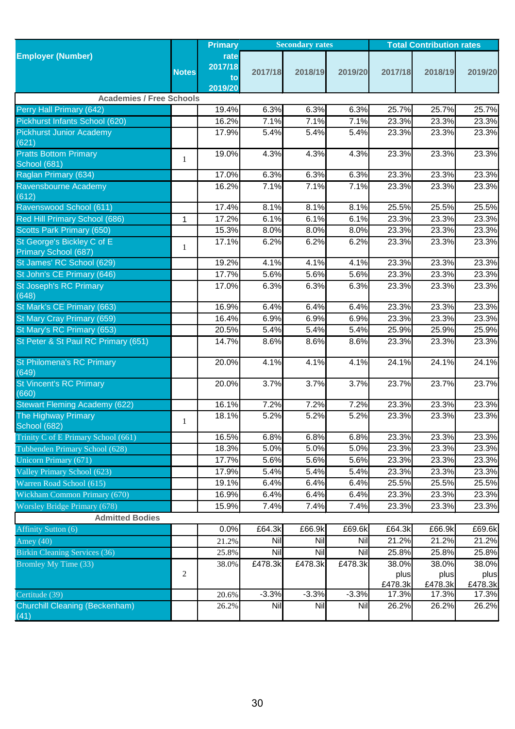| Employer (Number) | Notes | Primary rate 2017/18 to 2019/20 | Secondary rates | | | Total Contribution rates | | |
|---|---|---|---|---|---|---|---|---|
| | | | 2017/18 | 2018/19 | 2019/20 | 2017/18 | 2018/19 | 2019/20 |
| **Academies / Free Schools** | | | | | | | | |
| Perry Hall Primary (642) | | 19.4% | 6.3% | 6.3% | 6.3% | 25.7% | 25.7% | 25.7% |
| Pickhurst Infants School (620) | | 16.2% | 7.1% | 7.1% | 7.1% | 23.3% | 23.3% | 23.3% |
| Pickhurst Junior Academy (621) | | 17.9% | 5.4% | 5.4% | 5.4% | 23.3% | 23.3% | 23.3% |
| Pratts Bottom Primary School (681) | 1 | 19.0% | 4.3% | 4.3% | 4.3% | 23.3% | 23.3% | 23.3% |
| Raglan Primary (634) | | 17.0% | 6.3% | 6.3% | 6.3% | 23.3% | 23.3% | 23.3% |
| Ravensbourne Academy (612) | | 16.2% | 7.1% | 7.1% | 7.1% | 23.3% | 23.3% | 23.3% |
| Ravenswood School (611) | | 17.4% | 8.1% | 8.1% | 8.1% | 25.5% | 25.5% | 25.5% |
| Red Hill Primary School (686) | 1 | 17.2% | 6.1% | 6.1% | 6.1% | 23.3% | 23.3% | 23.3% |
| Scotts Park Primary (650) | | 15.3% | 8.0% | 8.0% | 8.0% | 23.3% | 23.3% | 23.3% |
| St George's Bickley C of E Primary School (687) | 1 | 17.1% | 6.2% | 6.2% | 6.2% | 23.3% | 23.3% | 23.3% |
| St James' RC School (629) | | 19.2% | 4.1% | 4.1% | 4.1% | 23.3% | 23.3% | 23.3% |
| St John's CE Primary (646) | | 17.7% | 5.6% | 5.6% | 5.6% | 23.3% | 23.3% | 23.3% |
| St Joseph's RC Primary (648) | | 17.0% | 6.3% | 6.3% | 6.3% | 23.3% | 23.3% | 23.3% |
| St Mark's CE Primary (663) | | 16.9% | 6.4% | 6.4% | 6.4% | 23.3% | 23.3% | 23.3% |
| St Mary Cray Primary (659) | | 16.4% | 6.9% | 6.9% | 6.9% | 23.3% | 23.3% | 23.3% |
| St Mary's RC Primary (653) | | 20.5% | 5.4% | 5.4% | 5.4% | 25.9% | 25.9% | 25.9% |
| St Peter & St Paul RC Primary (651) | | 14.7% | 8.6% | 8.6% | 8.6% | 23.3% | 23.3% | 23.3% |
| St Philomena's RC Primary (649) | | 20.0% | 4.1% | 4.1% | 4.1% | 24.1% | 24.1% | 24.1% |
| St Vincent's RC Primary (660) | | 20.0% | 3.7% | 3.7% | 3.7% | 23.7% | 23.7% | 23.7% |
| Stewart Fleming Academy (622) | | 16.1% | 7.2% | 7.2% | 7.2% | 23.3% | 23.3% | 23.3% |
| The Highway Primary School (682) | 1 | 18.1% | 5.2% | 5.2% | 5.2% | 23.3% | 23.3% | 23.3% |
| Trinity C of E Primary School (661) | | 16.5% | 6.8% | 6.8% | 6.8% | 23.3% | 23.3% | 23.3% |
| Tubbenden Primary School (628) | | 18.3% | 5.0% | 5.0% | 5.0% | 23.3% | 23.3% | 23.3% |
| Unicorn Primary (671) | | 17.7% | 5.6% | 5.6% | 5.6% | 23.3% | 23.3% | 23.3% |
| Valley Primary School (623) | | 17.9% | 5.4% | 5.4% | 5.4% | 23.3% | 23.3% | 23.3% |
| Warren Road School (615) | | 19.1% | 6.4% | 6.4% | 6.4% | 25.5% | 25.5% | 25.5% |
| Wickham Common Primary (670) | | 16.9% | 6.4% | 6.4% | 6.4% | 23.3% | 23.3% | 23.3% |
| Worsley Bridge Primary (678) | | 15.9% | 7.4% | 7.4% | 7.4% | 23.3% | 23.3% | 23.3% |
| **Admitted Bodies** | | | | | | | | |
| Affinity Sutton (6) | | 0.0% | £64.3k | £66.9k | £69.6k | £64.3k | £66.9k | £69.6k |
| Amey (40) | | 21.2% | Nil | Nil | Nil | 21.2% | 21.2% | 21.2% |
| Birkin Cleaning Services (36) | | 25.8% | Nil | Nil | Nil | 25.8% | 25.8% | 25.8% |
| Bromley My Time (33) | 2 | 38.0% | £478.3k | £478.3k | £478.3k | 38.0% plus £478.3k | 38.0% plus £478.3k | 38.0% plus £478.3k |
| Certitude (39) | | 20.6% | -3.3% | -3.3% | -3.3% | 17.3% | 17.3% | 17.3% |
| Churchill Cleaning (Beckenham) (41) | | 26.2% | Nil | Nil | Nil | 26.2% | 26.2% | 26.2% |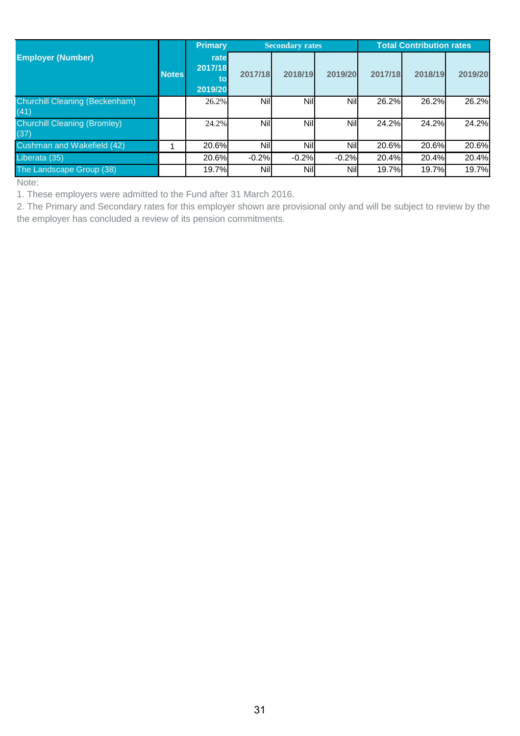| Employer (Number) | Notes | Primary rate 2017/18 to 2019/20 | Secondary rates | | | Total Contribution rates | | |
|---|---|---|---|---|---|---|---|---|
| | | | 2017/18 | 2018/19 | 2019/20 | 2017/18 | 2018/19 | 2019/20 |
| Churchill Cleaning (Beckenham) (41) | | 26.2% | Nil | Nil | Nil | 26.2% | 26.2% | 26.2% |
| Churchill Cleaning (Bromley) (37) | | 24.2% | Nil | Nil | Nil | 24.2% | 24.2% | 24.2% |
| Cushman and Wakefield (42) | 1 | 20.6% | Nil | Nil | Nil | 20.6% | 20.6% | 20.6% |
| Liberata (35) | | 20.6% | -0.2% | -0.2% | -0.2% | 20.4% | 20.4% | 20.4% |
| The Landscape Group (38) | | 19.7% | Nil | Nil | Nil | 19.7% | 19.7% | 19.7% |

Note:

1. These employers were admitted to the Fund after 31 March 2016.
2. The Primary and Secondary rates for this employer shown are provisional only and will be subject to review by the the employer has concluded a review of its pension commitments.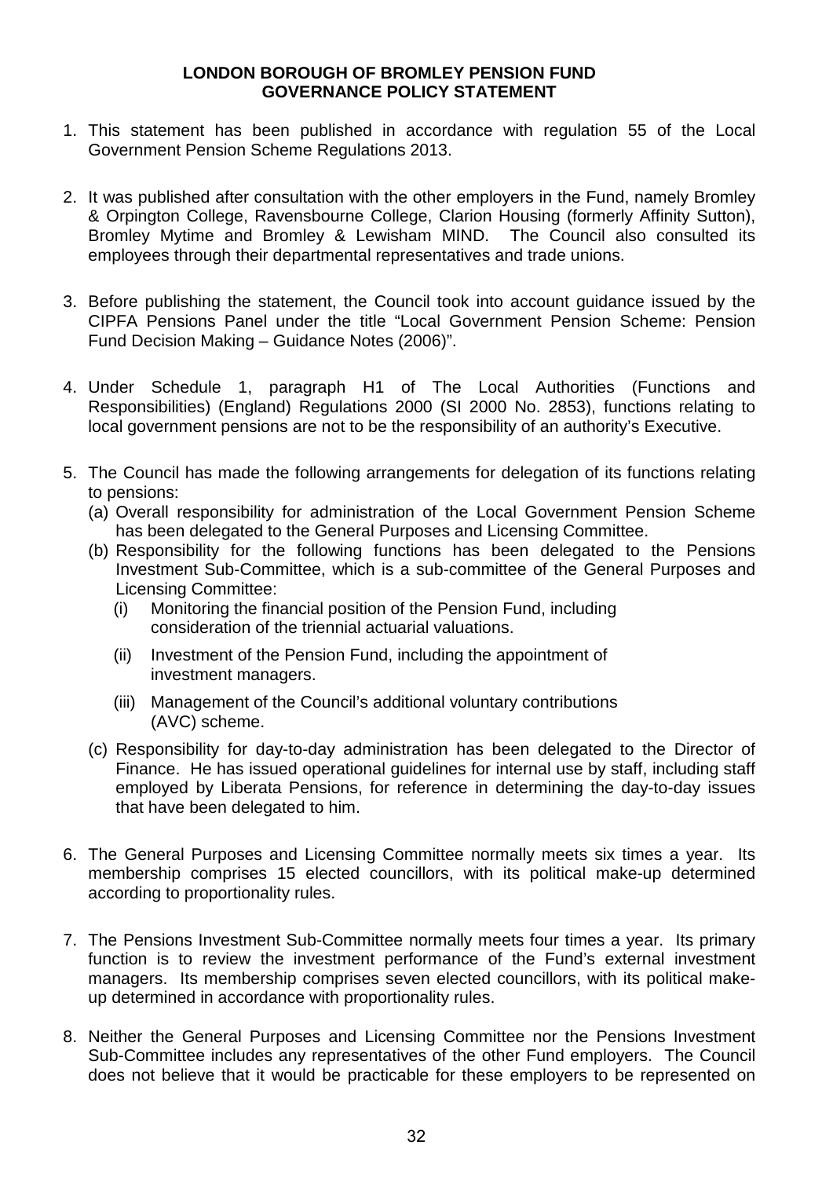# LONDON BOROUGH OF BROMLEY PENSION FUND
## GOVERNANCE POLICY STATEMENT

1. This statement has been published in accordance with regulation 55 of the Local Government Pension Scheme Regulations 2013.

2. It was published after consultation with the other employers in the Fund, namely Bromley & Orpington College, Ravensbourne College, Clarion Housing (formerly Affinity Sutton), Bromley Mytime and Bromley & Lewisham MIND. The Council also consulted its employees through their departmental representatives and trade unions.

3. Before publishing the statement, the Council took into account guidance issued by the CIPFA Pensions Panel under the title "Local Government Pension Scheme: Pension Fund Decision Making – Guidance Notes (2006)".

4. Under Schedule 1, paragraph H1 of The Local Authorities (Functions and Responsibilities) (England) Regulations 2000 (SI 2000 No. 2853), functions relating to local government pensions are not to be the responsibility of an authority's Executive.

5. The Council has made the following arrangements for delegation of its functions relating to pensions:
   (a) Overall responsibility for administration of the Local Government Pension Scheme has been delegated to the General Purposes and Licensing Committee.
   (b) Responsibility for the following functions has been delegated to the Pensions Investment Sub-Committee, which is a sub-committee of the General Purposes and Licensing Committee:
      (i) Monitoring the financial position of the Pension Fund, including consideration of the triennial actuarial valuations.
      (ii) Investment of the Pension Fund, including the appointment of investment managers.
      (iii) Management of the Council's additional voluntary contributions (AVC) scheme.
   (c) Responsibility for day-to-day administration has been delegated to the Director of Finance. He has issued operational guidelines for internal use by staff, including staff employed by Liberata Pensions, for reference in determining the day-to-day issues that have been delegated to him.

6. The General Purposes and Licensing Committee normally meets six times a year. Its membership comprises 15 elected councillors, with its political make-up determined according to proportionality rules.

7. The Pensions Investment Sub-Committee normally meets four times a year. Its primary function is to review the investment performance of the Fund's external investment managers. Its membership comprises seven elected councillors, with its political make-up determined in accordance with proportionality rules.

8. Neither the General Purposes and Licensing Committee nor the Pensions Investment Sub-Committee includes any representatives of the other Fund employers. The Council does not believe that it would be practicable for these employers to be represented on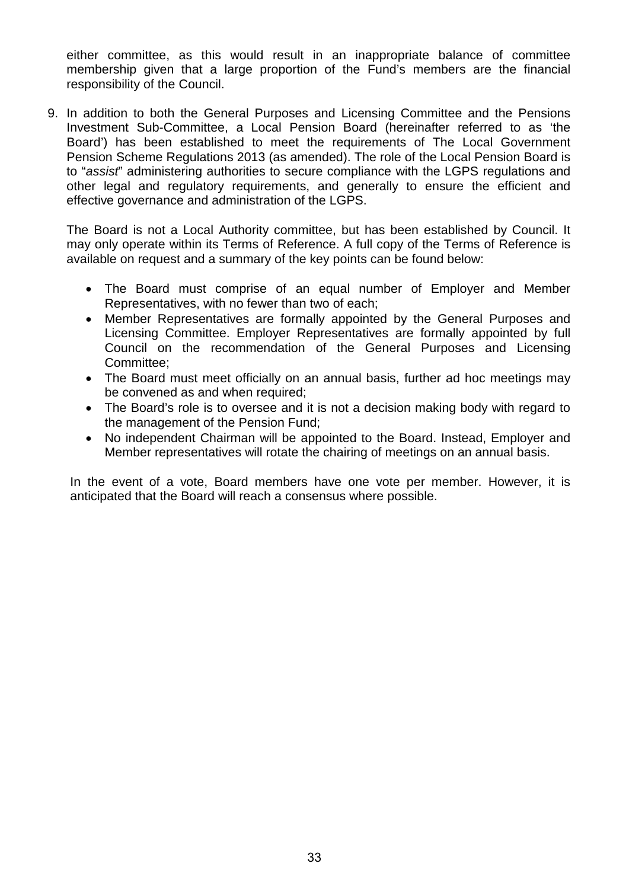either committee, as this would result in an inappropriate balance of committee membership given that a large proportion of the Fund's members are the financial responsibility of the Council.

9. In addition to both the General Purposes and Licensing Committee and the Pensions Investment Sub-Committee, a Local Pension Board (hereinafter referred to as 'the Board') has been established to meet the requirements of The Local Government Pension Scheme Regulations 2013 (as amended). The role of the Local Pension Board is to "*assist*" administering authorities to secure compliance with the LGPS regulations and other legal and regulatory requirements, and generally to ensure the efficient and effective governance and administration of the LGPS.

   The Board is not a Local Authority committee, but has been established by Council. It may only operate within its Terms of Reference. A full copy of the Terms of Reference is available on request and a summary of the key points can be found below:

   - The Board must comprise of an equal number of Employer and Member Representatives, with no fewer than two of each;
   - Member Representatives are formally appointed by the General Purposes and Licensing Committee. Employer Representatives are formally appointed by full Council on the recommendation of the General Purposes and Licensing Committee;
   - The Board must meet officially on an annual basis, further ad hoc meetings may be convened as and when required;
   - The Board's role is to oversee and it is not a decision making body with regard to the management of the Pension Fund;
   - No independent Chairman will be appointed to the Board. Instead, Employer and Member representatives will rotate the chairing of meetings on an annual basis.

   In the event of a vote, Board members have one vote per member. However, it is anticipated that the Board will reach a consensus where possible.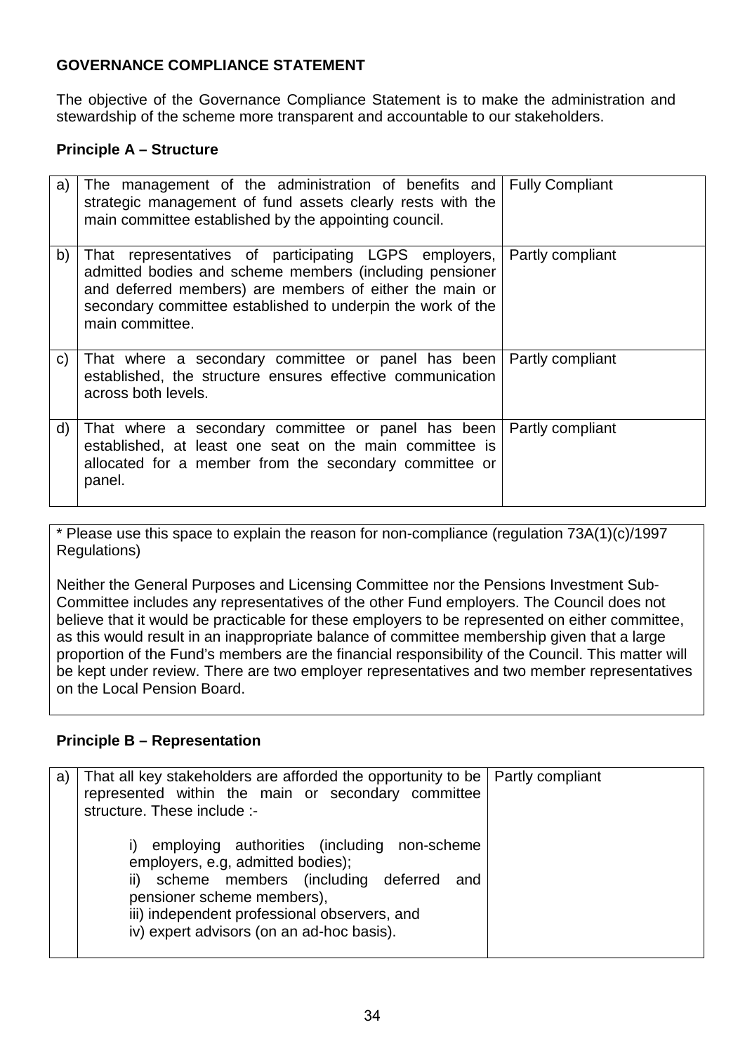**GOVERNANCE COMPLIANCE STATEMENT**

The objective of the Governance Compliance Statement is to make the administration and stewardship of the scheme more transparent and accountable to our stakeholders.

**Principle A – Structure**

| | | |
|---|---|---|
| a) | The management of the administration of benefits and strategic management of fund assets clearly rests with the main committee established by the appointing council. | Fully Compliant |
| b) | That representatives of participating LGPS employers, admitted bodies and scheme members (including pensioner and deferred members) are members of either the main or secondary committee established to underpin the work of the main committee. | Partly compliant |
| c) | That where a secondary committee or panel has been established, the structure ensures effective communication across both levels. | Partly compliant |
| d) | That where a secondary committee or panel has been established, at least one seat on the main committee is allocated for a member from the secondary committee or panel. | Partly compliant |

\* Please use this space to explain the reason for non-compliance (regulation 73A(1)(c)/1997 Regulations)

Neither the General Purposes and Licensing Committee nor the Pensions Investment Sub-Committee includes any representatives of the other Fund employers. The Council does not believe that it would be practicable for these employers to be represented on either committee, as this would result in an inappropriate balance of committee membership given that a large proportion of the Fund's members are the financial responsibility of the Council. This matter will be kept under review. There are two employer representatives and two member representatives on the Local Pension Board.

**Principle B – Representation**

| | | |
|---|---|---|
| a) | That all key stakeholders are afforded the opportunity to be represented within the main or secondary committee structure. These include :-<br><br>i) employing authorities (including non-scheme employers, e.g, admitted bodies);<br>ii) scheme members (including deferred and pensioner scheme members),<br>iii) independent professional observers, and<br>iv) expert advisors (on an ad-hoc basis). | Partly compliant |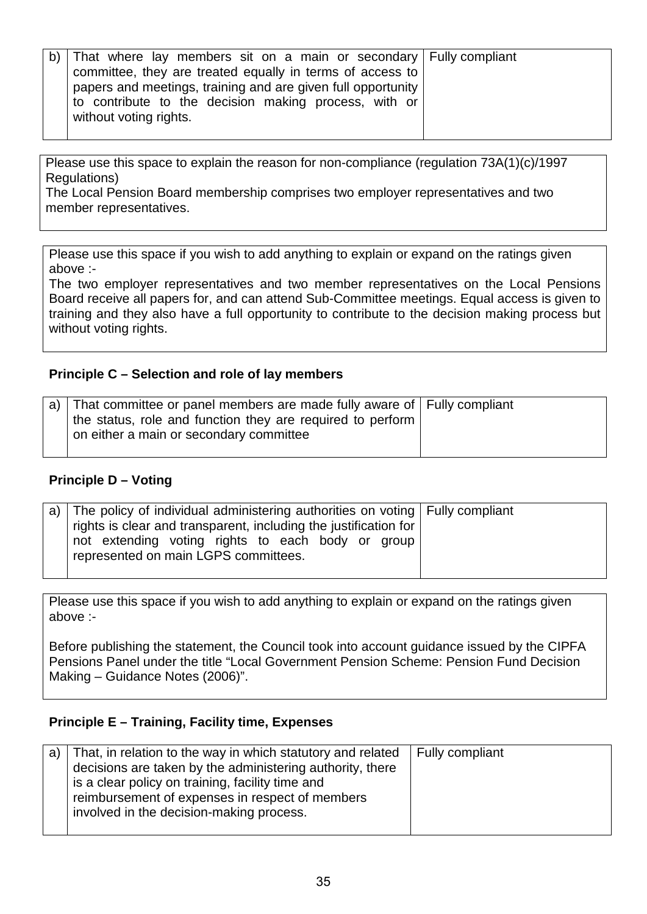| b) | That where lay members sit on a main or secondary committee, they are treated equally in terms of access to papers and meetings, training and are given full opportunity to contribute to the decision making process, with or without voting rights. | Fully compliant |
|---|---|---|

Please use this space to explain the reason for non-compliance (regulation 73A(1)(c)/1997 Regulations)
The Local Pension Board membership comprises two employer representatives and two member representatives.

Please use this space if you wish to add anything to explain or expand on the ratings given above :-
The two employer representatives and two member representatives on the Local Pensions Board receive all papers for, and can attend Sub-Committee meetings. Equal access is given to training and they also have a full opportunity to contribute to the decision making process but without voting rights.

**Principle C – Selection and role of lay members**

| a) | That committee or panel members are made fully aware of the status, role and function they are required to perform on either a main or secondary committee | Fully compliant |
|---|---|---|

**Principle D – Voting**

| a) | The policy of individual administering authorities on voting rights is clear and transparent, including the justification for not extending voting rights to each body or group represented on main LGPS committees. | Fully compliant |
|---|---|---|

Please use this space if you wish to add anything to explain or expand on the ratings given above :-

Before publishing the statement, the Council took into account guidance issued by the CIPFA Pensions Panel under the title "Local Government Pension Scheme: Pension Fund Decision Making – Guidance Notes (2006)".

**Principle E – Training, Facility time, Expenses**

| a) | That, in relation to the way in which statutory and related decisions are taken by the administering authority, there is a clear policy on training, facility time and reimbursement of expenses in respect of members involved in the decision-making process. | Fully compliant |
|---|---|---|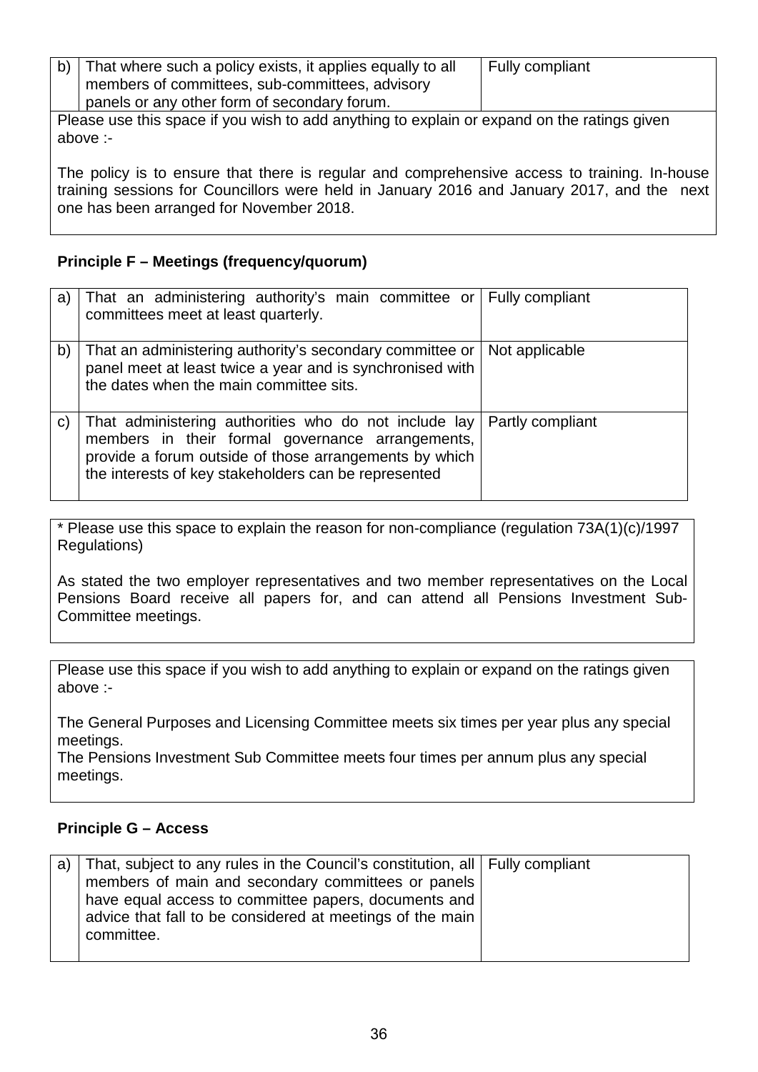| b) | That where such a policy exists, it applies equally to all members of committees, sub-committees, advisory panels or any other form of secondary forum. | Fully compliant |
|---|---|---|

Please use this space if you wish to add anything to explain or expand on the ratings given above :-

The policy is to ensure that there is regular and comprehensive access to training. In-house training sessions for Councillors were held in January 2016 and January 2017, and the next one has been arranged for November 2018.

**Principle F – Meetings (frequency/quorum)**

| a) | That an administering authority's main committee or committees meet at least quarterly. | Fully compliant |
|---|---|---|
| b) | That an administering authority's secondary committee or panel meet at least twice a year and is synchronised with the dates when the main committee sits. | Not applicable |
| c) | That administering authorities who do not include lay members in their formal governance arrangements, provide a forum outside of those arrangements by which the interests of key stakeholders can be represented | Partly compliant |

* Please use this space to explain the reason for non-compliance (regulation 73A(1)(c)/1997 Regulations)

As stated the two employer representatives and two member representatives on the Local Pensions Board receive all papers for, and can attend all Pensions Investment Sub-Committee meetings.

Please use this space if you wish to add anything to explain or expand on the ratings given above :-

The General Purposes and Licensing Committee meets six times per year plus any special meetings.
The Pensions Investment Sub Committee meets four times per annum plus any special meetings.

**Principle G – Access**

| a) | That, subject to any rules in the Council's constitution, all members of main and secondary committees or panels have equal access to committee papers, documents and advice that fall to be considered at meetings of the main committee. | Fully compliant |
|---|---|---|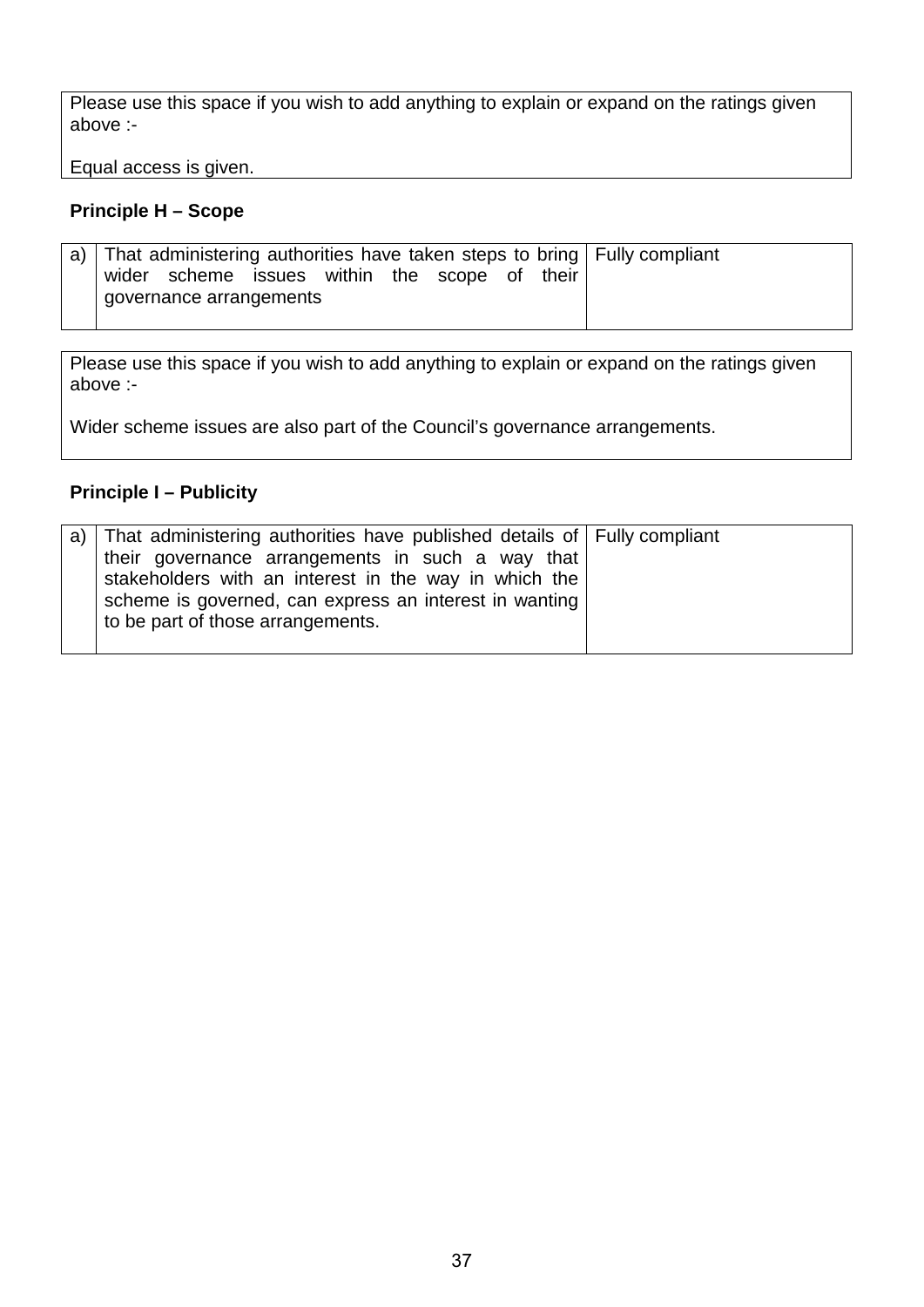| Please use this space if you wish to add anything to explain or expand on the ratings given above :-<br><br>Equal access is given. |
|---|

**Principle H – Scope**

| a) | That administering authorities have taken steps to bring wider scheme issues within the scope of their governance arrangements | Fully compliant |
|---|---|---|

| Please use this space if you wish to add anything to explain or expand on the ratings given above :-<br><br>Wider scheme issues are also part of the Council's governance arrangements. |
|---|

**Principle I – Publicity**

| a) | That administering authorities have published details of their governance arrangements in such a way that stakeholders with an interest in the way in which the scheme is governed, can express an interest in wanting to be part of those arrangements. | Fully compliant |
|---|---|---|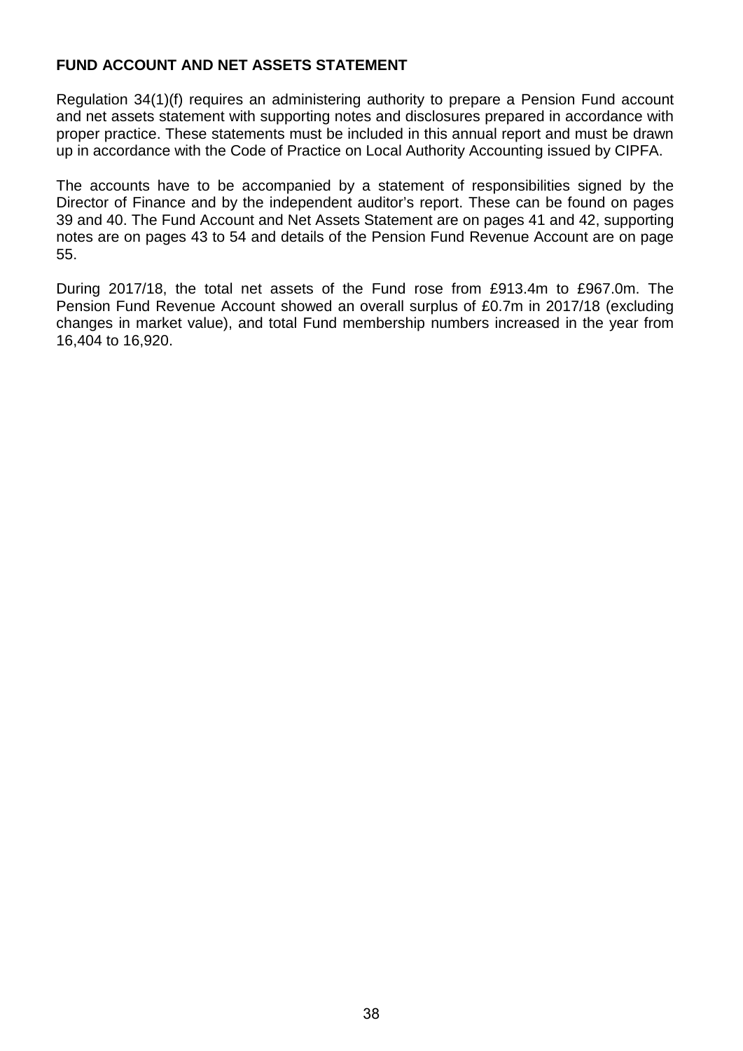## FUND ACCOUNT AND NET ASSETS STATEMENT

Regulation 34(1)(f) requires an administering authority to prepare a Pension Fund account and net assets statement with supporting notes and disclosures prepared in accordance with proper practice. These statements must be included in this annual report and must be drawn up in accordance with the Code of Practice on Local Authority Accounting issued by CIPFA.

The accounts have to be accompanied by a statement of responsibilities signed by the Director of Finance and by the independent auditor's report. These can be found on pages 39 and 40. The Fund Account and Net Assets Statement are on pages 41 and 42, supporting notes are on pages 43 to 54 and details of the Pension Fund Revenue Account are on page 55.

During 2017/18, the total net assets of the Fund rose from £913.4m to £967.0m. The Pension Fund Revenue Account showed an overall surplus of £0.7m in 2017/18 (excluding changes in market value), and total Fund membership numbers increased in the year from 16,404 to 16,920.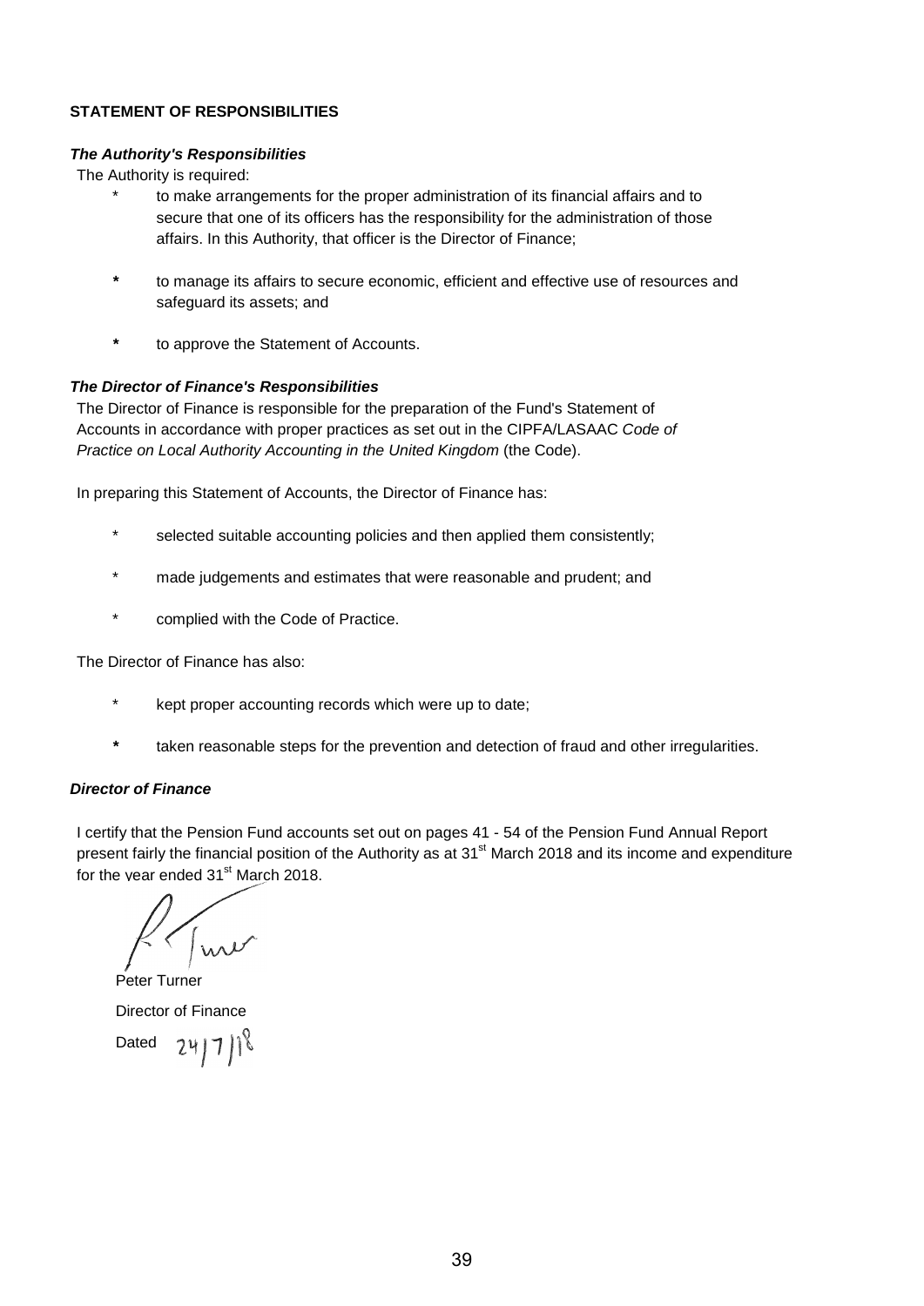## STATEMENT OF RESPONSIBILITIES

### *The Authority's Responsibilities*

The Authority is required:

- to make arrangements for the proper administration of its financial affairs and to secure that one of its officers has the responsibility for the administration of those affairs. In this Authority, that officer is the Director of Finance;
- to manage its affairs to secure economic, efficient and effective use of resources and safeguard its assets; and
- to approve the Statement of Accounts.

### *The Director of Finance's Responsibilities*

The Director of Finance is responsible for the preparation of the Fund's Statement of Accounts in accordance with proper practices as set out in the CIPFA/LASAAC *Code of Practice on Local Authority Accounting in the United Kingdom* (the Code).

In preparing this Statement of Accounts, the Director of Finance has:

- selected suitable accounting policies and then applied them consistently;
- made judgements and estimates that were reasonable and prudent; and
- complied with the Code of Practice.

The Director of Finance has also:

- kept proper accounting records which were up to date;
- taken reasonable steps for the prevention and detection of fraud and other irregularities.

### *Director of Finance*

I certify that the Pension Fund accounts set out on pages 41 - 54 of the Pension Fund Annual Report present fairly the financial position of the Authority as at 31st March 2018 and its income and expenditure for the year ended 31st March 2018.

Peter Turner

Director of Finance

Dated 24/7/18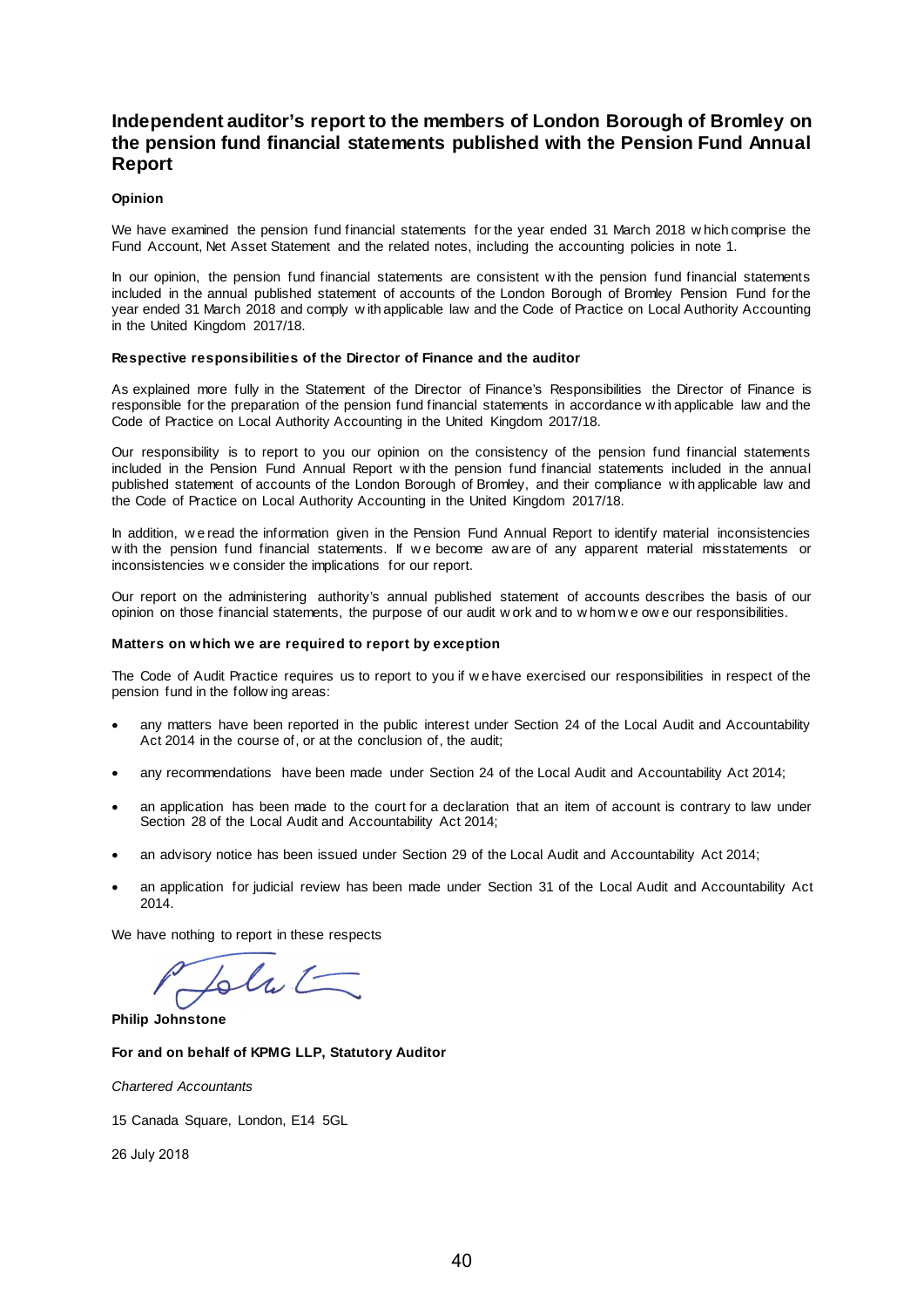# Independent auditor's report to the members of London Borough of Bromley on the pension fund financial statements published with the Pension Fund Annual Report

**Opinion**

We have examined the pension fund financial statements for the year ended 31 March 2018 which comprise the Fund Account, Net Asset Statement and the related notes, including the accounting policies in note 1.

In our opinion, the pension fund financial statements are consistent with the pension fund financial statements included in the annual published statement of accounts of the London Borough of Bromley Pension Fund for the year ended 31 March 2018 and comply with applicable law and the Code of Practice on Local Authority Accounting in the United Kingdom 2017/18.

**Respective responsibilities of the Director of Finance and the auditor**

As explained more fully in the Statement of the Director of Finance's Responsibilities the Director of Finance is responsible for the preparation of the pension fund financial statements in accordance with applicable law and the Code of Practice on Local Authority Accounting in the United Kingdom 2017/18.

Our responsibility is to report to you our opinion on the consistency of the pension fund financial statements included in the Pension Fund Annual Report with the pension fund financial statements included in the annual published statement of accounts of the London Borough of Bromley, and their compliance with applicable law and the Code of Practice on Local Authority Accounting in the United Kingdom 2017/18.

In addition, we read the information given in the Pension Fund Annual Report to identify material inconsistencies with the pension fund financial statements. If we become aware of any apparent material misstatements or inconsistencies we consider the implications for our report.

Our report on the administering authority's annual published statement of accounts describes the basis of our opinion on those financial statements, the purpose of our audit work and to whom we owe our responsibilities.

**Matters on which we are required to report by exception**

The Code of Audit Practice requires us to report to you if we have exercised our responsibilities in respect of the pension fund in the following areas:

- any matters have been reported in the public interest under Section 24 of the Local Audit and Accountability Act 2014 in the course of, or at the conclusion of, the audit;
- any recommendations have been made under Section 24 of the Local Audit and Accountability Act 2014;
- an application has been made to the court for a declaration that an item of account is contrary to law under Section 28 of the Local Audit and Accountability Act 2014;
- an advisory notice has been issued under Section 29 of the Local Audit and Accountability Act 2014;
- an application for judicial review has been made under Section 31 of the Local Audit and Accountability Act 2014.

We have nothing to report in these respects

**Philip Johnstone**

**For and on behalf of KPMG LLP, Statutory Auditor**

*Chartered Accountants*

15 Canada Square, London, E14 5GL

26 July 2018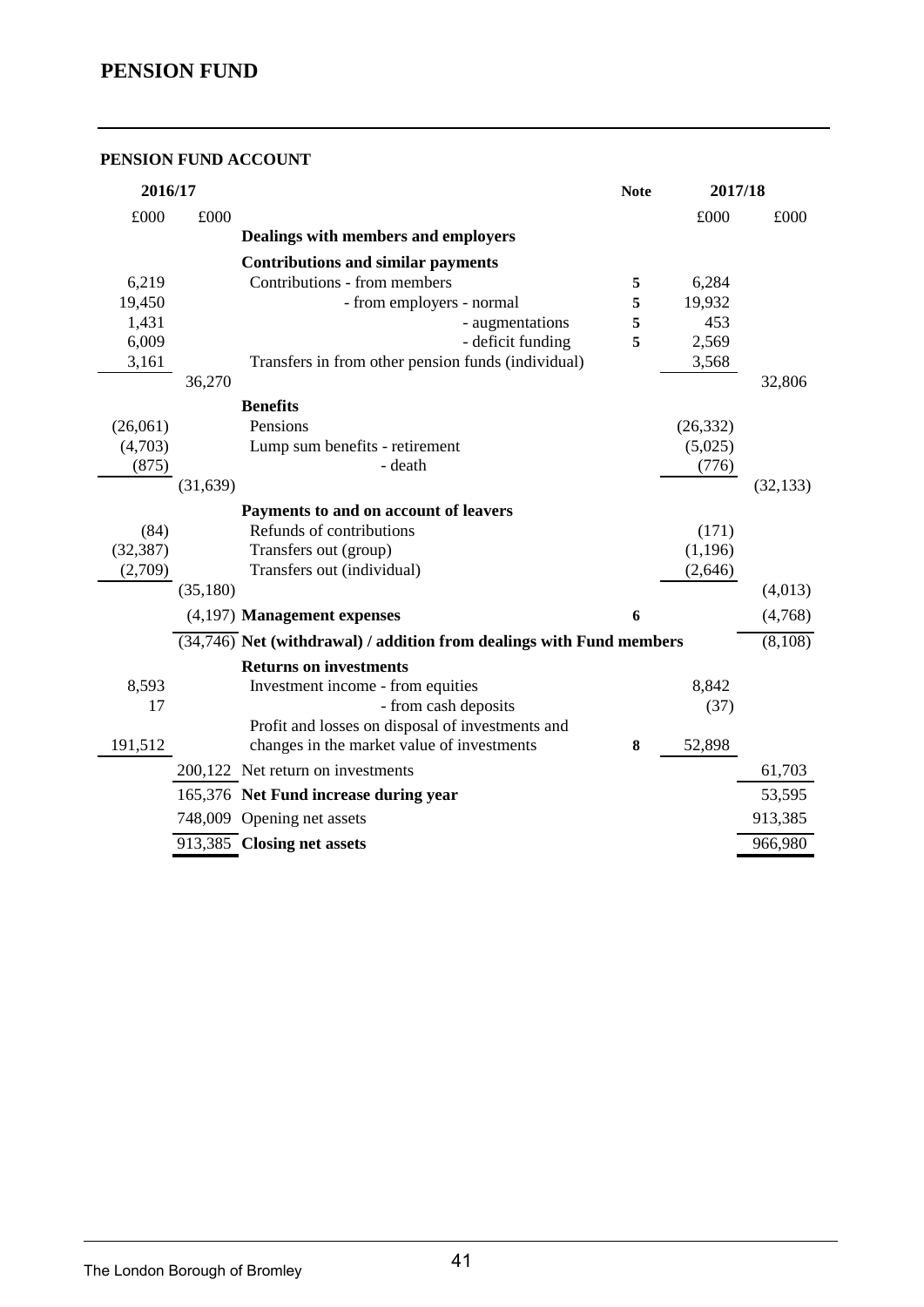# PENSION FUND

## PENSION FUND ACCOUNT

| 2016/17 | | | Note | 2017/18 | |
|---|---|---|---|---|---|
| £000 | £000 | | | £000 | £000 |
| | | **Dealings with members and employers** | | | |
| | | **Contributions and similar payments** | | | |
| 6,219 | | Contributions - from members | 5 | 6,284 | |
| 19,450 | | - from employers - normal | 5 | 19,932 | |
| 1,431 | | - augmentations | 5 | 453 | |
| 6,009 | | - deficit funding | 5 | 2,569 | |
| 3,161 | | Transfers in from other pension funds (individual) | | 3,568 | |
| | 36,270 | | | | 32,806 |
| | | **Benefits** | | | |
| (26,061) | | Pensions | | (26,332) | |
| (4,703) | | Lump sum benefits - retirement | | (5,025) | |
| (875) | | - death | | (776) | |
| | (31,639) | | | | (32,133) |
| | | **Payments to and on account of leavers** | | | |
| (84) | | Refunds of contributions | | (171) | |
| (32,387) | | Transfers out (group) | | (1,196) | |
| (2,709) | | Transfers out (individual) | | (2,646) | |
| | (35,180) | | | | (4,013) |
| | (4,197) | **Management expenses** | 6 | | (4,768) |
| | (34,746) | **Net (withdrawal) / addition from dealings with Fund members** | | | (8,108) |
| | | **Returns on investments** | | | |
| 8,593 | | Investment income - from equities | | 8,842 | |
| 17 | | - from cash deposits | | (37) | |
| 191,512 | | Profit and losses on disposal of investments and changes in the market value of investments | 8 | 52,898 | |
| | 200,122 | Net return on investments | | | 61,703 |
| | 165,376 | **Net Fund increase during year** | | | 53,595 |
| | 748,009 | Opening net assets | | | 913,385 |
| | 913,385 | **Closing net assets** | | | 966,980 |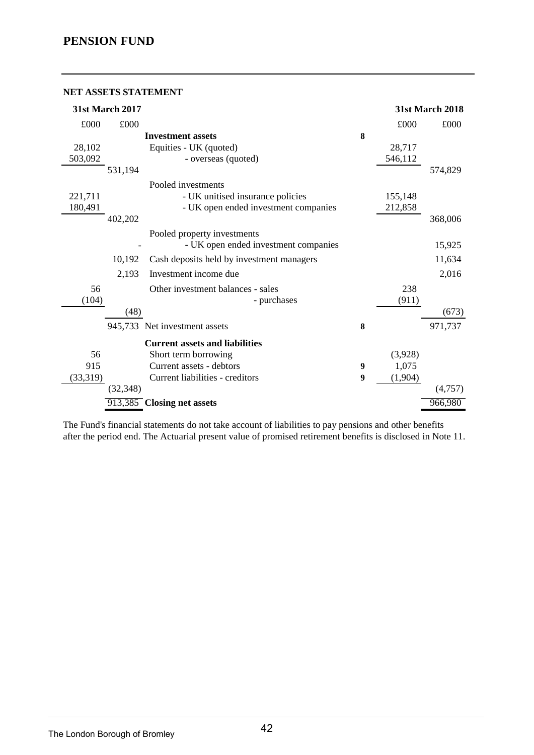# PENSION FUND

## NET ASSETS STATEMENT

| 31st March 2017 | | | | 31st March 2018 | |
|---|---|---|---|---|---|
| £000 | £000 | | | £000 | £000 |
| | | **Investment assets** | **8** | | |
| 28,102 | | Equities - UK (quoted) | | 28,717 | |
| 503,092 | | - overseas (quoted) | | 546,112 | |
| | 531,194 | | | | 574,829 |
| | | Pooled investments | | | |
| 221,711 | | - UK unitised insurance policies | | 155,148 | |
| 180,491 | | - UK open ended investment companies | | 212,858 | |
| | 402,202 | | | | 368,006 |
| | | Pooled property investments | | | |
| | - | - UK open ended investment companies | | | 15,925 |
| | 10,192 | Cash deposits held by investment managers | | | 11,634 |
| | 2,193 | Investment income due | | | 2,016 |
| 56 | | Other investment balances - sales | | 238 | |
| (104) | | - purchases | | (911) | |
| | (48) | | | | (673) |
| | 945,733 | Net investment assets | **8** | | 971,737 |
| | | **Current assets and liabilities** | | | |
| 56 | | Short term borrowing | | (3,928) | |
| 915 | | Current assets - debtors | **9** | 1,075 | |
| (33,319) | | Current liabilities - creditors | **9** | (1,904) | |
| | (32,348) | | | | (4,757) |
| | 913,385 | **Closing net assets** | | | 966,980 |

The Fund's financial statements do not take account of liabilities to pay pensions and other benefits after the period end. The Actuarial present value of promised retirement benefits is disclosed in Note 11.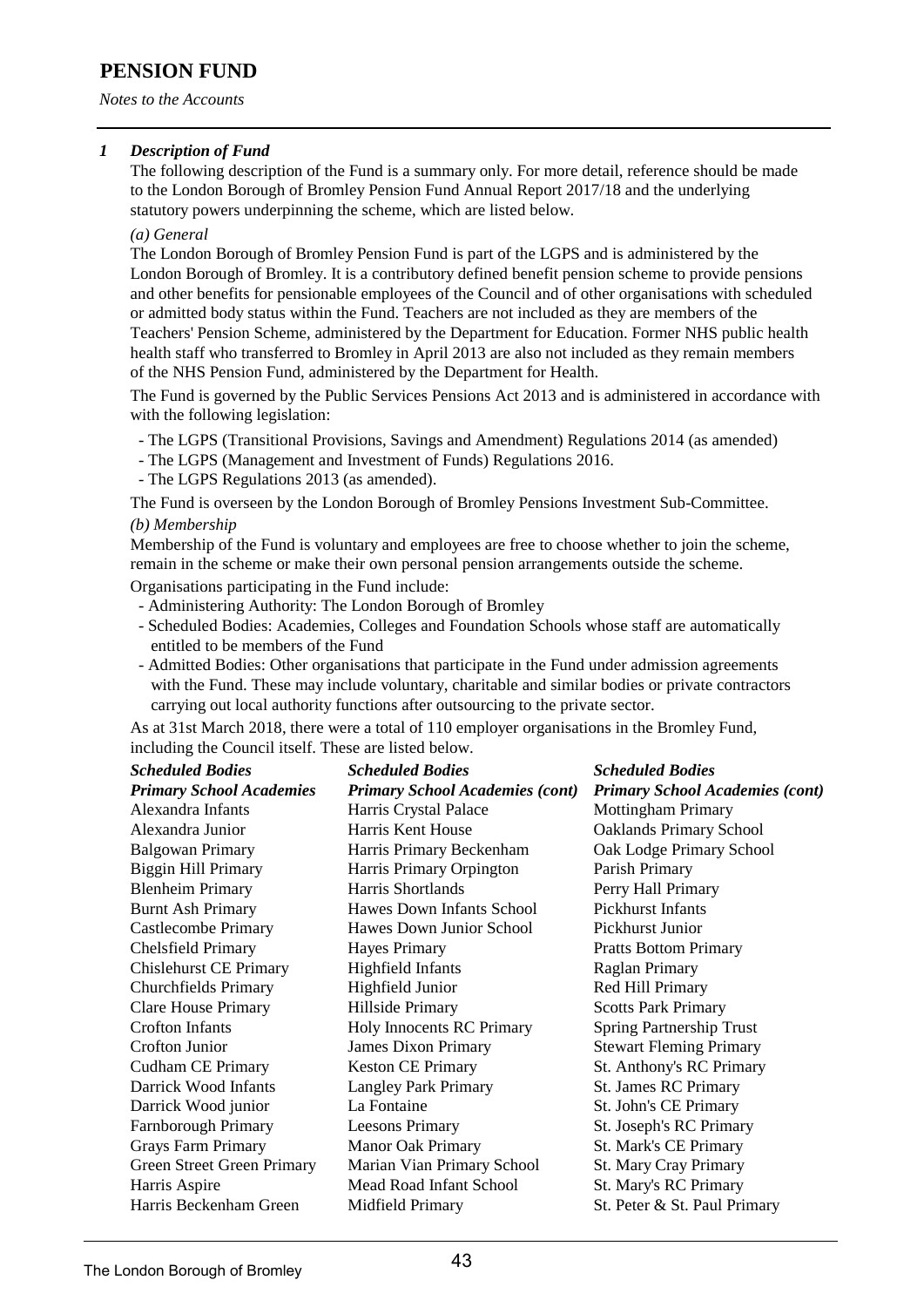# PENSION FUND

*Notes to the Accounts*

## *1 Description of Fund*

The following description of the Fund is a summary only. For more detail, reference should be made to the London Borough of Bromley Pension Fund Annual Report 2017/18 and the underlying statutory powers underpinning the scheme, which are listed below.

### *(a) General*

The London Borough of Bromley Pension Fund is part of the LGPS and is administered by the London Borough of Bromley. It is a contributory defined benefit pension scheme to provide pensions and other benefits for pensionable employees of the Council and of other organisations with scheduled or admitted body status within the Fund. Teachers are not included as they are members of the Teachers' Pension Scheme, administered by the Department for Education. Former NHS public health health staff who transferred to Bromley in April 2013 are also not included as they remain members of the NHS Pension Fund, administered by the Department for Health.

The Fund is governed by the Public Services Pensions Act 2013 and is administered in accordance with with the following legislation:

- The LGPS (Transitional Provisions, Savings and Amendment) Regulations 2014 (as amended)
- The LGPS (Management and Investment of Funds) Regulations 2016.
- The LGPS Regulations 2013 (as amended).

The Fund is overseen by the London Borough of Bromley Pensions Investment Sub-Committee.

### *(b) Membership*

Membership of the Fund is voluntary and employees are free to choose whether to join the scheme, remain in the scheme or make their own personal pension arrangements outside the scheme.

Organisations participating in the Fund include:

- Administering Authority: The London Borough of Bromley
- Scheduled Bodies: Academies, Colleges and Foundation Schools whose staff are automatically entitled to be members of the Fund
- Admitted Bodies: Other organisations that participate in the Fund under admission agreements with the Fund. These may include voluntary, charitable and similar bodies or private contractors carrying out local authority functions after outsourcing to the private sector.

As at 31st March 2018, there were a total of 110 employer organisations in the Bromley Fund, including the Council itself. These are listed below.

***Scheduled Bodies***
***Primary School Academies***

Alexandra Infants
Alexandra Junior
Balgowan Primary
Biggin Hill Primary
Blenheim Primary
Burnt Ash Primary
Castlecombe Primary
Chelsfield Primary
Chislehurst CE Primary
Churchfields Primary
Clare House Primary
Crofton Infants
Crofton Junior
Cudham CE Primary
Darrick Wood Infants
Darrick Wood junior
Farnborough Primary
Grays Farm Primary
Green Street Green Primary
Harris Aspire
Harris Beckenham Green

***Scheduled Bodies***
***Primary School Academies (cont)***

Harris Crystal Palace
Harris Kent House
Harris Primary Beckenham
Harris Primary Orpington
Harris Shortlands
Hawes Down Infants School
Hawes Down Junior School
Hayes Primary
Highfield Infants
Highfield Junior
Hillside Primary
Holy Innocents RC Primary
James Dixon Primary
Keston CE Primary
Langley Park Primary
La Fontaine
Leesons Primary
Manor Oak Primary
Marian Vian Primary School
Mead Road Infant School
Midfield Primary

***Scheduled Bodies***
***Primary School Academies (cont)***

Mottingham Primary
Oaklands Primary School
Oak Lodge Primary School
Parish Primary
Perry Hall Primary
Pickhurst Infants
Pickhurst Junior
Pratts Bottom Primary
Raglan Primary
Red Hill Primary
Scotts Park Primary
Spring Partnership Trust
Stewart Fleming Primary
St. Anthony's RC Primary
St. James RC Primary
St. John's CE Primary
St. Joseph's RC Primary
St. Mark's CE Primary
St. Mary Cray Primary
St. Mary's RC Primary
St. Peter & St. Paul Primary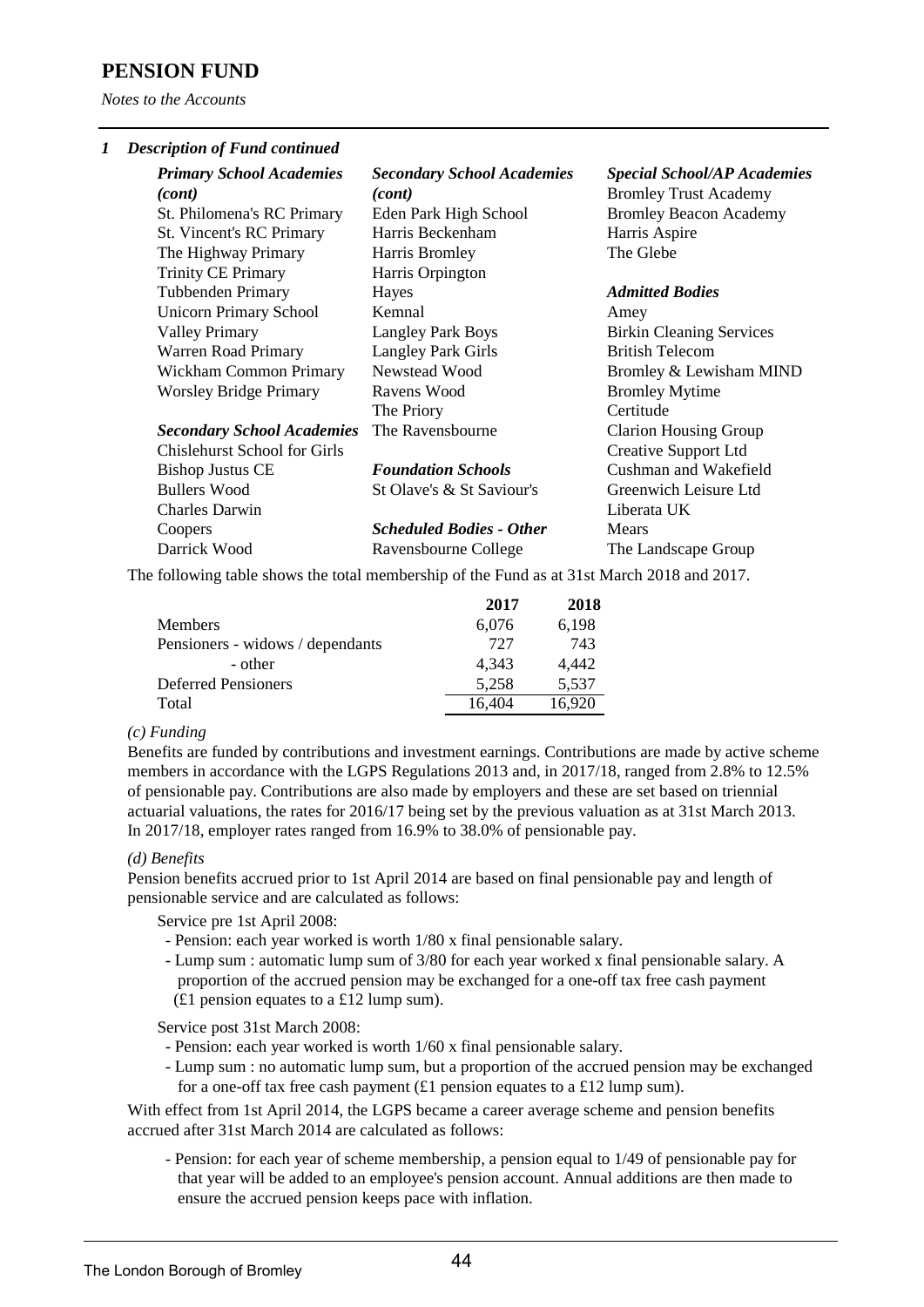# PENSION FUND

*Notes to the Accounts*

## *1 Description of Fund continued*

***Primary School Academies (cont)***
St. Philomena's RC Primary
St. Vincent's RC Primary
The Highway Primary
Trinity CE Primary
Tubbenden Primary
Unicorn Primary School
Valley Primary
Warren Road Primary
Wickham Common Primary
Worsley Bridge Primary

***Secondary School Academies***
Chislehurst School for Girls
Bishop Justus CE
Bullers Wood
Charles Darwin
Coopers
Darrick Wood

***Secondary School Academies (cont)***
Eden Park High School
Harris Beckenham
Harris Bromley
Harris Orpington
Hayes
Kemnal
Langley Park Boys
Langley Park Girls
Newstead Wood
Ravens Wood
The Priory
The Ravensbourne

***Foundation Schools***
St Olave's & St Saviour's

***Scheduled Bodies - Other***
Ravensbourne College

***Special School/AP Academies***
Bromley Trust Academy
Bromley Beacon Academy
Harris Aspire
The Glebe

***Admitted Bodies***
Amey
Birkin Cleaning Services
British Telecom
Bromley & Lewisham MIND
Bromley Mytime
Certitude
Clarion Housing Group
Creative Support Ltd
Cushman and Wakefield
Greenwich Leisure Ltd
Liberata UK
Mears
The Landscape Group

The following table shows the total membership of the Fund as at 31st March 2018 and 2017.

| | 2017 | 2018 |
|---|---|---|
| Members | 6,076 | 6,198 |
| Pensioners - widows / dependants | 727 | 743 |
| - other | 4,343 | 4,442 |
| Deferred Pensioners | 5,258 | 5,537 |
| Total | 16,404 | 16,920 |

*(c) Funding*

Benefits are funded by contributions and investment earnings. Contributions are made by active scheme members in accordance with the LGPS Regulations 2013 and, in 2017/18, ranged from 2.8% to 12.5% of pensionable pay. Contributions are also made by employers and these are set based on triennial actuarial valuations, the rates for 2016/17 being set by the previous valuation as at 31st March 2013. In 2017/18, employer rates ranged from 16.9% to 38.0% of pensionable pay.

*(d) Benefits*

Pension benefits accrued prior to 1st April 2014 are based on final pensionable pay and length of pensionable service and are calculated as follows:

Service pre 1st April 2008:

- Pension: each year worked is worth 1/80 x final pensionable salary.
- Lump sum : automatic lump sum of 3/80 for each year worked x final pensionable salary. A proportion of the accrued pension may be exchanged for a one-off tax free cash payment (£1 pension equates to a £12 lump sum).

Service post 31st March 2008:

- Pension: each year worked is worth 1/60 x final pensionable salary.
- Lump sum : no automatic lump sum, but a proportion of the accrued pension may be exchanged for a one-off tax free cash payment (£1 pension equates to a £12 lump sum).

With effect from 1st April 2014, the LGPS became a career average scheme and pension benefits accrued after 31st March 2014 are calculated as follows:

- Pension: for each year of scheme membership, a pension equal to 1/49 of pensionable pay for that year will be added to an employee's pension account. Annual additions are then made to ensure the accrued pension keeps pace with inflation.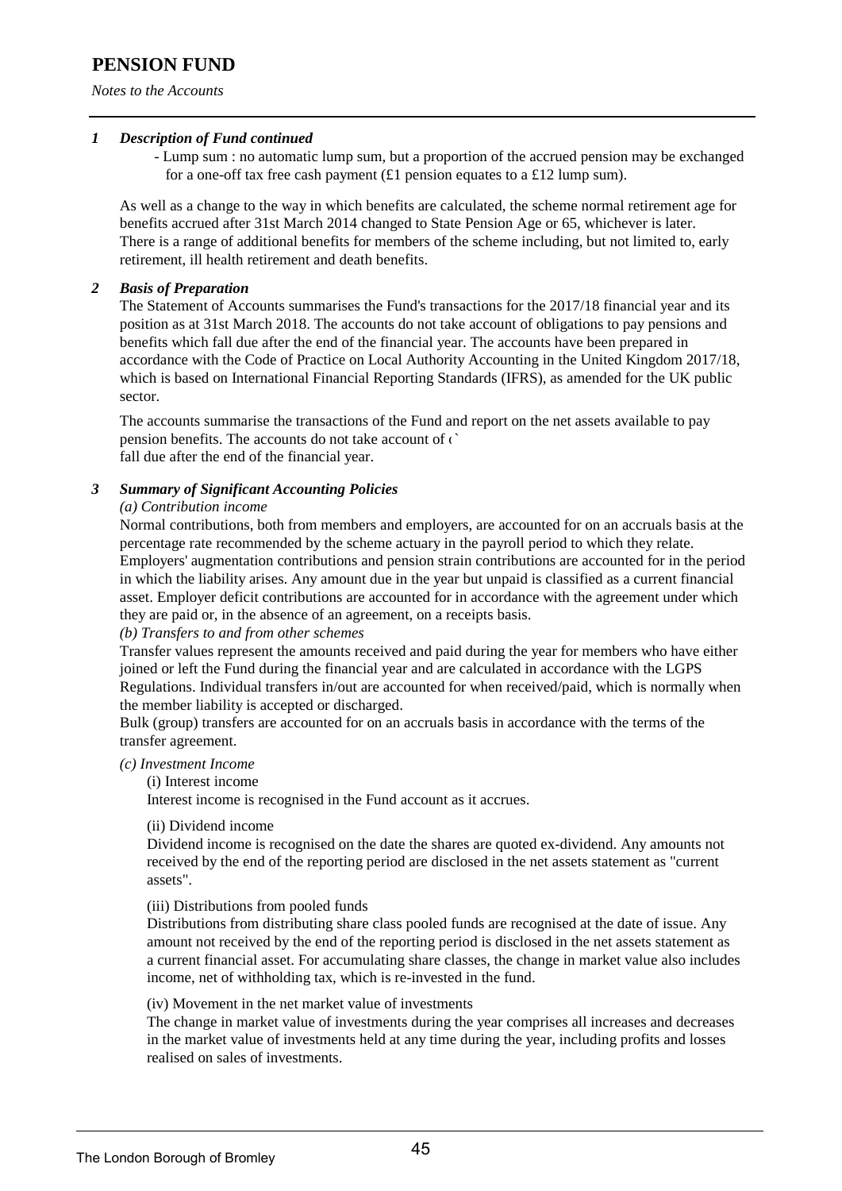# PENSION FUND

*Notes to the Accounts*

### *1 Description of Fund continued*

- Lump sum : no automatic lump sum, but a proportion of the accrued pension may be exchanged for a one-off tax free cash payment (£1 pension equates to a £12 lump sum).

As well as a change to the way in which benefits are calculated, the scheme normal retirement age for benefits accrued after 31st March 2014 changed to State Pension Age or 65, whichever is later. There is a range of additional benefits for members of the scheme including, but not limited to, early retirement, ill health retirement and death benefits.

### *2 Basis of Preparation*

The Statement of Accounts summarises the Fund's transactions for the 2017/18 financial year and its position as at 31st March 2018. The accounts do not take account of obligations to pay pensions and benefits which fall due after the end of the financial year. The accounts have been prepared in accordance with the Code of Practice on Local Authority Accounting in the United Kingdom 2017/18, which is based on International Financial Reporting Standards (IFRS), as amended for the UK public sector.

The accounts summarise the transactions of the Fund and report on the net assets available to pay pension benefits. The accounts do not take account of (`
fall due after the end of the financial year.

### *3 Summary of Significant Accounting Policies*

*(a) Contribution income*

Normal contributions, both from members and employers, are accounted for on an accruals basis at the percentage rate recommended by the scheme actuary in the payroll period to which they relate. Employers' augmentation contributions and pension strain contributions are accounted for in the period in which the liability arises. Any amount due in the year but unpaid is classified as a current financial asset. Employer deficit contributions are accounted for in accordance with the agreement under which they are paid or, in the absence of an agreement, on a receipts basis.

*(b) Transfers to and from other schemes*

Transfer values represent the amounts received and paid during the year for members who have either joined or left the Fund during the financial year and are calculated in accordance with the LGPS Regulations. Individual transfers in/out are accounted for when received/paid, which is normally when the member liability is accepted or discharged.

Bulk (group) transfers are accounted for on an accruals basis in accordance with the terms of the transfer agreement.

*(c) Investment Income*

(i) Interest income

Interest income is recognised in the Fund account as it accrues.

(ii) Dividend income

Dividend income is recognised on the date the shares are quoted ex-dividend. Any amounts not received by the end of the reporting period are disclosed in the net assets statement as "current assets".

(iii) Distributions from pooled funds

Distributions from distributing share class pooled funds are recognised at the date of issue. Any amount not received by the end of the reporting period is disclosed in the net assets statement as a current financial asset. For accumulating share classes, the change in market value also includes income, net of withholding tax, which is re-invested in the fund.

(iv) Movement in the net market value of investments

The change in market value of investments during the year comprises all increases and decreases in the market value of investments held at any time during the year, including profits and losses realised on sales of investments.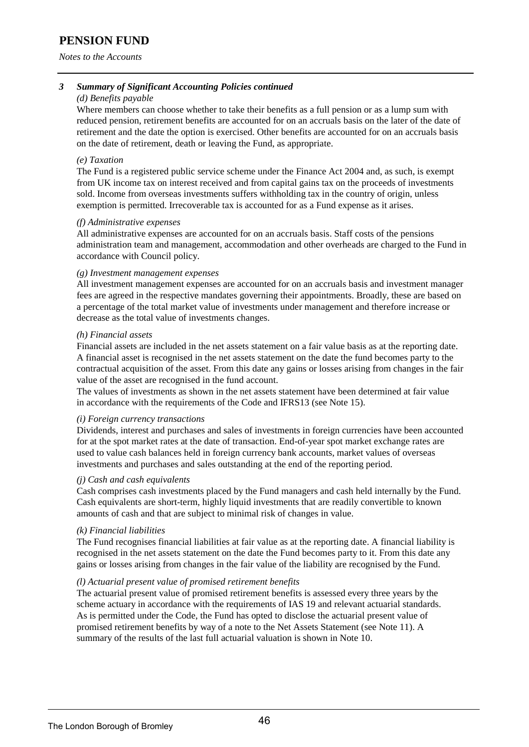# PENSION FUND

*Notes to the Accounts*

### *3 Summary of Significant Accounting Policies continued*

*(d) Benefits payable*

Where members can choose whether to take their benefits as a full pension or as a lump sum with reduced pension, retirement benefits are accounted for on an accruals basis on the later of the date of retirement and the date the option is exercised. Other benefits are accounted for on an accruals basis on the date of retirement, death or leaving the Fund, as appropriate.

*(e) Taxation*

The Fund is a registered public service scheme under the Finance Act 2004 and, as such, is exempt from UK income tax on interest received and from capital gains tax on the proceeds of investments sold. Income from overseas investments suffers withholding tax in the country of origin, unless exemption is permitted. Irrecoverable tax is accounted for as a Fund expense as it arises.

*(f) Administrative expenses*

All administrative expenses are accounted for on an accruals basis. Staff costs of the pensions administration team and management, accommodation and other overheads are charged to the Fund in accordance with Council policy.

*(g) Investment management expenses*

All investment management expenses are accounted for on an accruals basis and investment manager fees are agreed in the respective mandates governing their appointments. Broadly, these are based on a percentage of the total market value of investments under management and therefore increase or decrease as the total value of investments changes.

*(h) Financial assets*

Financial assets are included in the net assets statement on a fair value basis as at the reporting date. A financial asset is recognised in the net assets statement on the date the fund becomes party to the contractual acquisition of the asset. From this date any gains or losses arising from changes in the fair value of the asset are recognised in the fund account.

The values of investments as shown in the net assets statement have been determined at fair value in accordance with the requirements of the Code and IFRS13 (see Note 15).

*(i) Foreign currency transactions*

Dividends, interest and purchases and sales of investments in foreign currencies have been accounted for at the spot market rates at the date of transaction. End-of-year spot market exchange rates are used to value cash balances held in foreign currency bank accounts, market values of overseas investments and purchases and sales outstanding at the end of the reporting period.

*(j) Cash and cash equivalents*

Cash comprises cash investments placed by the Fund managers and cash held internally by the Fund. Cash equivalents are short-term, highly liquid investments that are readily convertible to known amounts of cash and that are subject to minimal risk of changes in value.

*(k) Financial liabilities*

The Fund recognises financial liabilities at fair value as at the reporting date. A financial liability is recognised in the net assets statement on the date the Fund becomes party to it. From this date any gains or losses arising from changes in the fair value of the liability are recognised by the Fund.

*(l) Actuarial present value of promised retirement benefits*

The actuarial present value of promised retirement benefits is assessed every three years by the scheme actuary in accordance with the requirements of IAS 19 and relevant actuarial standards. As is permitted under the Code, the Fund has opted to disclose the actuarial present value of promised retirement benefits by way of a note to the Net Assets Statement (see Note 11). A summary of the results of the last full actuarial valuation is shown in Note 10.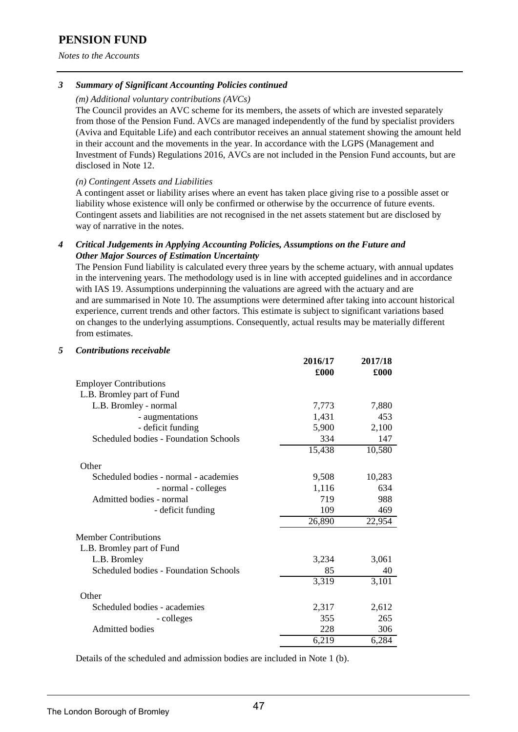# PENSION FUND

*Notes to the Accounts*

### *3 Summary of Significant Accounting Policies continued*

*(m) Additional voluntary contributions (AVCs)*

The Council provides an AVC scheme for its members, the assets of which are invested separately from those of the Pension Fund. AVCs are managed independently of the fund by specialist providers (Aviva and Equitable Life) and each contributor receives an annual statement showing the amount held in their account and the movements in the year. In accordance with the LGPS (Management and Investment of Funds) Regulations 2016, AVCs are not included in the Pension Fund accounts, but are disclosed in Note 12.

*(n) Contingent Assets and Liabilities*

A contingent asset or liability arises where an event has taken place giving rise to a possible asset or liability whose existence will only be confirmed or otherwise by the occurrence of future events. Contingent assets and liabilities are not recognised in the net assets statement but are disclosed by way of narrative in the notes.

### *4 Critical Judgements in Applying Accounting Policies, Assumptions on the Future and Other Major Sources of Estimation Uncertainty*

The Pension Fund liability is calculated every three years by the scheme actuary, with annual updates in the intervening years. The methodology used is in line with accepted guidelines and in accordance with IAS 19. Assumptions underpinning the valuations are agreed with the actuary and are and are summarised in Note 10. The assumptions were determined after taking into account historical experience, current trends and other factors. This estimate is subject to significant variations based on changes to the underlying assumptions. Consequently, actual results may be materially different from estimates.

### *5 Contributions receivable*

| | 2016/17 £000 | 2017/18 £000 |
|---|---|---|
| Employer Contributions | | |
| L.B. Bromley part of Fund | | |
| L.B. Bromley - normal | 7,773 | 7,880 |
| - augmentations | 1,431 | 453 |
| - deficit funding | 5,900 | 2,100 |
| Scheduled bodies - Foundation Schools | 334 | 147 |
| | 15,438 | 10,580 |
| Other | | |
| Scheduled bodies - normal - academies | 9,508 | 10,283 |
| - normal - colleges | 1,116 | 634 |
| Admitted bodies - normal | 719 | 988 |
| - deficit funding | 109 | 469 |
| | 26,890 | 22,954 |
| Member Contributions | | |
| L.B. Bromley part of Fund | | |
| L.B. Bromley | 3,234 | 3,061 |
| Scheduled bodies - Foundation Schools | 85 | 40 |
| | 3,319 | 3,101 |
| Other | | |
| Scheduled bodies - academies | 2,317 | 2,612 |
| - colleges | 355 | 265 |
| Admitted bodies | 228 | 306 |
| | 6,219 | 6,284 |

Details of the scheduled and admission bodies are included in Note 1 (b).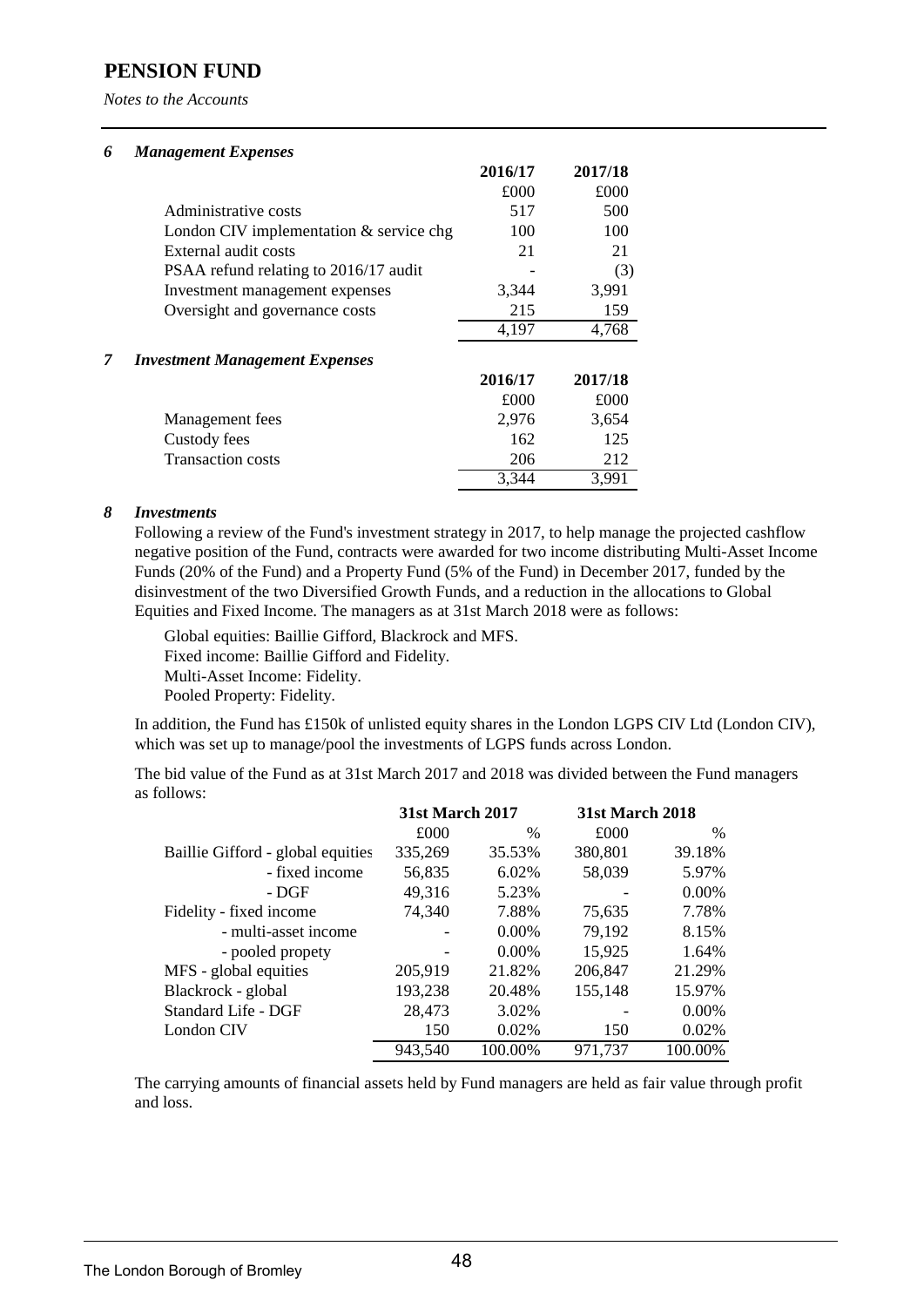# PENSION FUND

*Notes to the Accounts*

### 6 *Management Expenses*

| | 2016/17 | 2017/18 |
|---|---|---|
| | £000 | £000 |
| Administrative costs | 517 | 500 |
| London CIV implementation & service chg | 100 | 100 |
| External audit costs | 21 | 21 |
| PSAA refund relating to 2016/17 audit | - | (3) |
| Investment management expenses | 3,344 | 3,991 |
| Oversight and governance costs | 215 | 159 |
| | 4,197 | 4,768 |

### 7 *Investment Management Expenses*

| | 2016/17 | 2017/18 |
|---|---|---|
| | £000 | £000 |
| Management fees | 2,976 | 3,654 |
| Custody fees | 162 | 125 |
| Transaction costs | 206 | 212 |
| | 3,344 | 3,991 |

### 8 *Investments*

Following a review of the Fund's investment strategy in 2017, to help manage the projected cashflow negative position of the Fund, contracts were awarded for two income distributing Multi-Asset Income Funds (20% of the Fund) and a Property Fund (5% of the Fund) in December 2017, funded by the disinvestment of the two Diversified Growth Funds, and a reduction in the allocations to Global Equities and Fixed Income. The managers as at 31st March 2018 were as follows:

Global equities: Baillie Gifford, Blackrock and MFS.
Fixed income: Baillie Gifford and Fidelity.
Multi-Asset Income: Fidelity.
Pooled Property: Fidelity.

In addition, the Fund has £150k of unlisted equity shares in the London LGPS CIV Ltd (London CIV), which was set up to manage/pool the investments of LGPS funds across London.

The bid value of the Fund as at 31st March 2017 and 2018 was divided between the Fund managers as follows:

| | 31st March 2017 | | 31st March 2018 | |
|---|---|---|---|---|
| | £000 | % | £000 | % |
| Baillie Gifford - global equities | 335,269 | 35.53% | 380,801 | 39.18% |
| - fixed income | 56,835 | 6.02% | 58,039 | 5.97% |
| - DGF | 49,316 | 5.23% | - | 0.00% |
| Fidelity - fixed income | 74,340 | 7.88% | 75,635 | 7.78% |
| - multi-asset income | - | 0.00% | 79,192 | 8.15% |
| - pooled propety | - | 0.00% | 15,925 | 1.64% |
| MFS - global equities | 205,919 | 21.82% | 206,847 | 21.29% |
| Blackrock - global | 193,238 | 20.48% | 155,148 | 15.97% |
| Standard Life - DGF | 28,473 | 3.02% | - | 0.00% |
| London CIV | 150 | 0.02% | 150 | 0.02% |
| | 943,540 | 100.00% | 971,737 | 100.00% |

The carrying amounts of financial assets held by Fund managers are held as fair value through profit and loss.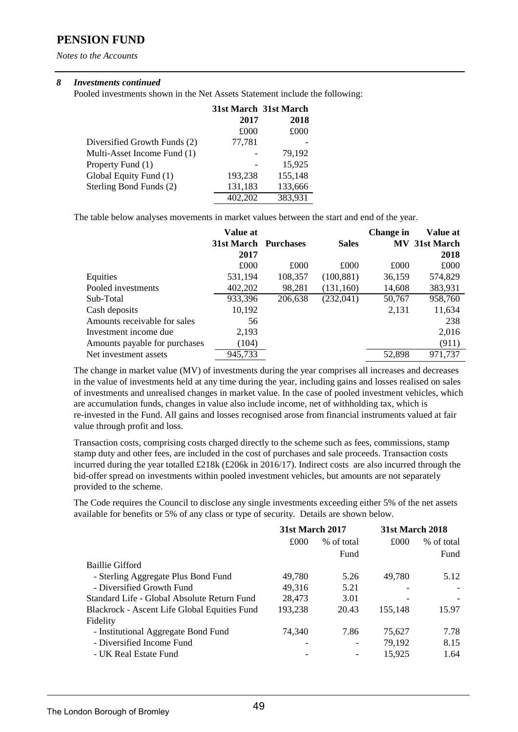# PENSION FUND

*Notes to the Accounts*

***8 Investments continued***

Pooled investments shown in the Net Assets Statement include the following:

| | 31st March 2017 | 31st March 2018 |
|---|---|---|
| | £000 | £000 |
| Diversified Growth Funds (2) | 77,781 | - |
| Multi-Asset Income Fund (1) | - | 79,192 |
| Property Fund (1) | - | 15,925 |
| Global Equity Fund (1) | 193,238 | 155,148 |
| Sterling Bond Funds (2) | 131,183 | 133,666 |
| | 402,202 | 383,931 |

The table below analyses movements in market values between the start and end of the year.

| | Value at 31st March 2017 | Purchases | Sales | Change in MV | Value at 31st March 2018 |
|---|---|---|---|---|---|
| | £000 | £000 | £000 | £000 | £000 |
| Equities | 531,194 | 108,357 | (100,881) | 36,159 | 574,829 |
| Pooled investments | 402,202 | 98,281 | (131,160) | 14,608 | 383,931 |
| Sub-Total | 933,396 | 206,638 | (232,041) | 50,767 | 958,760 |
| Cash deposits | 10,192 | | | 2,131 | 11,634 |
| Amounts receivable for sales | 56 | | | | 238 |
| Investment income due | 2,193 | | | | 2,016 |
| Amounts payable for purchases | (104) | | | | (911) |
| Net investment assets | 945,733 | | | 52,898 | 971,737 |

The change in market value (MV) of investments during the year comprises all increases and decreases in the value of investments held at any time during the year, including gains and losses realised on sales of investments and unrealised changes in market value. In the case of pooled investment vehicles, which are accumulation funds, changes in value also include income, net of withholding tax, which is re-invested in the Fund. All gains and losses recognised arose from financial instruments valued at fair value through profit and loss.

Transaction costs, comprising costs charged directly to the scheme such as fees, commissions, stamp stamp duty and other fees, are included in the cost of purchases and sale proceeds. Transaction costs incurred during the year totalled £218k (£206k in 2016/17). Indirect costs are also incurred through the bid-offer spread on investments within pooled investment vehicles, but amounts are not separately provided to the scheme.

The Code requires the Council to disclose any single investments exceeding either 5% of the net assets available for benefits or 5% of any class or type of security. Details are shown below.

| | 31st March 2017 | | 31st March 2018 | |
|---|---|---|---|---|
| | £000 | % of total Fund | £000 | % of total Fund |
| Baillie Gifford | | | | |
| - Sterling Aggregate Plus Bond Fund | 49,780 | 5.26 | 49,780 | 5.12 |
| - Diversified Growth Fund | 49,316 | 5.21 | - | - |
| Standard Life - Global Absolute Return Fund | 28,473 | 3.01 | - | - |
| Blackrock - Ascent Life Global Equities Fund | 193,238 | 20.43 | 155,148 | 15.97 |
| Fidelity | | | | |
| - Institutional Aggregate Bond Fund | 74,340 | 7.86 | 75,627 | 7.78 |
| - Diversified Income Fund | - | - | 79,192 | 8.15 |
| - UK Real Estate Fund | - | - | 15,925 | 1.64 |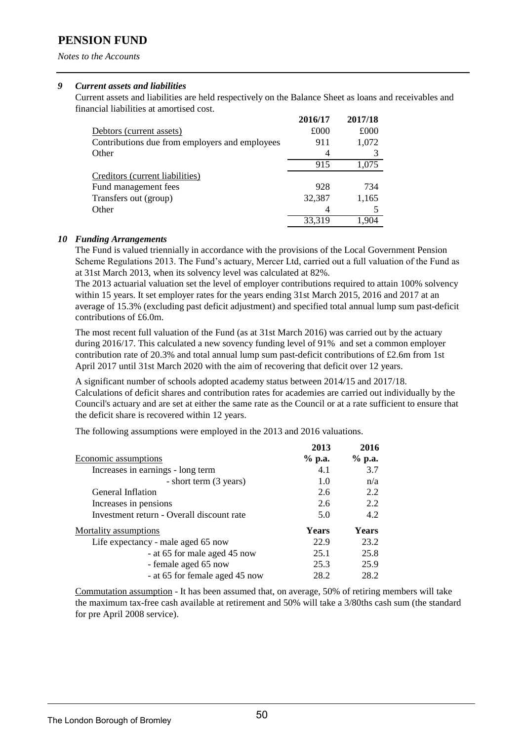# PENSION FUND

*Notes to the Accounts*

### *9 Current assets and liabilities*

Current assets and liabilities are held respectively on the Balance Sheet as loans and receivables and financial liabilities at amortised cost.

| | 2016/17 | 2017/18 |
|---|---|---|
| Debtors (current assets) | £000 | £000 |
| Contributions due from employers and employees | 911 | 1,072 |
| Other | 4 | 3 |
| | 915 | 1,075 |
| Creditors (current liabilities) | | |
| Fund management fees | 928 | 734 |
| Transfers out (group) | 32,387 | 1,165 |
| Other | 4 | 5 |
| | 33,319 | 1,904 |

### *10 Funding Arrangements*

The Fund is valued triennially in accordance with the provisions of the Local Government Pension Scheme Regulations 2013. The Fund's actuary, Mercer Ltd, carried out a full valuation of the Fund as at 31st March 2013, when its solvency level was calculated at 82%.

The 2013 actuarial valuation set the level of employer contributions required to attain 100% solvency within 15 years. It set employer rates for the years ending 31st March 2015, 2016 and 2017 at an average of 15.3% (excluding past deficit adjustment) and specified total annual lump sum past-deficit contributions of £6.0m.

The most recent full valuation of the Fund (as at 31st March 2016) was carried out by the actuary during 2016/17. This calculated a new sovency funding level of 91% and set a common employer contribution rate of 20.3% and total annual lump sum past-deficit contributions of £2.6m from 1st April 2017 until 31st March 2020 with the aim of recovering that deficit over 12 years.

A significant number of schools adopted academy status between 2014/15 and 2017/18. Calculations of deficit shares and contribution rates for academies are carried out individually by the Council's actuary and are set at either the same rate as the Council or at a rate sufficient to ensure that the deficit share is recovered within 12 years.

The following assumptions were employed in the 2013 and 2016 valuations.

| | 2013 | 2016 |
|---|---|---|
| Economic assumptions | % p.a. | % p.a. |
| Increases in earnings - long term | 4.1 | 3.7 |
| - short term (3 years) | 1.0 | n/a |
| General Inflation | 2.6 | 2.2 |
| Increases in pensions | 2.6 | 2.2 |
| Investment return - Overall discount rate | 5.0 | 4.2 |
| Mortality assumptions | **Years** | **Years** |
| Life expectancy - male aged 65 now | 22.9 | 23.2 |
| - at 65 for male aged 45 now | 25.1 | 25.8 |
| - female aged 65 now | 25.3 | 25.9 |
| - at 65 for female aged 45 now | 28.2 | 28.2 |

Commutation assumption - It has been assumed that, on average, 50% of retiring members will take the maximum tax-free cash available at retirement and 50% will take a 3/80ths cash sum (the standard for pre April 2008 service).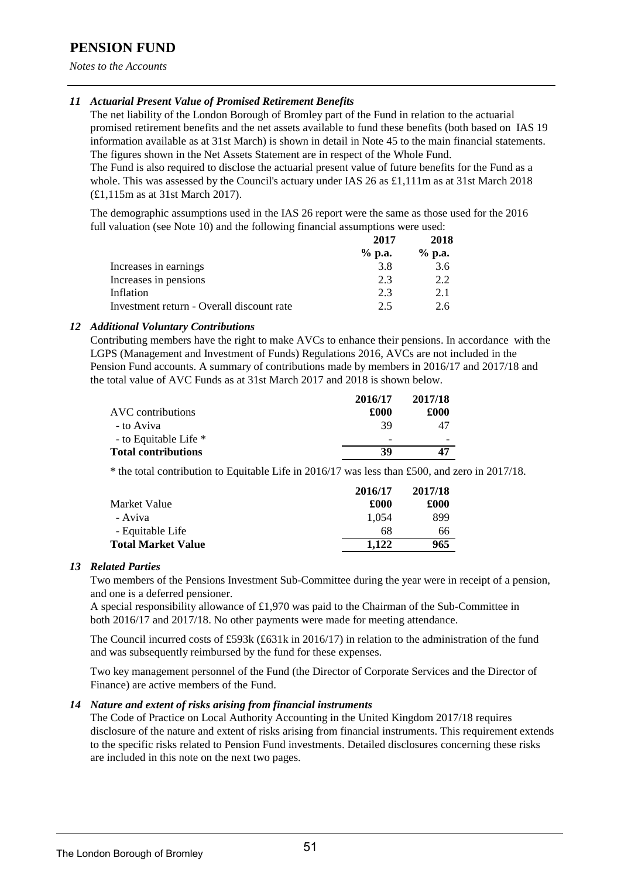# PENSION FUND

*Notes to the Accounts*

### *11 Actuarial Present Value of Promised Retirement Benefits*

The net liability of the London Borough of Bromley part of the Fund in relation to the actuarial promised retirement benefits and the net assets available to fund these benefits (both based on IAS 19 information available as at 31st March) is shown in detail in Note 45 to the main financial statements. The figures shown in the Net Assets Statement are in respect of the Whole Fund.

The Fund is also required to disclose the actuarial present value of future benefits for the Fund as a whole. This was assessed by the Council's actuary under IAS 26 as £1,111m as at 31st March 2018 (£1,115m as at 31st March 2017).

The demographic assumptions used in the IAS 26 report were the same as those used for the 2016 full valuation (see Note 10) and the following financial assumptions were used:

| | 2017 | 2018 |
|---|---|---|
| | % p.a. | % p.a. |
| Increases in earnings | 3.8 | 3.6 |
| Increases in pensions | 2.3 | 2.2 |
| Inflation | 2.3 | 2.1 |
| Investment return - Overall discount rate | 2.5 | 2.6 |

### *12 Additional Voluntary Contributions*

Contributing members have the right to make AVCs to enhance their pensions. In accordance with the LGPS (Management and Investment of Funds) Regulations 2016, AVCs are not included in the Pension Fund accounts. A summary of contributions made by members in 2016/17 and 2017/18 and the total value of AVC Funds as at 31st March 2017 and 2018 is shown below.

| | 2016/17 | 2017/18 |
|---|---|---|
| AVC contributions | £000 | £000 |
| - to Aviva | 39 | 47 |
| - to Equitable Life * | - | - |
| **Total contributions** | **39** | **47** |

* the total contribution to Equitable Life in 2016/17 was less than £500, and zero in 2017/18.

| | 2016/17 | 2017/18 |
|---|---|---|
| Market Value | £000 | £000 |
| - Aviva | 1,054 | 899 |
| - Equitable Life | 68 | 66 |
| **Total Market Value** | **1,122** | **965** |

### *13 Related Parties*

Two members of the Pensions Investment Sub-Committee during the year were in receipt of a pension, and one is a deferred pensioner.

A special responsibility allowance of £1,970 was paid to the Chairman of the Sub-Committee in both 2016/17 and 2017/18. No other payments were made for meeting attendance.

The Council incurred costs of £593k (£631k in 2016/17) in relation to the administration of the fund and was subsequently reimbursed by the fund for these expenses.

Two key management personnel of the Fund (the Director of Corporate Services and the Director of Finance) are active members of the Fund.

### *14 Nature and extent of risks arising from financial instruments*

The Code of Practice on Local Authority Accounting in the United Kingdom 2017/18 requires disclosure of the nature and extent of risks arising from financial instruments. This requirement extends to the specific risks related to Pension Fund investments. Detailed disclosures concerning these risks are included in this note on the next two pages.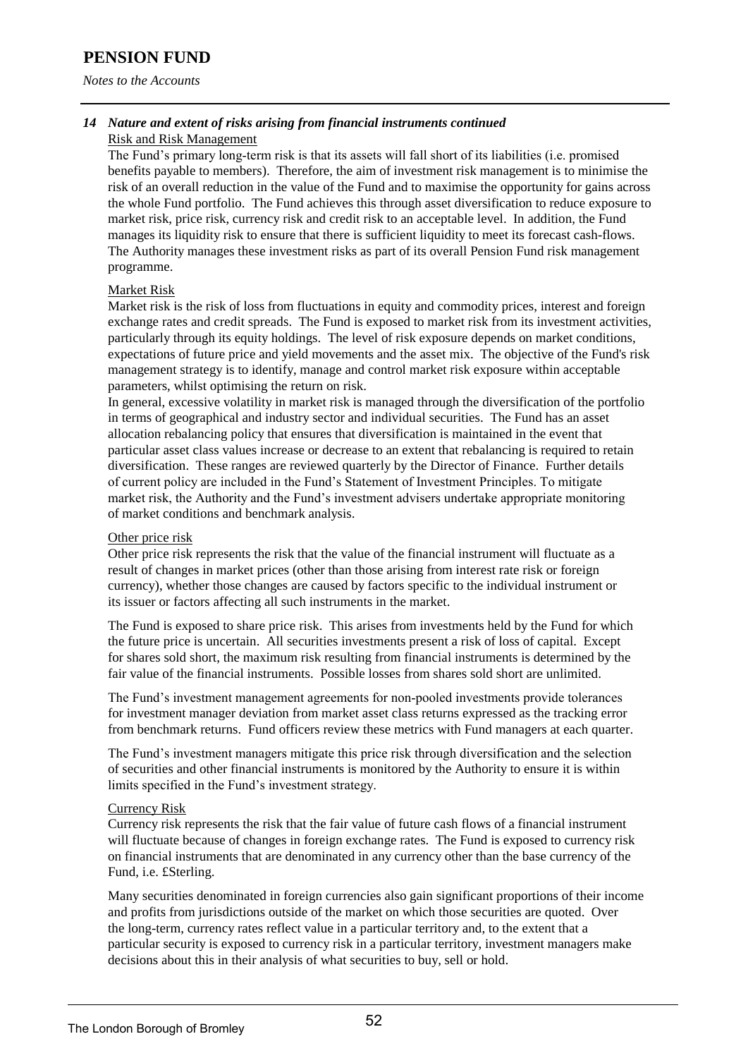# PENSION FUND

*Notes to the Accounts*

### *14 Nature and extent of risks arising from financial instruments continued*

Risk and Risk Management

The Fund's primary long-term risk is that its assets will fall short of its liabilities (i.e. promised benefits payable to members). Therefore, the aim of investment risk management is to minimise the risk of an overall reduction in the value of the Fund and to maximise the opportunity for gains across the whole Fund portfolio. The Fund achieves this through asset diversification to reduce exposure to market risk, price risk, currency risk and credit risk to an acceptable level. In addition, the Fund manages its liquidity risk to ensure that there is sufficient liquidity to meet its forecast cash-flows. The Authority manages these investment risks as part of its overall Pension Fund risk management programme.

Market Risk

Market risk is the risk of loss from fluctuations in equity and commodity prices, interest and foreign exchange rates and credit spreads. The Fund is exposed to market risk from its investment activities, particularly through its equity holdings. The level of risk exposure depends on market conditions, expectations of future price and yield movements and the asset mix. The objective of the Fund's risk management strategy is to identify, manage and control market risk exposure within acceptable parameters, whilst optimising the return on risk.

In general, excessive volatility in market risk is managed through the diversification of the portfolio in terms of geographical and industry sector and individual securities. The Fund has an asset allocation rebalancing policy that ensures that diversification is maintained in the event that particular asset class values increase or decrease to an extent that rebalancing is required to retain diversification. These ranges are reviewed quarterly by the Director of Finance. Further details of current policy are included in the Fund's Statement of Investment Principles. To mitigate market risk, the Authority and the Fund's investment advisers undertake appropriate monitoring of market conditions and benchmark analysis.

Other price risk

Other price risk represents the risk that the value of the financial instrument will fluctuate as a result of changes in market prices (other than those arising from interest rate risk or foreign currency), whether those changes are caused by factors specific to the individual instrument or its issuer or factors affecting all such instruments in the market.

The Fund is exposed to share price risk. This arises from investments held by the Fund for which the future price is uncertain. All securities investments present a risk of loss of capital. Except for shares sold short, the maximum risk resulting from financial instruments is determined by the fair value of the financial instruments. Possible losses from shares sold short are unlimited.

The Fund's investment management agreements for non-pooled investments provide tolerances for investment manager deviation from market asset class returns expressed as the tracking error from benchmark returns. Fund officers review these metrics with Fund managers at each quarter.

The Fund's investment managers mitigate this price risk through diversification and the selection of securities and other financial instruments is monitored by the Authority to ensure it is within limits specified in the Fund's investment strategy.

Currency Risk

Currency risk represents the risk that the fair value of future cash flows of a financial instrument will fluctuate because of changes in foreign exchange rates. The Fund is exposed to currency risk on financial instruments that are denominated in any currency other than the base currency of the Fund, i.e. £Sterling.

Many securities denominated in foreign currencies also gain significant proportions of their income and profits from jurisdictions outside of the market on which those securities are quoted. Over the long-term, currency rates reflect value in a particular territory and, to the extent that a particular security is exposed to currency risk in a particular territory, investment managers make decisions about this in their analysis of what securities to buy, sell or hold.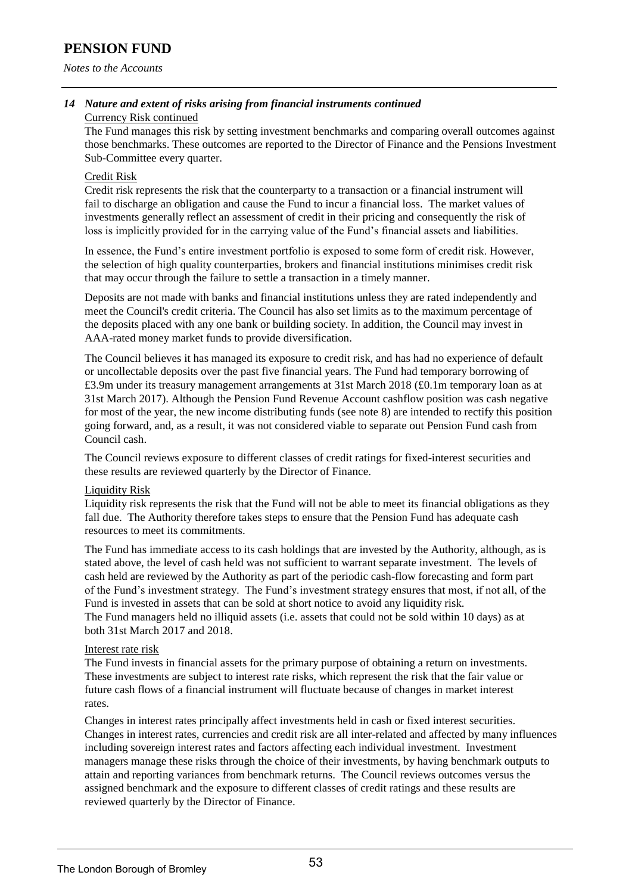# PENSION FUND

*Notes to the Accounts*

### *14 Nature and extent of risks arising from financial instruments continued*

Currency Risk continued

The Fund manages this risk by setting investment benchmarks and comparing overall outcomes against those benchmarks. These outcomes are reported to the Director of Finance and the Pensions Investment Sub-Committee every quarter.

Credit Risk

Credit risk represents the risk that the counterparty to a transaction or a financial instrument will fail to discharge an obligation and cause the Fund to incur a financial loss. The market values of investments generally reflect an assessment of credit in their pricing and consequently the risk of loss is implicitly provided for in the carrying value of the Fund's financial assets and liabilities.

In essence, the Fund's entire investment portfolio is exposed to some form of credit risk. However, the selection of high quality counterparties, brokers and financial institutions minimises credit risk that may occur through the failure to settle a transaction in a timely manner.

Deposits are not made with banks and financial institutions unless they are rated independently and meet the Council's credit criteria. The Council has also set limits as to the maximum percentage of the deposits placed with any one bank or building society. In addition, the Council may invest in AAA-rated money market funds to provide diversification.

The Council believes it has managed its exposure to credit risk, and has had no experience of default or uncollectable deposits over the past five financial years. The Fund had temporary borrowing of £3.9m under its treasury management arrangements at 31st March 2018 (£0.1m temporary loan as at 31st March 2017). Although the Pension Fund Revenue Account cashflow position was cash negative for most of the year, the new income distributing funds (see note 8) are intended to rectify this position going forward, and, as a result, it was not considered viable to separate out Pension Fund cash from Council cash.

The Council reviews exposure to different classes of credit ratings for fixed-interest securities and these results are reviewed quarterly by the Director of Finance.

Liquidity Risk

Liquidity risk represents the risk that the Fund will not be able to meet its financial obligations as they fall due. The Authority therefore takes steps to ensure that the Pension Fund has adequate cash resources to meet its commitments.

The Fund has immediate access to its cash holdings that are invested by the Authority, although, as is stated above, the level of cash held was not sufficient to warrant separate investment. The levels of cash held are reviewed by the Authority as part of the periodic cash-flow forecasting and form part of the Fund's investment strategy. The Fund's investment strategy ensures that most, if not all, of the Fund is invested in assets that can be sold at short notice to avoid any liquidity risk.
The Fund managers held no illiquid assets (i.e. assets that could not be sold within 10 days) as at both 31st March 2017 and 2018.

Interest rate risk

The Fund invests in financial assets for the primary purpose of obtaining a return on investments. These investments are subject to interest rate risks, which represent the risk that the fair value or future cash flows of a financial instrument will fluctuate because of changes in market interest rates.

Changes in interest rates principally affect investments held in cash or fixed interest securities. Changes in interest rates, currencies and credit risk are all inter-related and affected by many influences including sovereign interest rates and factors affecting each individual investment. Investment managers manage these risks through the choice of their investments, by having benchmark outputs to attain and reporting variances from benchmark returns. The Council reviews outcomes versus the assigned benchmark and the exposure to different classes of credit ratings and these results are reviewed quarterly by the Director of Finance.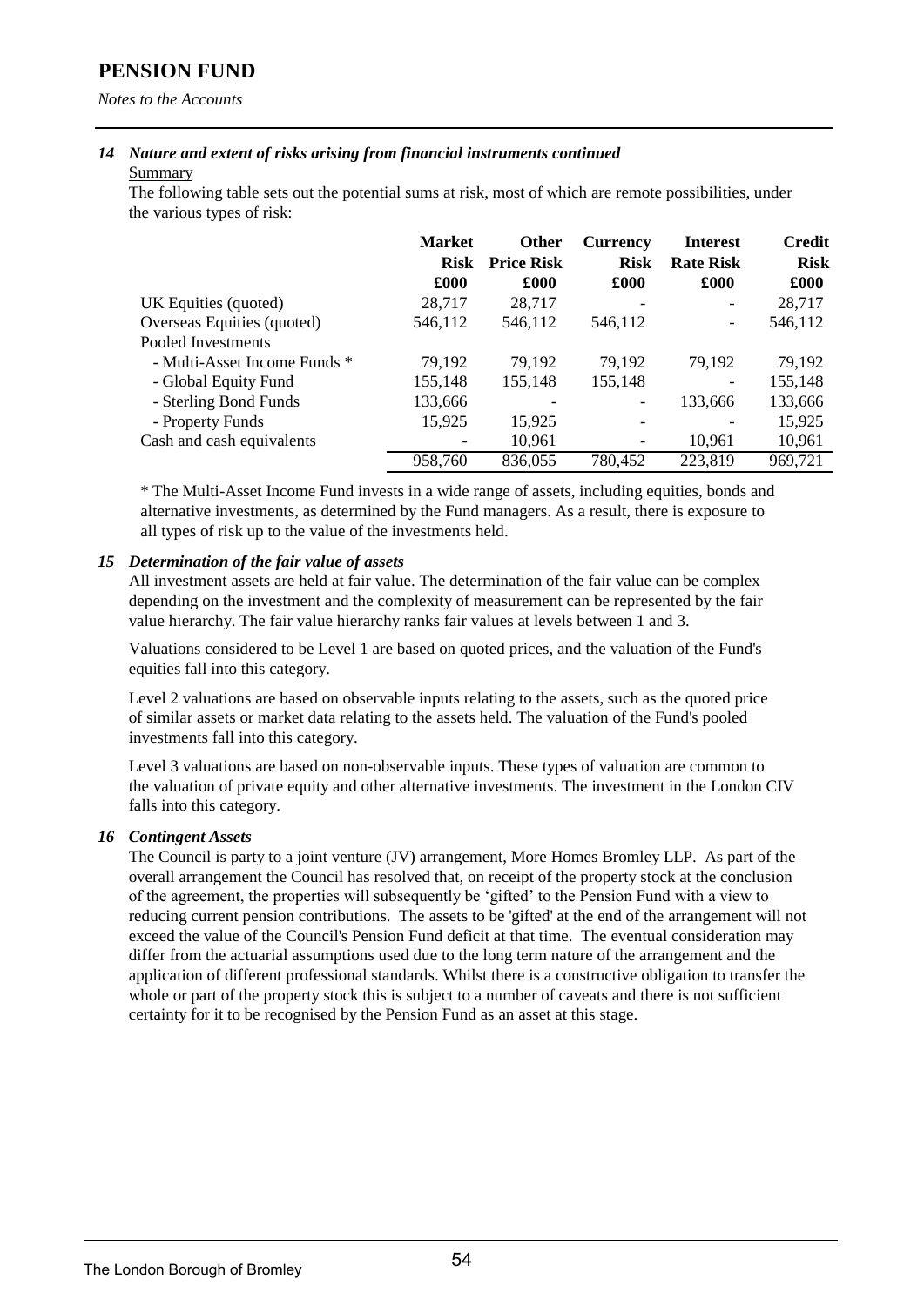# PENSION FUND

*Notes to the Accounts*

### *14 Nature and extent of risks arising from financial instruments continued*

Summary

The following table sets out the potential sums at risk, most of which are remote possibilities, under the various types of risk:

| | **Market Risk £000** | **Other Price Risk £000** | **Currency Risk £000** | **Interest Rate Risk £000** | **Credit Risk £000** |
|---|---|---|---|---|---|
| UK Equities (quoted) | 28,717 | 28,717 | - | - | 28,717 |
| Overseas Equities (quoted) | 546,112 | 546,112 | 546,112 | - | 546,112 |
| Pooled Investments | | | | | |
| - Multi-Asset Income Funds * | 79,192 | 79,192 | 79,192 | 79,192 | 79,192 |
| - Global Equity Fund | 155,148 | 155,148 | 155,148 | - | 155,148 |
| - Sterling Bond Funds | 133,666 | - | - | 133,666 | 133,666 |
| - Property Funds | 15,925 | 15,925 | - | - | 15,925 |
| Cash and cash equivalents | - | 10,961 | - | 10,961 | 10,961 |
| | 958,760 | 836,055 | 780,452 | 223,819 | 969,721 |

* The Multi-Asset Income Fund invests in a wide range of assets, including equities, bonds and alternative investments, as determined by the Fund managers. As a result, there is exposure to all types of risk up to the value of the investments held.

### *15 Determination of the fair value of assets*

All investment assets are held at fair value. The determination of the fair value can be complex depending on the investment and the complexity of measurement can be represented by the fair value hierarchy. The fair value hierarchy ranks fair values at levels between 1 and 3.

Valuations considered to be Level 1 are based on quoted prices, and the valuation of the Fund's equities fall into this category.

Level 2 valuations are based on observable inputs relating to the assets, such as the quoted price of similar assets or market data relating to the assets held. The valuation of the Fund's pooled investments fall into this category.

Level 3 valuations are based on non-observable inputs. These types of valuation are common to the valuation of private equity and other alternative investments. The investment in the London CIV falls into this category.

### *16 Contingent Assets*

The Council is party to a joint venture (JV) arrangement, More Homes Bromley LLP. As part of the overall arrangement the Council has resolved that, on receipt of the property stock at the conclusion of the agreement, the properties will subsequently be 'gifted' to the Pension Fund with a view to reducing current pension contributions. The assets to be 'gifted' at the end of the arrangement will not exceed the value of the Council's Pension Fund deficit at that time. The eventual consideration may differ from the actuarial assumptions used due to the long term nature of the arrangement and the application of different professional standards. Whilst there is a constructive obligation to transfer the whole or part of the property stock this is subject to a number of caveats and there is not sufficient certainty for it to be recognised by the Pension Fund as an asset at this stage.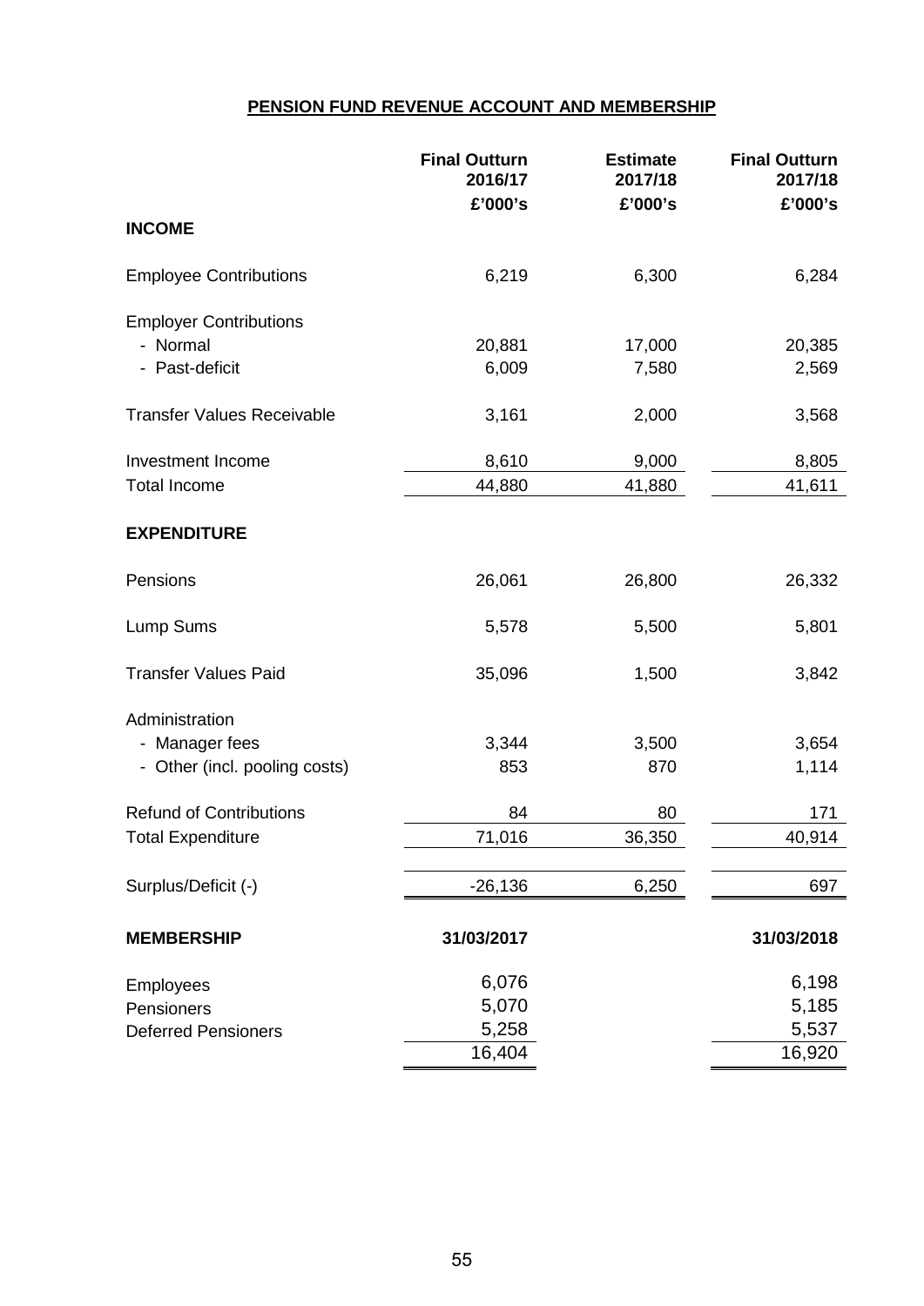## PENSION FUND REVENUE ACCOUNT AND MEMBERSHIP

| | Final Outturn 2016/17 £'000's | Estimate 2017/18 £'000's | Final Outturn 2017/18 £'000's |
|---|---|---|---|
| **INCOME** | | | |
| Employee Contributions | 6,219 | 6,300 | 6,284 |
| Employer Contributions | | | |
| - Normal | 20,881 | 17,000 | 20,385 |
| - Past-deficit | 6,009 | 7,580 | 2,569 |
| Transfer Values Receivable | 3,161 | 2,000 | 3,568 |
| Investment Income | 8,610 | 9,000 | 8,805 |
| Total Income | 44,880 | 41,880 | 41,611 |
| **EXPENDITURE** | | | |
| Pensions | 26,061 | 26,800 | 26,332 |
| Lump Sums | 5,578 | 5,500 | 5,801 |
| Transfer Values Paid | 35,096 | 1,500 | 3,842 |
| Administration | | | |
| - Manager fees | 3,344 | 3,500 | 3,654 |
| - Other (incl. pooling costs) | 853 | 870 | 1,114 |
| Refund of Contributions | 84 | 80 | 171 |
| Total Expenditure | 71,016 | 36,350 | 40,914 |
| Surplus/Deficit (-) | -26,136 | 6,250 | 697 |

| **MEMBERSHIP** | **31/03/2017** | **31/03/2018** |
|---|---|---|
| Employees | 6,076 | 6,198 |
| Pensioners | 5,070 | 5,185 |
| Deferred Pensioners | 5,258 | 5,537 |
| | 16,404 | 16,920 |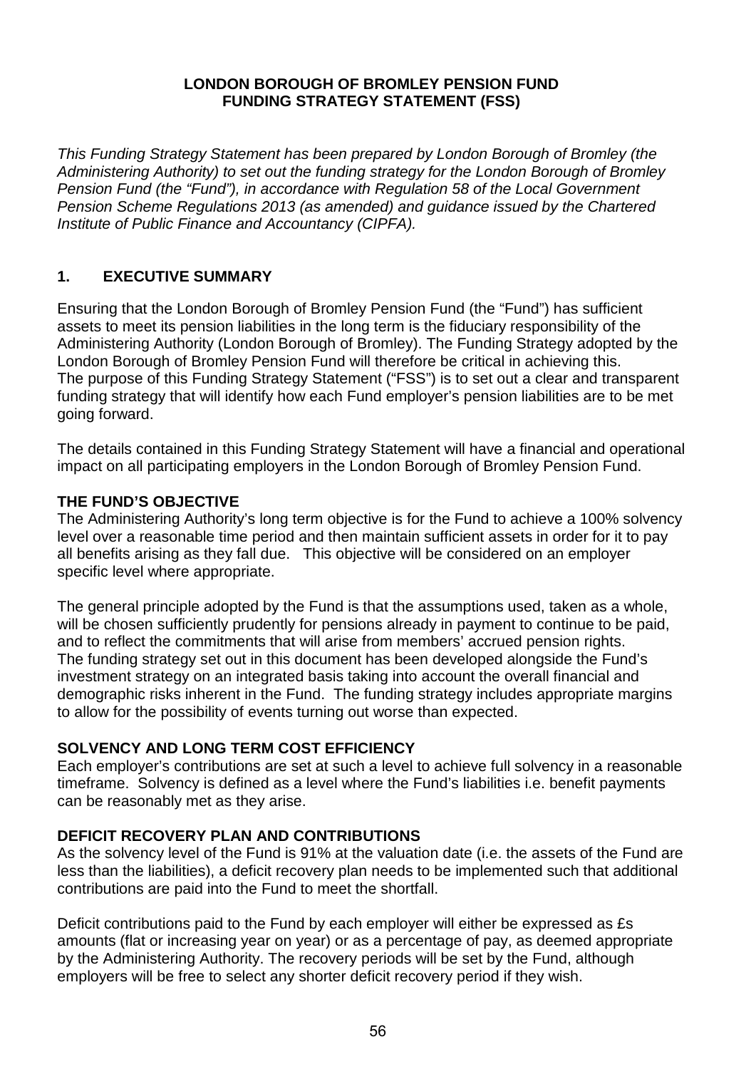**LONDON BOROUGH OF BROMLEY PENSION FUND**
**FUNDING STRATEGY STATEMENT (FSS)**

*This Funding Strategy Statement has been prepared by London Borough of Bromley (the Administering Authority) to set out the funding strategy for the London Borough of Bromley Pension Fund (the "Fund"), in accordance with Regulation 58 of the Local Government Pension Scheme Regulations 2013 (as amended) and guidance issued by the Chartered Institute of Public Finance and Accountancy (CIPFA).*

## 1. EXECUTIVE SUMMARY

Ensuring that the London Borough of Bromley Pension Fund (the "Fund") has sufficient assets to meet its pension liabilities in the long term is the fiduciary responsibility of the Administering Authority (London Borough of Bromley). The Funding Strategy adopted by the London Borough of Bromley Pension Fund will therefore be critical in achieving this. The purpose of this Funding Strategy Statement ("FSS") is to set out a clear and transparent funding strategy that will identify how each Fund employer's pension liabilities are to be met going forward.

The details contained in this Funding Strategy Statement will have a financial and operational impact on all participating employers in the London Borough of Bromley Pension Fund.

### THE FUND'S OBJECTIVE

The Administering Authority's long term objective is for the Fund to achieve a 100% solvency level over a reasonable time period and then maintain sufficient assets in order for it to pay all benefits arising as they fall due. This objective will be considered on an employer specific level where appropriate.

The general principle adopted by the Fund is that the assumptions used, taken as a whole, will be chosen sufficiently prudently for pensions already in payment to continue to be paid, and to reflect the commitments that will arise from members' accrued pension rights. The funding strategy set out in this document has been developed alongside the Fund's investment strategy on an integrated basis taking into account the overall financial and demographic risks inherent in the Fund. The funding strategy includes appropriate margins to allow for the possibility of events turning out worse than expected.

### SOLVENCY AND LONG TERM COST EFFICIENCY

Each employer's contributions are set at such a level to achieve full solvency in a reasonable timeframe. Solvency is defined as a level where the Fund's liabilities i.e. benefit payments can be reasonably met as they arise.

### DEFICIT RECOVERY PLAN AND CONTRIBUTIONS

As the solvency level of the Fund is 91% at the valuation date (i.e. the assets of the Fund are less than the liabilities), a deficit recovery plan needs to be implemented such that additional contributions are paid into the Fund to meet the shortfall.

Deficit contributions paid to the Fund by each employer will either be expressed as £s amounts (flat or increasing year on year) or as a percentage of pay, as deemed appropriate by the Administering Authority. The recovery periods will be set by the Fund, although employers will be free to select any shorter deficit recovery period if they wish.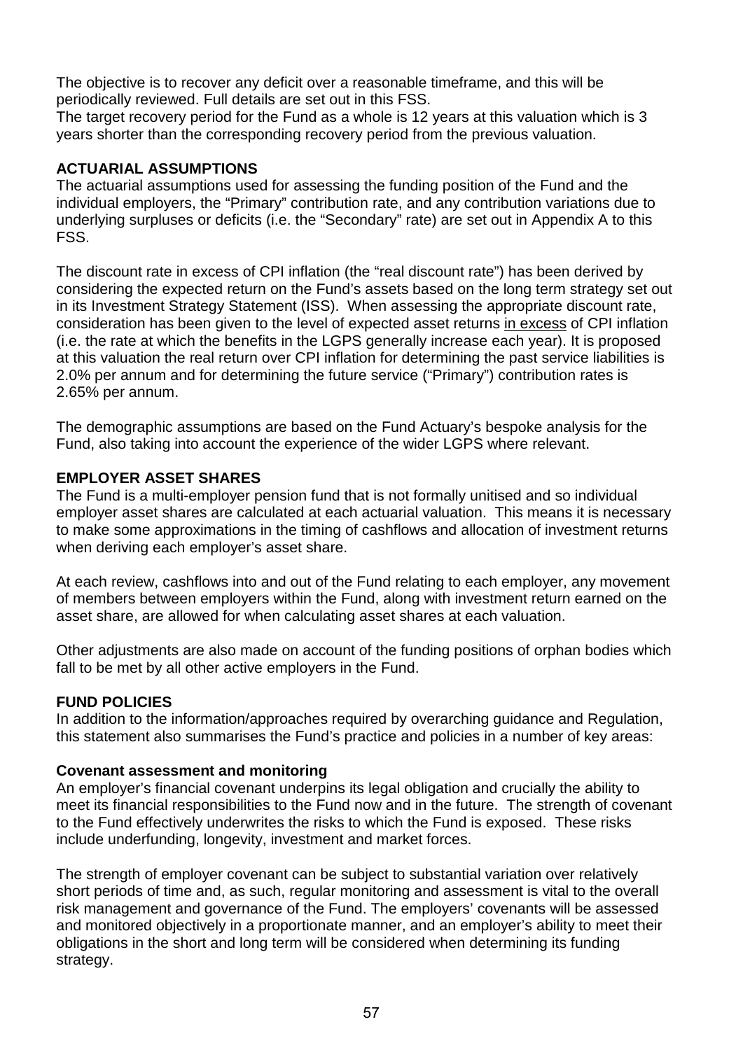The objective is to recover any deficit over a reasonable timeframe, and this will be periodically reviewed. Full details are set out in this FSS.
The target recovery period for the Fund as a whole is 12 years at this valuation which is 3 years shorter than the corresponding recovery period from the previous valuation.

## ACTUARIAL ASSUMPTIONS

The actuarial assumptions used for assessing the funding position of the Fund and the individual employers, the "Primary" contribution rate, and any contribution variations due to underlying surpluses or deficits (i.e. the "Secondary" rate) are set out in Appendix A to this FSS.

The discount rate in excess of CPI inflation (the "real discount rate") has been derived by considering the expected return on the Fund's assets based on the long term strategy set out in its Investment Strategy Statement (ISS). When assessing the appropriate discount rate, consideration has been given to the level of expected asset returns <u>in excess</u> of CPI inflation (i.e. the rate at which the benefits in the LGPS generally increase each year). It is proposed at this valuation the real return over CPI inflation for determining the past service liabilities is 2.0% per annum and for determining the future service ("Primary") contribution rates is 2.65% per annum.

The demographic assumptions are based on the Fund Actuary's bespoke analysis for the Fund, also taking into account the experience of the wider LGPS where relevant.

## EMPLOYER ASSET SHARES

The Fund is a multi-employer pension fund that is not formally unitised and so individual employer asset shares are calculated at each actuarial valuation. This means it is necessary to make some approximations in the timing of cashflows and allocation of investment returns when deriving each employer's asset share.

At each review, cashflows into and out of the Fund relating to each employer, any movement of members between employers within the Fund, along with investment return earned on the asset share, are allowed for when calculating asset shares at each valuation.

Other adjustments are also made on account of the funding positions of orphan bodies which fall to be met by all other active employers in the Fund.

## FUND POLICIES

In addition to the information/approaches required by overarching guidance and Regulation, this statement also summarises the Fund's practice and policies in a number of key areas:

### Covenant assessment and monitoring

An employer's financial covenant underpins its legal obligation and crucially the ability to meet its financial responsibilities to the Fund now and in the future. The strength of covenant to the Fund effectively underwrites the risks to which the Fund is exposed. These risks include underfunding, longevity, investment and market forces.

The strength of employer covenant can be subject to substantial variation over relatively short periods of time and, as such, regular monitoring and assessment is vital to the overall risk management and governance of the Fund. The employers' covenants will be assessed and monitored objectively in a proportionate manner, and an employer's ability to meet their obligations in the short and long term will be considered when determining its funding strategy.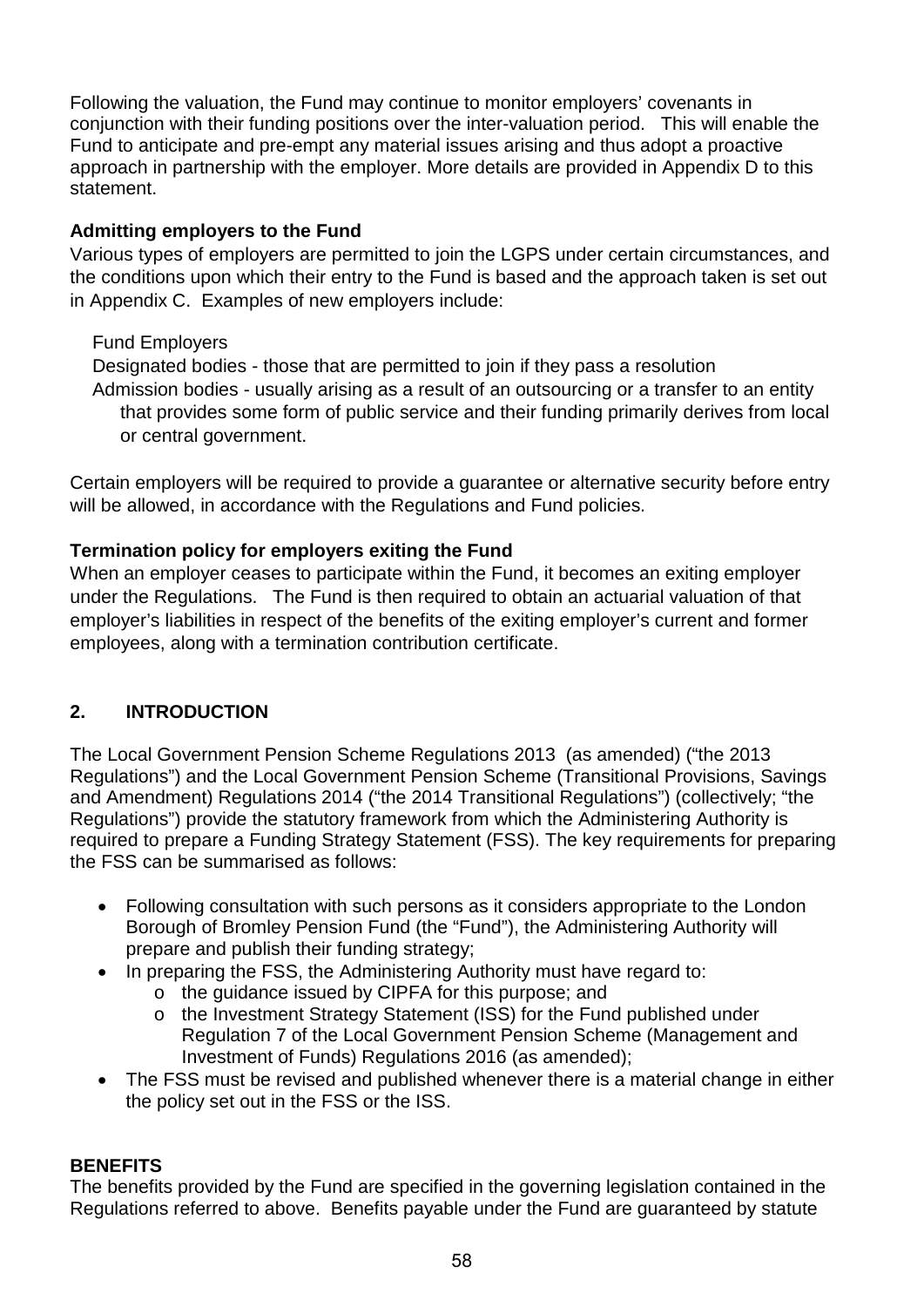Following the valuation, the Fund may continue to monitor employers' covenants in conjunction with their funding positions over the inter-valuation period. This will enable the Fund to anticipate and pre-empt any material issues arising and thus adopt a proactive approach in partnership with the employer. More details are provided in Appendix D to this statement.

**Admitting employers to the Fund**

Various types of employers are permitted to join the LGPS under certain circumstances, and the conditions upon which their entry to the Fund is based and the approach taken is set out in Appendix C. Examples of new employers include:

- Fund Employers
- Designated bodies - those that are permitted to join if they pass a resolution
- Admission bodies - usually arising as a result of an outsourcing or a transfer to an entity that provides some form of public service and their funding primarily derives from local or central government.

Certain employers will be required to provide a guarantee or alternative security before entry will be allowed, in accordance with the Regulations and Fund policies.

**Termination policy for employers exiting the Fund**

When an employer ceases to participate within the Fund, it becomes an exiting employer under the Regulations. The Fund is then required to obtain an actuarial valuation of that employer's liabilities in respect of the benefits of the exiting employer's current and former employees, along with a termination contribution certificate.

## 2. INTRODUCTION

The Local Government Pension Scheme Regulations 2013 (as amended) ("the 2013 Regulations") and the Local Government Pension Scheme (Transitional Provisions, Savings and Amendment) Regulations 2014 ("the 2014 Transitional Regulations") (collectively; "the Regulations") provide the statutory framework from which the Administering Authority is required to prepare a Funding Strategy Statement (FSS). The key requirements for preparing the FSS can be summarised as follows:

- Following consultation with such persons as it considers appropriate to the London Borough of Bromley Pension Fund (the "Fund"), the Administering Authority will prepare and publish their funding strategy;
- In preparing the FSS, the Administering Authority must have regard to:
  - the guidance issued by CIPFA for this purpose; and
  - the Investment Strategy Statement (ISS) for the Fund published under Regulation 7 of the Local Government Pension Scheme (Management and Investment of Funds) Regulations 2016 (as amended);
- The FSS must be revised and published whenever there is a material change in either the policy set out in the FSS or the ISS.

**BENEFITS**

The benefits provided by the Fund are specified in the governing legislation contained in the Regulations referred to above. Benefits payable under the Fund are guaranteed by statute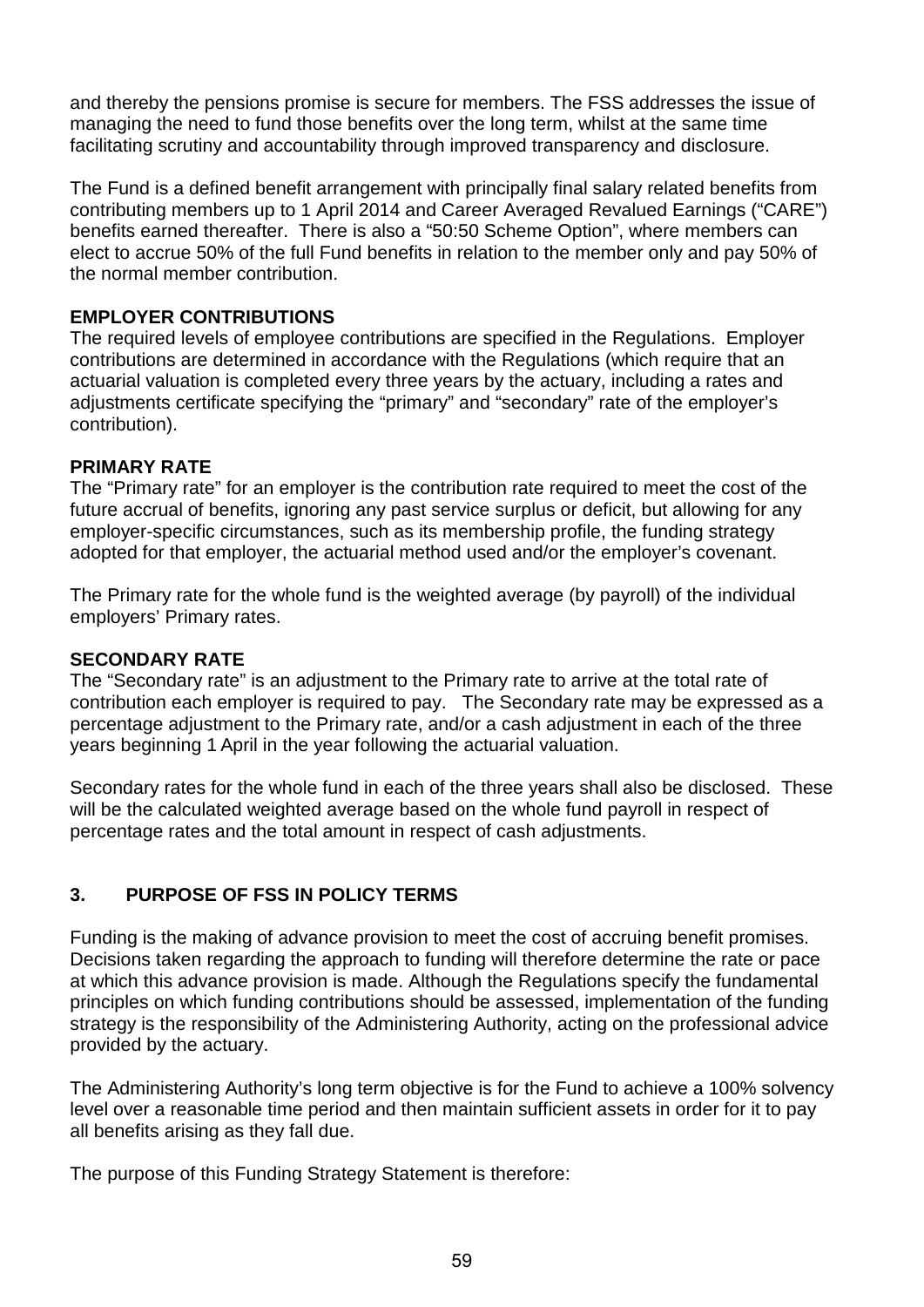and thereby the pensions promise is secure for members. The FSS addresses the issue of managing the need to fund those benefits over the long term, whilst at the same time facilitating scrutiny and accountability through improved transparency and disclosure.

The Fund is a defined benefit arrangement with principally final salary related benefits from contributing members up to 1 April 2014 and Career Averaged Revalued Earnings ("CARE") benefits earned thereafter. There is also a "50:50 Scheme Option", where members can elect to accrue 50% of the full Fund benefits in relation to the member only and pay 50% of the normal member contribution.

### EMPLOYER CONTRIBUTIONS

The required levels of employee contributions are specified in the Regulations. Employer contributions are determined in accordance with the Regulations (which require that an actuarial valuation is completed every three years by the actuary, including a rates and adjustments certificate specifying the "primary" and "secondary" rate of the employer's contribution).

### PRIMARY RATE

The "Primary rate" for an employer is the contribution rate required to meet the cost of the future accrual of benefits, ignoring any past service surplus or deficit, but allowing for any employer-specific circumstances, such as its membership profile, the funding strategy adopted for that employer, the actuarial method used and/or the employer's covenant.

The Primary rate for the whole fund is the weighted average (by payroll) of the individual employers' Primary rates.

### SECONDARY RATE

The "Secondary rate" is an adjustment to the Primary rate to arrive at the total rate of contribution each employer is required to pay. The Secondary rate may be expressed as a percentage adjustment to the Primary rate, and/or a cash adjustment in each of the three years beginning 1 April in the year following the actuarial valuation.

Secondary rates for the whole fund in each of the three years shall also be disclosed. These will be the calculated weighted average based on the whole fund payroll in respect of percentage rates and the total amount in respect of cash adjustments.

## 3. PURPOSE OF FSS IN POLICY TERMS

Funding is the making of advance provision to meet the cost of accruing benefit promises. Decisions taken regarding the approach to funding will therefore determine the rate or pace at which this advance provision is made. Although the Regulations specify the fundamental principles on which funding contributions should be assessed, implementation of the funding strategy is the responsibility of the Administering Authority, acting on the professional advice provided by the actuary.

The Administering Authority's long term objective is for the Fund to achieve a 100% solvency level over a reasonable time period and then maintain sufficient assets in order for it to pay all benefits arising as they fall due.

The purpose of this Funding Strategy Statement is therefore: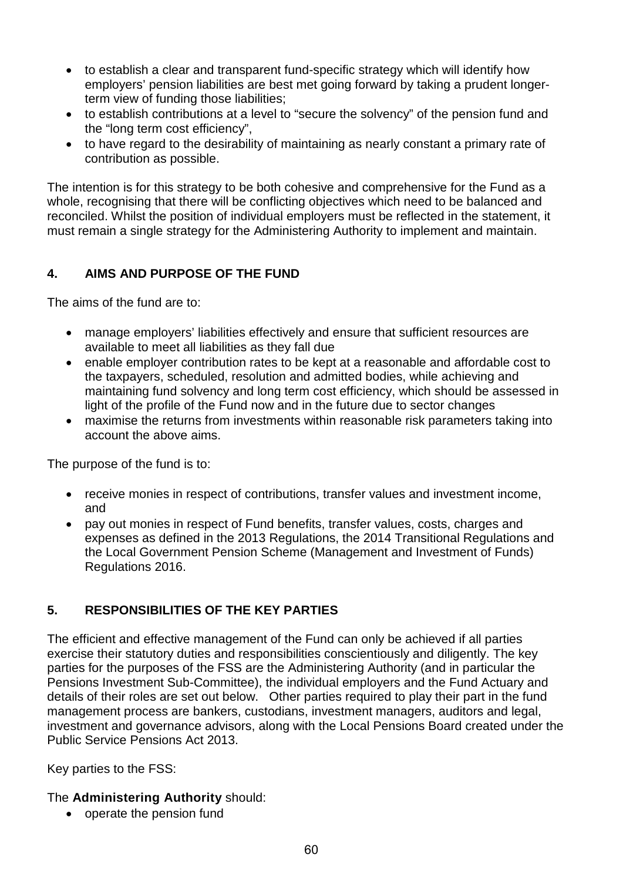- to establish a clear and transparent fund-specific strategy which will identify how employers' pension liabilities are best met going forward by taking a prudent longer-term view of funding those liabilities;
- to establish contributions at a level to "secure the solvency" of the pension fund and the "long term cost efficiency",
- to have regard to the desirability of maintaining as nearly constant a primary rate of contribution as possible.

The intention is for this strategy to be both cohesive and comprehensive for the Fund as a whole, recognising that there will be conflicting objectives which need to be balanced and reconciled. Whilst the position of individual employers must be reflected in the statement, it must remain a single strategy for the Administering Authority to implement and maintain.

## 4. AIMS AND PURPOSE OF THE FUND

The aims of the fund are to:

- manage employers' liabilities effectively and ensure that sufficient resources are available to meet all liabilities as they fall due
- enable employer contribution rates to be kept at a reasonable and affordable cost to the taxpayers, scheduled, resolution and admitted bodies, while achieving and maintaining fund solvency and long term cost efficiency, which should be assessed in light of the profile of the Fund now and in the future due to sector changes
- maximise the returns from investments within reasonable risk parameters taking into account the above aims.

The purpose of the fund is to:

- receive monies in respect of contributions, transfer values and investment income, and
- pay out monies in respect of Fund benefits, transfer values, costs, charges and expenses as defined in the 2013 Regulations, the 2014 Transitional Regulations and the Local Government Pension Scheme (Management and Investment of Funds) Regulations 2016.

## 5. RESPONSIBILITIES OF THE KEY PARTIES

The efficient and effective management of the Fund can only be achieved if all parties exercise their statutory duties and responsibilities conscientiously and diligently. The key parties for the purposes of the FSS are the Administering Authority (and in particular the Pensions Investment Sub-Committee), the individual employers and the Fund Actuary and details of their roles are set out below. Other parties required to play their part in the fund management process are bankers, custodians, investment managers, auditors and legal, investment and governance advisors, along with the Local Pensions Board created under the Public Service Pensions Act 2013.

Key parties to the FSS:

The **Administering Authority** should:

- operate the pension fund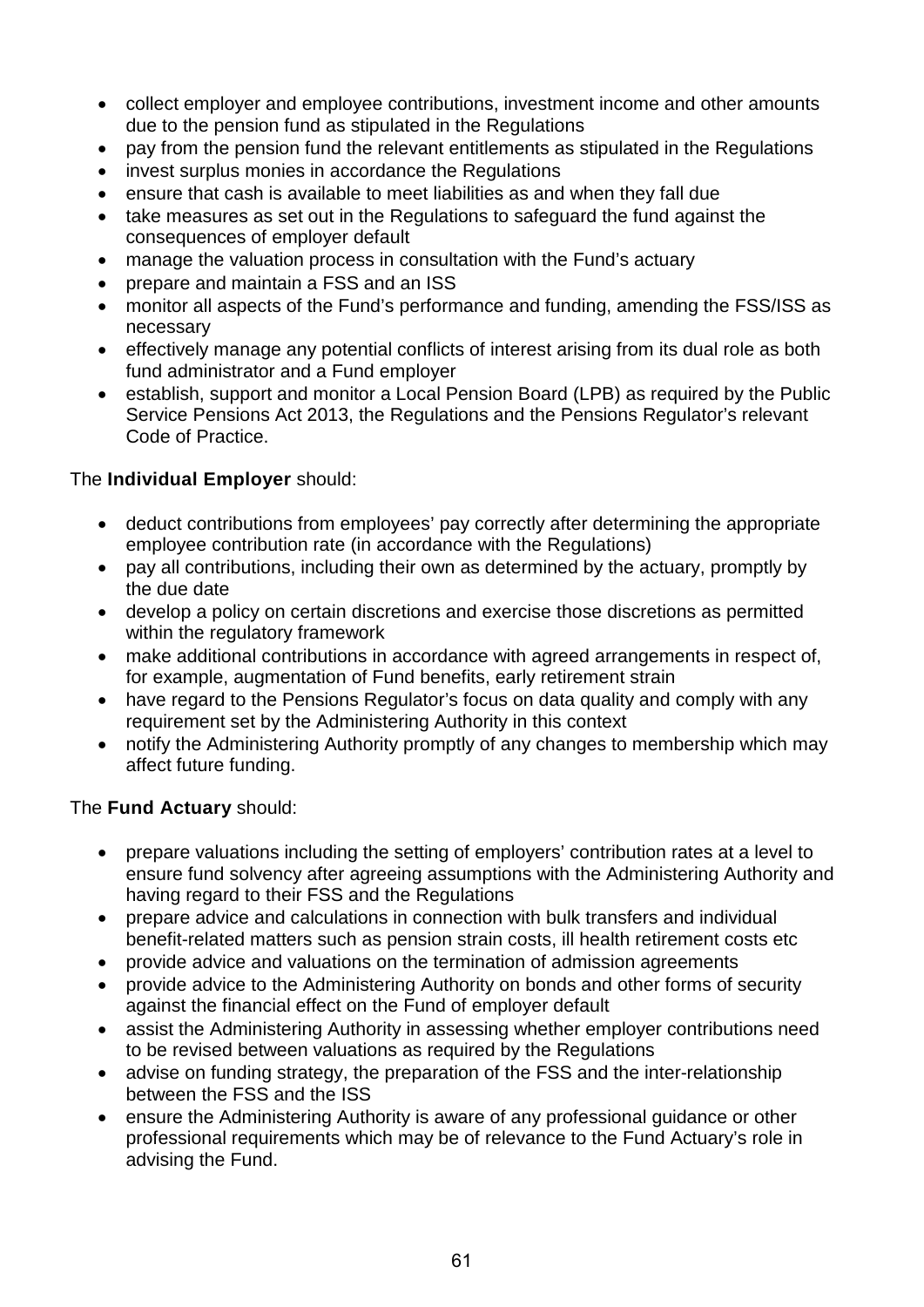- collect employer and employee contributions, investment income and other amounts due to the pension fund as stipulated in the Regulations
- pay from the pension fund the relevant entitlements as stipulated in the Regulations
- invest surplus monies in accordance the Regulations
- ensure that cash is available to meet liabilities as and when they fall due
- take measures as set out in the Regulations to safeguard the fund against the consequences of employer default
- manage the valuation process in consultation with the Fund's actuary
- prepare and maintain a FSS and an ISS
- monitor all aspects of the Fund's performance and funding, amending the FSS/ISS as necessary
- effectively manage any potential conflicts of interest arising from its dual role as both fund administrator and a Fund employer
- establish, support and monitor a Local Pension Board (LPB) as required by the Public Service Pensions Act 2013, the Regulations and the Pensions Regulator's relevant Code of Practice.

The **Individual Employer** should:

- deduct contributions from employees' pay correctly after determining the appropriate employee contribution rate (in accordance with the Regulations)
- pay all contributions, including their own as determined by the actuary, promptly by the due date
- develop a policy on certain discretions and exercise those discretions as permitted within the regulatory framework
- make additional contributions in accordance with agreed arrangements in respect of, for example, augmentation of Fund benefits, early retirement strain
- have regard to the Pensions Regulator's focus on data quality and comply with any requirement set by the Administering Authority in this context
- notify the Administering Authority promptly of any changes to membership which may affect future funding.

The **Fund Actuary** should:

- prepare valuations including the setting of employers' contribution rates at a level to ensure fund solvency after agreeing assumptions with the Administering Authority and having regard to their FSS and the Regulations
- prepare advice and calculations in connection with bulk transfers and individual benefit-related matters such as pension strain costs, ill health retirement costs etc
- provide advice and valuations on the termination of admission agreements
- provide advice to the Administering Authority on bonds and other forms of security against the financial effect on the Fund of employer default
- assist the Administering Authority in assessing whether employer contributions need to be revised between valuations as required by the Regulations
- advise on funding strategy, the preparation of the FSS and the inter-relationship between the FSS and the ISS
- ensure the Administering Authority is aware of any professional guidance or other professional requirements which may be of relevance to the Fund Actuary's role in advising the Fund.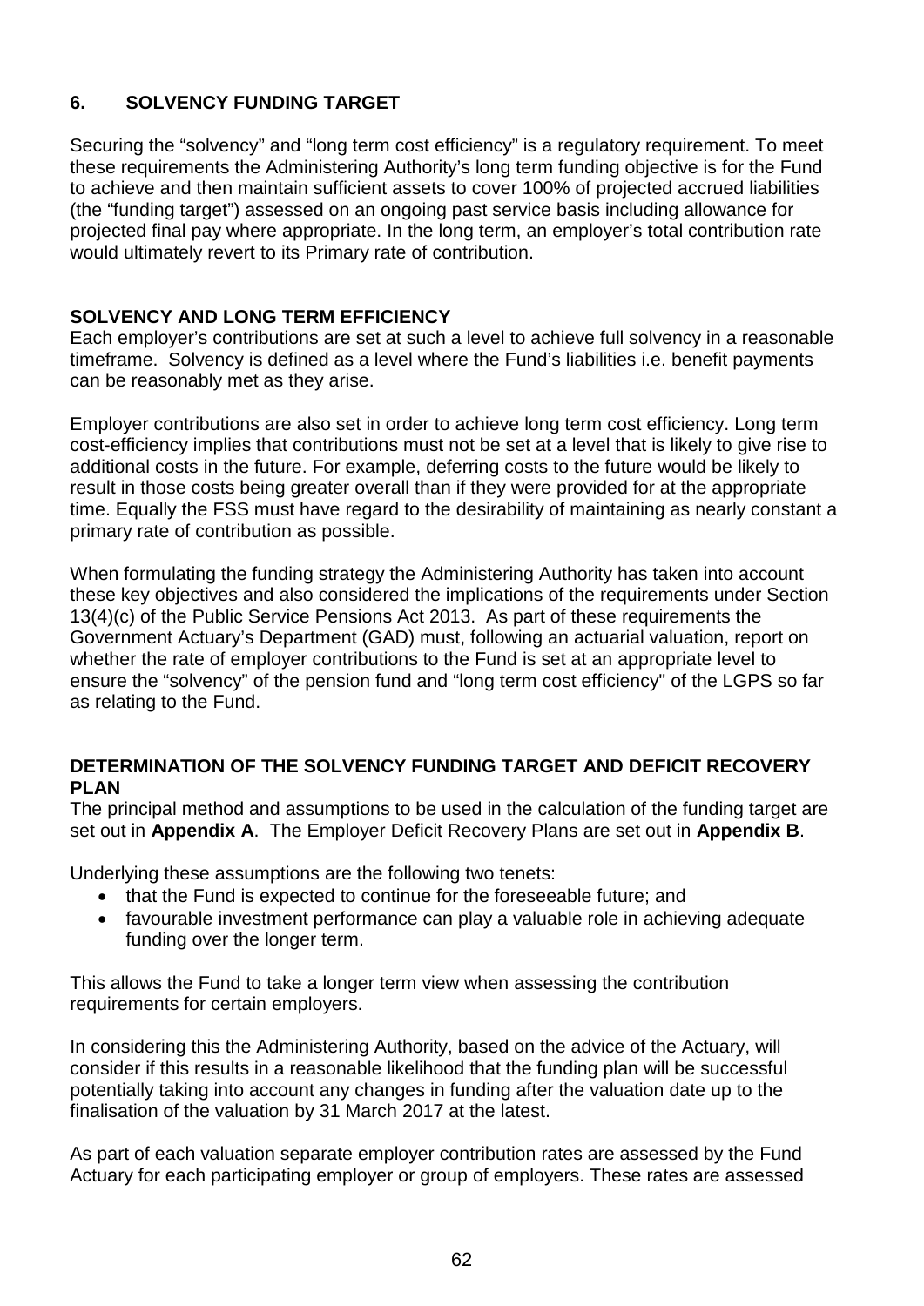## 6. SOLVENCY FUNDING TARGET

Securing the "solvency" and "long term cost efficiency" is a regulatory requirement. To meet these requirements the Administering Authority's long term funding objective is for the Fund to achieve and then maintain sufficient assets to cover 100% of projected accrued liabilities (the "funding target") assessed on an ongoing past service basis including allowance for projected final pay where appropriate. In the long term, an employer's total contribution rate would ultimately revert to its Primary rate of contribution.

### SOLVENCY AND LONG TERM EFFICIENCY

Each employer's contributions are set at such a level to achieve full solvency in a reasonable timeframe. Solvency is defined as a level where the Fund's liabilities i.e. benefit payments can be reasonably met as they arise.

Employer contributions are also set in order to achieve long term cost efficiency. Long term cost-efficiency implies that contributions must not be set at a level that is likely to give rise to additional costs in the future. For example, deferring costs to the future would be likely to result in those costs being greater overall than if they were provided for at the appropriate time. Equally the FSS must have regard to the desirability of maintaining as nearly constant a primary rate of contribution as possible.

When formulating the funding strategy the Administering Authority has taken into account these key objectives and also considered the implications of the requirements under Section 13(4)(c) of the Public Service Pensions Act 2013. As part of these requirements the Government Actuary's Department (GAD) must, following an actuarial valuation, report on whether the rate of employer contributions to the Fund is set at an appropriate level to ensure the "solvency" of the pension fund and "long term cost efficiency" of the LGPS so far as relating to the Fund.

### DETERMINATION OF THE SOLVENCY FUNDING TARGET AND DEFICIT RECOVERY PLAN

The principal method and assumptions to be used in the calculation of the funding target are set out in **Appendix A**. The Employer Deficit Recovery Plans are set out in **Appendix B**.

Underlying these assumptions are the following two tenets:

- that the Fund is expected to continue for the foreseeable future; and
- favourable investment performance can play a valuable role in achieving adequate funding over the longer term.

This allows the Fund to take a longer term view when assessing the contribution requirements for certain employers.

In considering this the Administering Authority, based on the advice of the Actuary, will consider if this results in a reasonable likelihood that the funding plan will be successful potentially taking into account any changes in funding after the valuation date up to the finalisation of the valuation by 31 March 2017 at the latest.

As part of each valuation separate employer contribution rates are assessed by the Fund Actuary for each participating employer or group of employers. These rates are assessed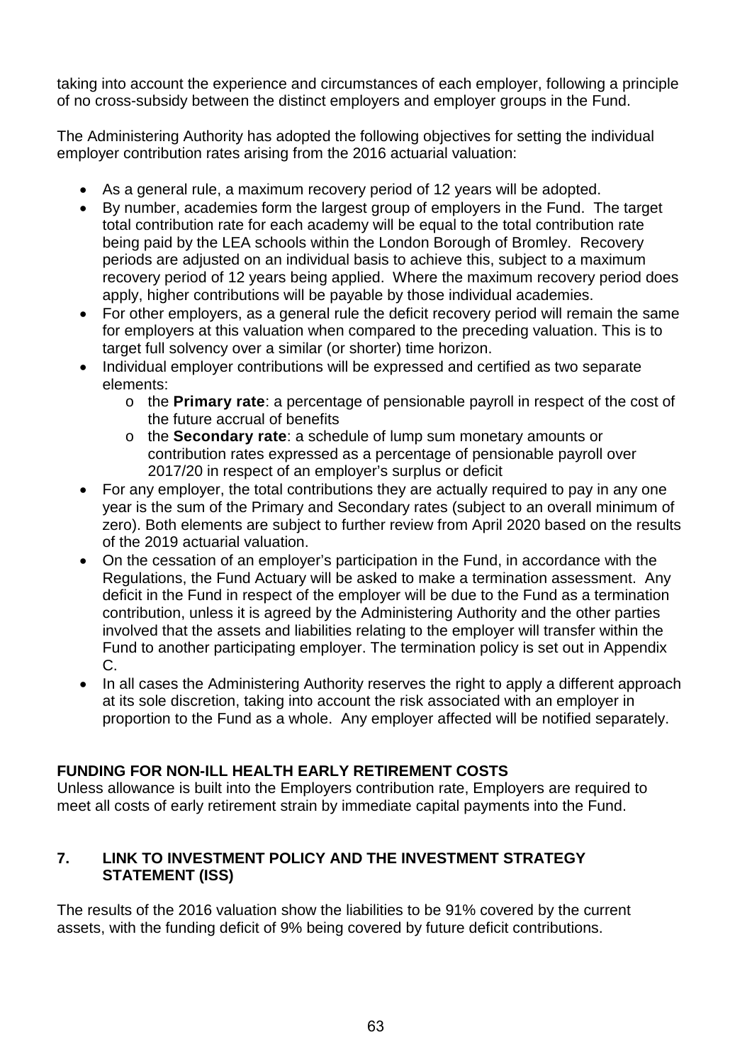taking into account the experience and circumstances of each employer, following a principle of no cross-subsidy between the distinct employers and employer groups in the Fund.

The Administering Authority has adopted the following objectives for setting the individual employer contribution rates arising from the 2016 actuarial valuation:

- As a general rule, a maximum recovery period of 12 years will be adopted.
- By number, academies form the largest group of employers in the Fund. The target total contribution rate for each academy will be equal to the total contribution rate being paid by the LEA schools within the London Borough of Bromley. Recovery periods are adjusted on an individual basis to achieve this, subject to a maximum recovery period of 12 years being applied. Where the maximum recovery period does apply, higher contributions will be payable by those individual academies.
- For other employers, as a general rule the deficit recovery period will remain the same for employers at this valuation when compared to the preceding valuation. This is to target full solvency over a similar (or shorter) time horizon.
- Individual employer contributions will be expressed and certified as two separate elements:
  - the **Primary rate**: a percentage of pensionable payroll in respect of the cost of the future accrual of benefits
  - the **Secondary rate**: a schedule of lump sum monetary amounts or contribution rates expressed as a percentage of pensionable payroll over 2017/20 in respect of an employer's surplus or deficit
- For any employer, the total contributions they are actually required to pay in any one year is the sum of the Primary and Secondary rates (subject to an overall minimum of zero). Both elements are subject to further review from April 2020 based on the results of the 2019 actuarial valuation.
- On the cessation of an employer's participation in the Fund, in accordance with the Regulations, the Fund Actuary will be asked to make a termination assessment. Any deficit in the Fund in respect of the employer will be due to the Fund as a termination contribution, unless it is agreed by the Administering Authority and the other parties involved that the assets and liabilities relating to the employer will transfer within the Fund to another participating employer. The termination policy is set out in Appendix C.
- In all cases the Administering Authority reserves the right to apply a different approach at its sole discretion, taking into account the risk associated with an employer in proportion to the Fund as a whole. Any employer affected will be notified separately.

**FUNDING FOR NON-ILL HEALTH EARLY RETIREMENT COSTS**

Unless allowance is built into the Employers contribution rate, Employers are required to meet all costs of early retirement strain by immediate capital payments into the Fund.

## 7. LINK TO INVESTMENT POLICY AND THE INVESTMENT STRATEGY STATEMENT (ISS)

The results of the 2016 valuation show the liabilities to be 91% covered by the current assets, with the funding deficit of 9% being covered by future deficit contributions.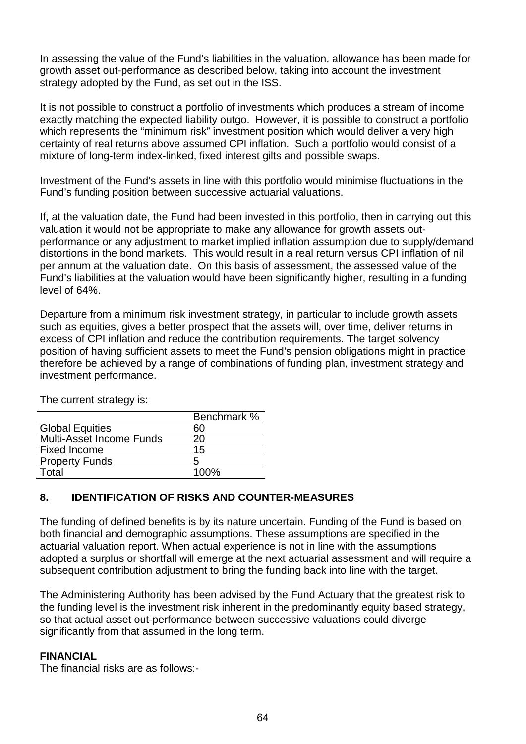In assessing the value of the Fund's liabilities in the valuation, allowance has been made for growth asset out-performance as described below, taking into account the investment strategy adopted by the Fund, as set out in the ISS.

It is not possible to construct a portfolio of investments which produces a stream of income exactly matching the expected liability outgo. However, it is possible to construct a portfolio which represents the "minimum risk" investment position which would deliver a very high certainty of real returns above assumed CPI inflation. Such a portfolio would consist of a mixture of long-term index-linked, fixed interest gilts and possible swaps.

Investment of the Fund's assets in line with this portfolio would minimise fluctuations in the Fund's funding position between successive actuarial valuations.

If, at the valuation date, the Fund had been invested in this portfolio, then in carrying out this valuation it would not be appropriate to make any allowance for growth assets out-performance or any adjustment to market implied inflation assumption due to supply/demand distortions in the bond markets. This would result in a real return versus CPI inflation of nil per annum at the valuation date. On this basis of assessment, the assessed value of the Fund's liabilities at the valuation would have been significantly higher, resulting in a funding level of 64%.

Departure from a minimum risk investment strategy, in particular to include growth assets such as equities, gives a better prospect that the assets will, over time, deliver returns in excess of CPI inflation and reduce the contribution requirements. The target solvency position of having sufficient assets to meet the Fund's pension obligations might in practice therefore be achieved by a range of combinations of funding plan, investment strategy and investment performance.

The current strategy is:

| | Benchmark % |
|---|---|
| Global Equities | 60 |
| Multi-Asset Income Funds | 20 |
| Fixed Income | 15 |
| Property Funds | 5 |
| Total | 100% |

## 8. IDENTIFICATION OF RISKS AND COUNTER-MEASURES

The funding of defined benefits is by its nature uncertain. Funding of the Fund is based on both financial and demographic assumptions. These assumptions are specified in the actuarial valuation report. When actual experience is not in line with the assumptions adopted a surplus or shortfall will emerge at the next actuarial assessment and will require a subsequent contribution adjustment to bring the funding back into line with the target.

The Administering Authority has been advised by the Fund Actuary that the greatest risk to the funding level is the investment risk inherent in the predominantly equity based strategy, so that actual asset out-performance between successive valuations could diverge significantly from that assumed in the long term.

**FINANCIAL**

The financial risks are as follows:-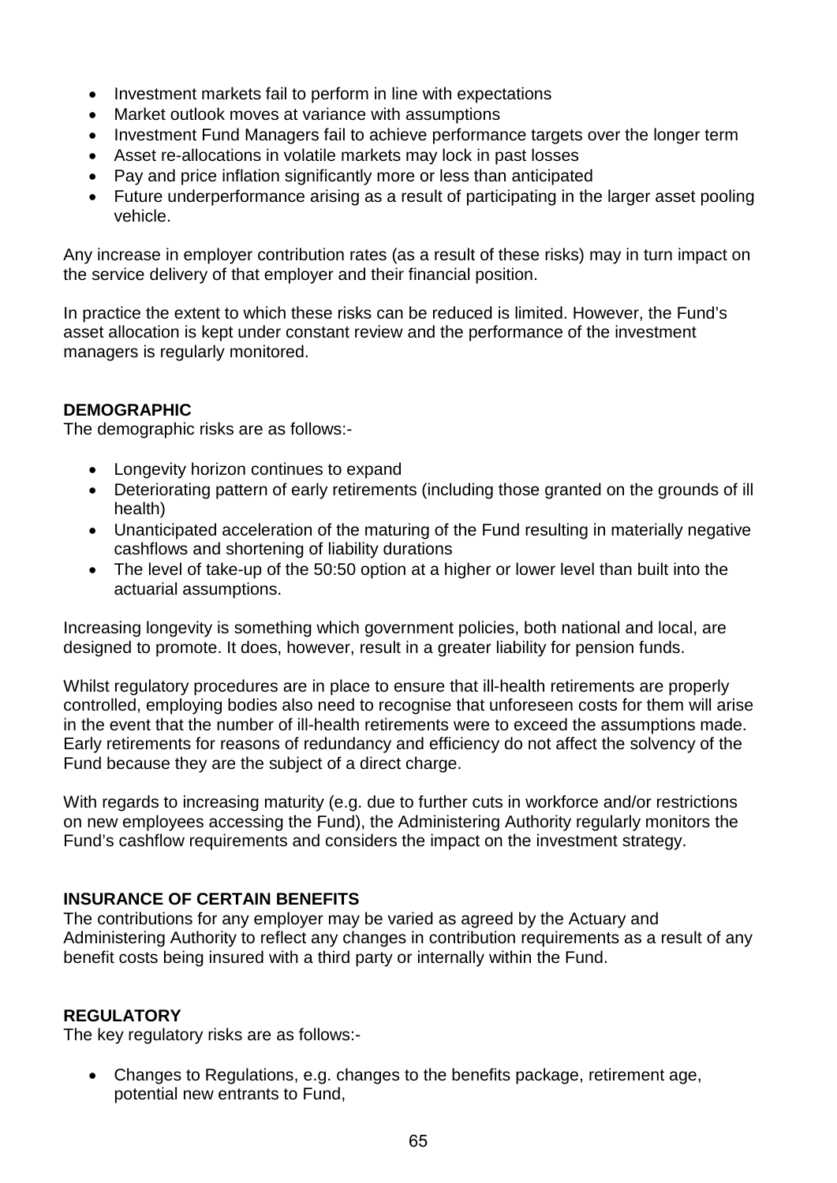- Investment markets fail to perform in line with expectations
- Market outlook moves at variance with assumptions
- Investment Fund Managers fail to achieve performance targets over the longer term
- Asset re-allocations in volatile markets may lock in past losses
- Pay and price inflation significantly more or less than anticipated
- Future underperformance arising as a result of participating in the larger asset pooling vehicle.

Any increase in employer contribution rates (as a result of these risks) may in turn impact on the service delivery of that employer and their financial position.

In practice the extent to which these risks can be reduced is limited. However, the Fund's asset allocation is kept under constant review and the performance of the investment managers is regularly monitored.

**DEMOGRAPHIC**

The demographic risks are as follows:-

- Longevity horizon continues to expand
- Deteriorating pattern of early retirements (including those granted on the grounds of ill health)
- Unanticipated acceleration of the maturing of the Fund resulting in materially negative cashflows and shortening of liability durations
- The level of take-up of the 50:50 option at a higher or lower level than built into the actuarial assumptions.

Increasing longevity is something which government policies, both national and local, are designed to promote. It does, however, result in a greater liability for pension funds.

Whilst regulatory procedures are in place to ensure that ill-health retirements are properly controlled, employing bodies also need to recognise that unforeseen costs for them will arise in the event that the number of ill-health retirements were to exceed the assumptions made. Early retirements for reasons of redundancy and efficiency do not affect the solvency of the Fund because they are the subject of a direct charge.

With regards to increasing maturity (e.g. due to further cuts in workforce and/or restrictions on new employees accessing the Fund), the Administering Authority regularly monitors the Fund's cashflow requirements and considers the impact on the investment strategy.

**INSURANCE OF CERTAIN BENEFITS**

The contributions for any employer may be varied as agreed by the Actuary and Administering Authority to reflect any changes in contribution requirements as a result of any benefit costs being insured with a third party or internally within the Fund.

**REGULATORY**

The key regulatory risks are as follows:-

- Changes to Regulations, e.g. changes to the benefits package, retirement age, potential new entrants to Fund,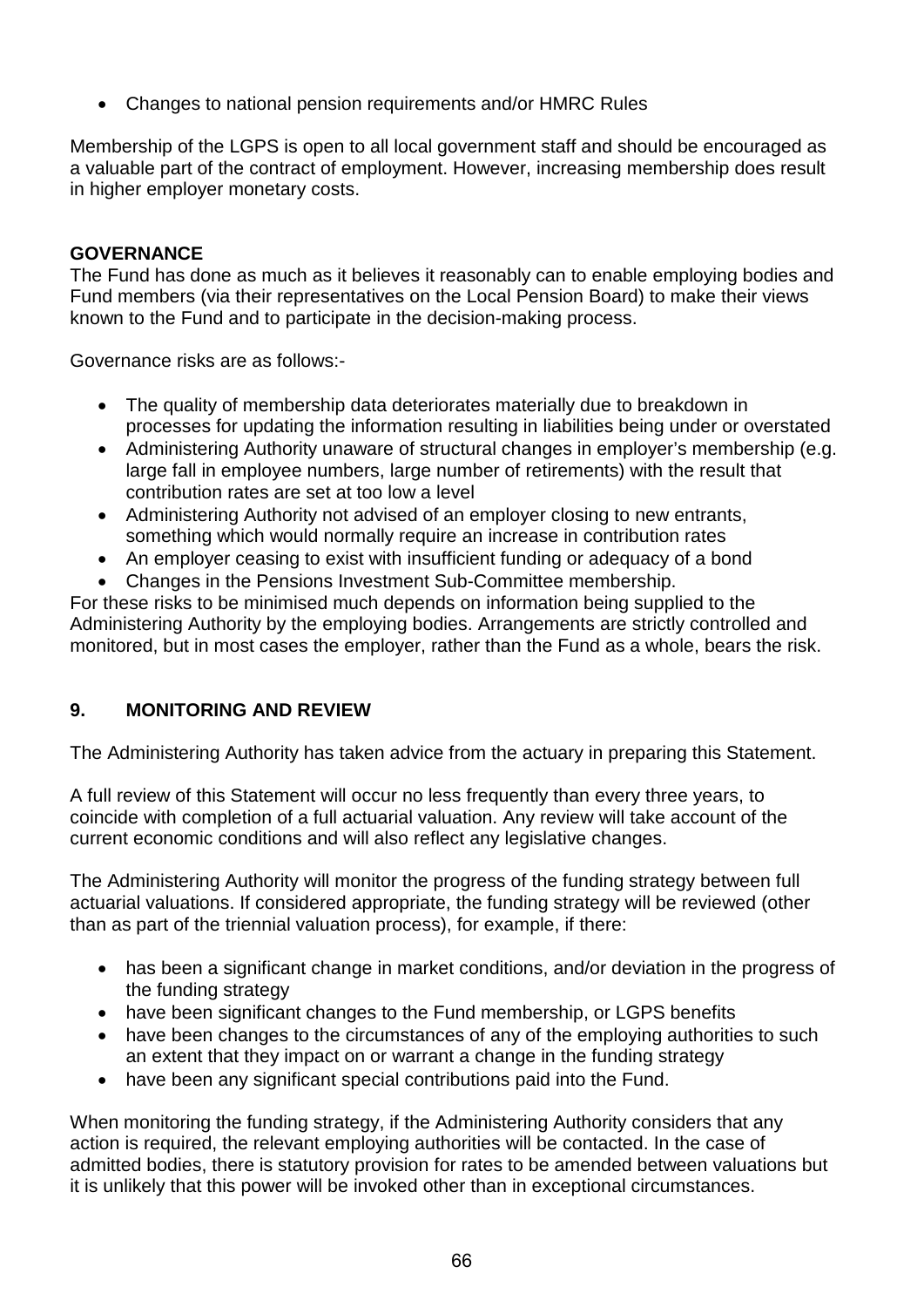- Changes to national pension requirements and/or HMRC Rules

Membership of the LGPS is open to all local government staff and should be encouraged as a valuable part of the contract of employment. However, increasing membership does result in higher employer monetary costs.

**GOVERNANCE**

The Fund has done as much as it believes it reasonably can to enable employing bodies and Fund members (via their representatives on the Local Pension Board) to make their views known to the Fund and to participate in the decision-making process.

Governance risks are as follows:-

- The quality of membership data deteriorates materially due to breakdown in processes for updating the information resulting in liabilities being under or overstated
- Administering Authority unaware of structural changes in employer's membership (e.g. large fall in employee numbers, large number of retirements) with the result that contribution rates are set at too low a level
- Administering Authority not advised of an employer closing to new entrants, something which would normally require an increase in contribution rates
- An employer ceasing to exist with insufficient funding or adequacy of a bond
- Changes in the Pensions Investment Sub-Committee membership.

For these risks to be minimised much depends on information being supplied to the Administering Authority by the employing bodies. Arrangements are strictly controlled and monitored, but in most cases the employer, rather than the Fund as a whole, bears the risk.

## 9. MONITORING AND REVIEW

The Administering Authority has taken advice from the actuary in preparing this Statement.

A full review of this Statement will occur no less frequently than every three years, to coincide with completion of a full actuarial valuation. Any review will take account of the current economic conditions and will also reflect any legislative changes.

The Administering Authority will monitor the progress of the funding strategy between full actuarial valuations. If considered appropriate, the funding strategy will be reviewed (other than as part of the triennial valuation process), for example, if there:

- has been a significant change in market conditions, and/or deviation in the progress of the funding strategy
- have been significant changes to the Fund membership, or LGPS benefits
- have been changes to the circumstances of any of the employing authorities to such an extent that they impact on or warrant a change in the funding strategy
- have been any significant special contributions paid into the Fund.

When monitoring the funding strategy, if the Administering Authority considers that any action is required, the relevant employing authorities will be contacted. In the case of admitted bodies, there is statutory provision for rates to be amended between valuations but it is unlikely that this power will be invoked other than in exceptional circumstances.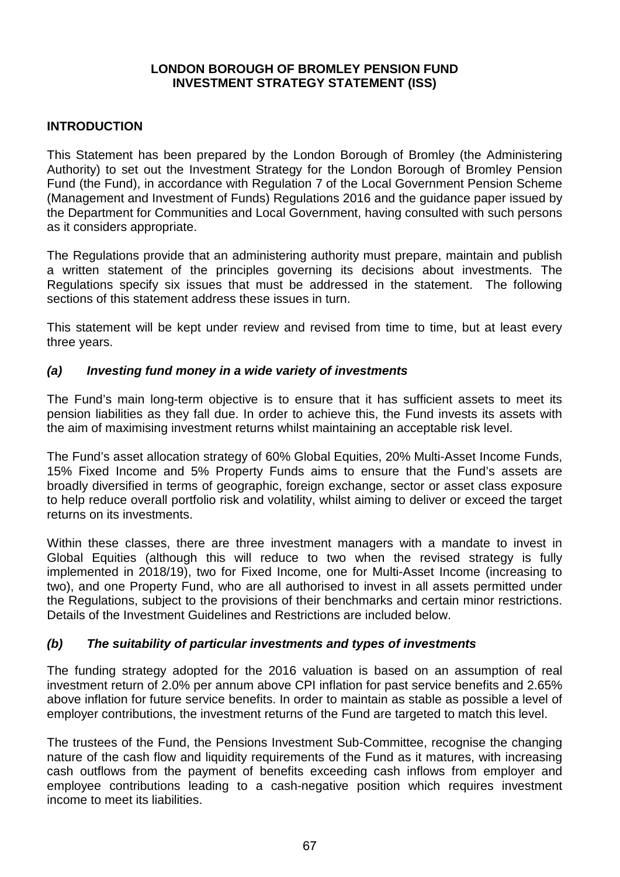**LONDON BOROUGH OF BROMLEY PENSION FUND**
**INVESTMENT STRATEGY STATEMENT (ISS)**

## INTRODUCTION

This Statement has been prepared by the London Borough of Bromley (the Administering Authority) to set out the Investment Strategy for the London Borough of Bromley Pension Fund (the Fund), in accordance with Regulation 7 of the Local Government Pension Scheme (Management and Investment of Funds) Regulations 2016 and the guidance paper issued by the Department for Communities and Local Government, having consulted with such persons as it considers appropriate.

The Regulations provide that an administering authority must prepare, maintain and publish a written statement of the principles governing its decisions about investments. The Regulations specify six issues that must be addressed in the statement. The following sections of this statement address these issues in turn.

This statement will be kept under review and revised from time to time, but at least every three years.

### *(a) Investing fund money in a wide variety of investments*

The Fund's main long-term objective is to ensure that it has sufficient assets to meet its pension liabilities as they fall due. In order to achieve this, the Fund invests its assets with the aim of maximising investment returns whilst maintaining an acceptable risk level.

The Fund's asset allocation strategy of 60% Global Equities, 20% Multi-Asset Income Funds, 15% Fixed Income and 5% Property Funds aims to ensure that the Fund's assets are broadly diversified in terms of geographic, foreign exchange, sector or asset class exposure to help reduce overall portfolio risk and volatility, whilst aiming to deliver or exceed the target returns on its investments.

Within these classes, there are three investment managers with a mandate to invest in Global Equities (although this will reduce to two when the revised strategy is fully implemented in 2018/19), two for Fixed Income, one for Multi-Asset Income (increasing to two), and one Property Fund, who are all authorised to invest in all assets permitted under the Regulations, subject to the provisions of their benchmarks and certain minor restrictions. Details of the Investment Guidelines and Restrictions are included below.

### *(b) The suitability of particular investments and types of investments*

The funding strategy adopted for the 2016 valuation is based on an assumption of real investment return of 2.0% per annum above CPI inflation for past service benefits and 2.65% above inflation for future service benefits. In order to maintain as stable as possible a level of employer contributions, the investment returns of the Fund are targeted to match this level.

The trustees of the Fund, the Pensions Investment Sub-Committee, recognise the changing nature of the cash flow and liquidity requirements of the Fund as it matures, with increasing cash outflows from the payment of benefits exceeding cash inflows from employer and employee contributions leading to a cash-negative position which requires investment income to meet its liabilities.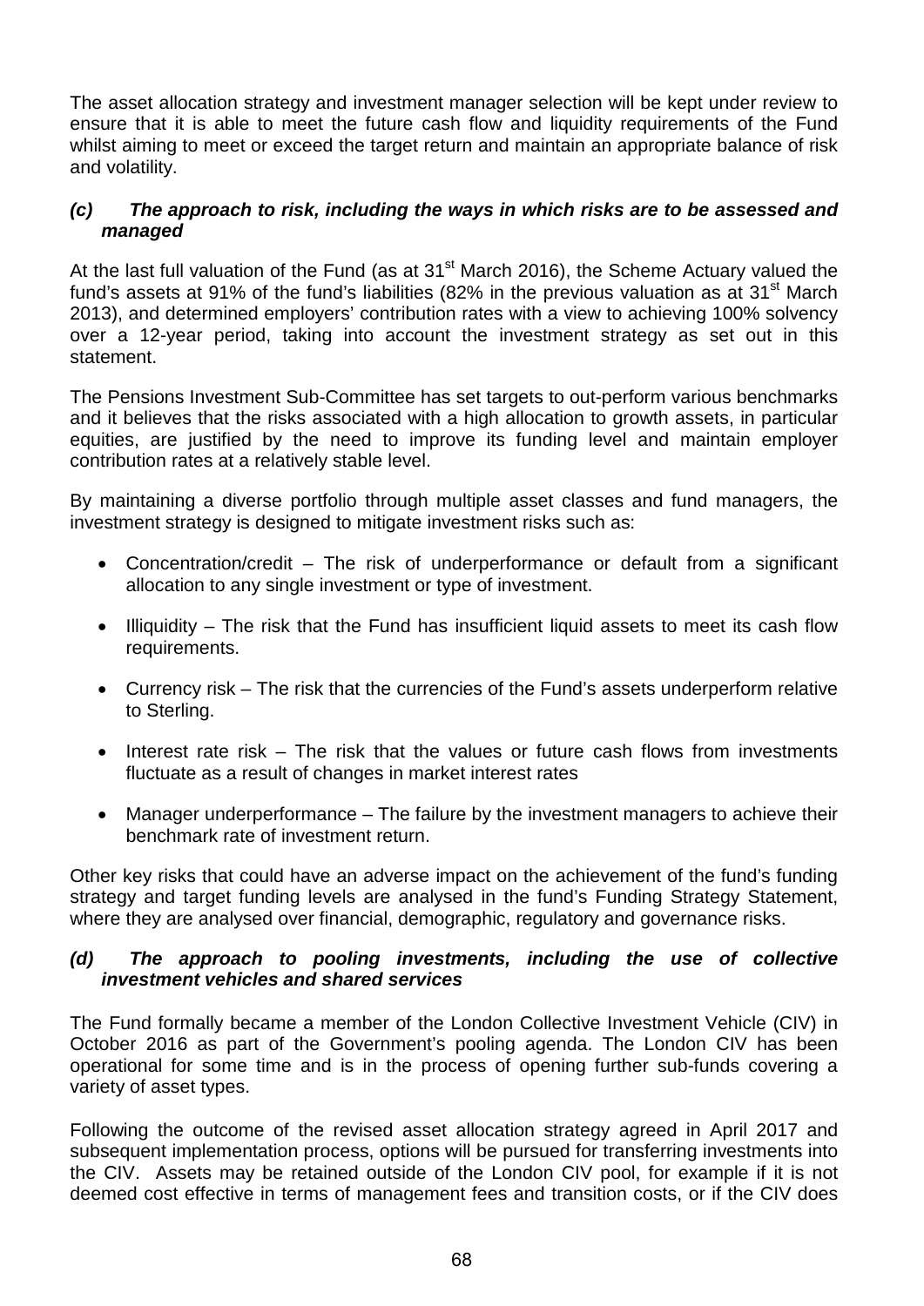The asset allocation strategy and investment manager selection will be kept under review to ensure that it is able to meet the future cash flow and liquidity requirements of the Fund whilst aiming to meet or exceed the target return and maintain an appropriate balance of risk and volatility.

### *(c) The approach to risk, including the ways in which risks are to be assessed and managed*

At the last full valuation of the Fund (as at 31st March 2016), the Scheme Actuary valued the fund's assets at 91% of the fund's liabilities (82% in the previous valuation as at 31st March 2013), and determined employers' contribution rates with a view to achieving 100% solvency over a 12-year period, taking into account the investment strategy as set out in this statement.

The Pensions Investment Sub-Committee has set targets to out-perform various benchmarks and it believes that the risks associated with a high allocation to growth assets, in particular equities, are justified by the need to improve its funding level and maintain employer contribution rates at a relatively stable level.

By maintaining a diverse portfolio through multiple asset classes and fund managers, the investment strategy is designed to mitigate investment risks such as:

- Concentration/credit – The risk of underperformance or default from a significant allocation to any single investment or type of investment.
- Illiquidity – The risk that the Fund has insufficient liquid assets to meet its cash flow requirements.
- Currency risk – The risk that the currencies of the Fund's assets underperform relative to Sterling.
- Interest rate risk – The risk that the values or future cash flows from investments fluctuate as a result of changes in market interest rates
- Manager underperformance – The failure by the investment managers to achieve their benchmark rate of investment return.

Other key risks that could have an adverse impact on the achievement of the fund's funding strategy and target funding levels are analysed in the fund's Funding Strategy Statement, where they are analysed over financial, demographic, regulatory and governance risks.

### *(d) The approach to pooling investments, including the use of collective investment vehicles and shared services*

The Fund formally became a member of the London Collective Investment Vehicle (CIV) in October 2016 as part of the Government's pooling agenda. The London CIV has been operational for some time and is in the process of opening further sub-funds covering a variety of asset types.

Following the outcome of the revised asset allocation strategy agreed in April 2017 and subsequent implementation process, options will be pursued for transferring investments into the CIV. Assets may be retained outside of the London CIV pool, for example if it is not deemed cost effective in terms of management fees and transition costs, or if the CIV does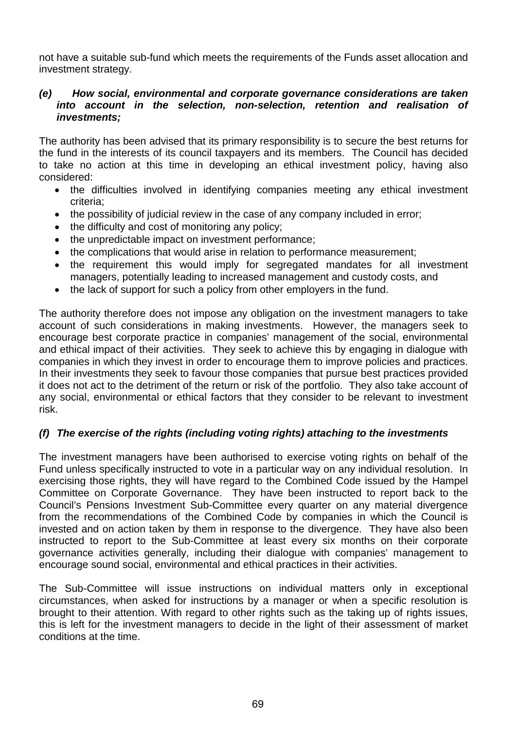not have a suitable sub-fund which meets the requirements of the Funds asset allocation and investment strategy.

***(e) How social, environmental and corporate governance considerations are taken into account in the selection, non-selection, retention and realisation of investments;***

The authority has been advised that its primary responsibility is to secure the best returns for the fund in the interests of its council taxpayers and its members. The Council has decided to take no action at this time in developing an ethical investment policy, having also considered:

- the difficulties involved in identifying companies meeting any ethical investment criteria;
- the possibility of judicial review in the case of any company included in error;
- the difficulty and cost of monitoring any policy;
- the unpredictable impact on investment performance;
- the complications that would arise in relation to performance measurement;
- the requirement this would imply for segregated mandates for all investment managers, potentially leading to increased management and custody costs, and
- the lack of support for such a policy from other employers in the fund.

The authority therefore does not impose any obligation on the investment managers to take account of such considerations in making investments. However, the managers seek to encourage best corporate practice in companies' management of the social, environmental and ethical impact of their activities. They seek to achieve this by engaging in dialogue with companies in which they invest in order to encourage them to improve policies and practices. In their investments they seek to favour those companies that pursue best practices provided it does not act to the detriment of the return or risk of the portfolio. They also take account of any social, environmental or ethical factors that they consider to be relevant to investment risk.

***(f) The exercise of the rights (including voting rights) attaching to the investments***

The investment managers have been authorised to exercise voting rights on behalf of the Fund unless specifically instructed to vote in a particular way on any individual resolution. In exercising those rights, they will have regard to the Combined Code issued by the Hampel Committee on Corporate Governance. They have been instructed to report back to the Council's Pensions Investment Sub-Committee every quarter on any material divergence from the recommendations of the Combined Code by companies in which the Council is invested and on action taken by them in response to the divergence. They have also been instructed to report to the Sub-Committee at least every six months on their corporate governance activities generally, including their dialogue with companies' management to encourage sound social, environmental and ethical practices in their activities.

The Sub-Committee will issue instructions on individual matters only in exceptional circumstances, when asked for instructions by a manager or when a specific resolution is brought to their attention. With regard to other rights such as the taking up of rights issues, this is left for the investment managers to decide in the light of their assessment of market conditions at the time.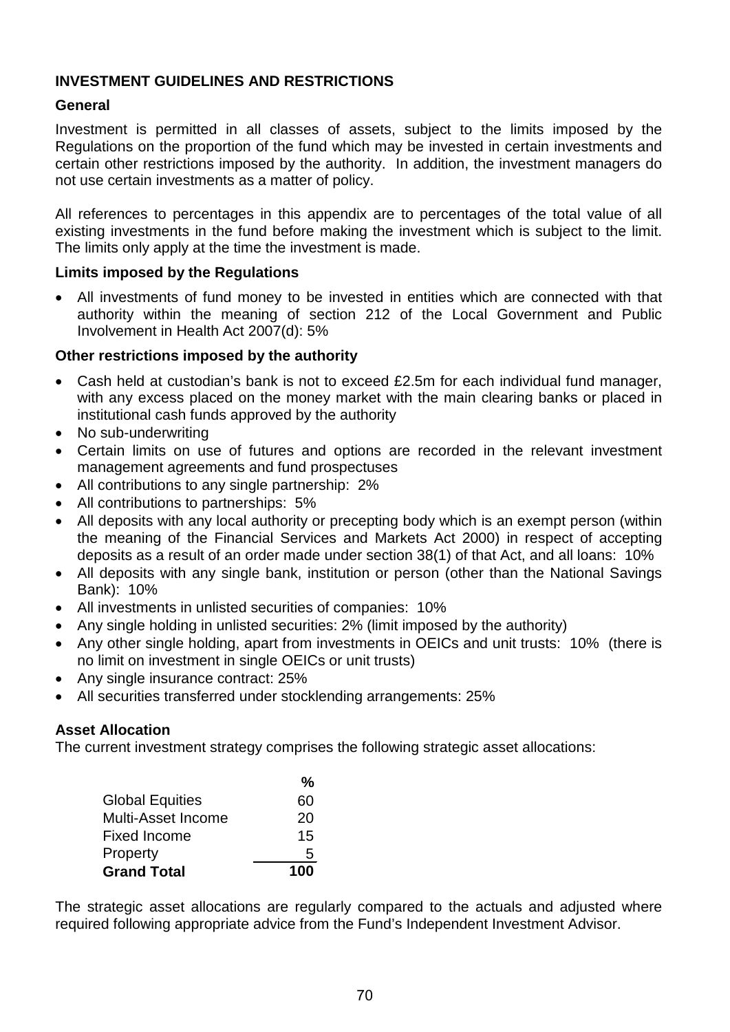## INVESTMENT GUIDELINES AND RESTRICTIONS

### General

Investment is permitted in all classes of assets, subject to the limits imposed by the Regulations on the proportion of the fund which may be invested in certain investments and certain other restrictions imposed by the authority. In addition, the investment managers do not use certain investments as a matter of policy.

All references to percentages in this appendix are to percentages of the total value of all existing investments in the fund before making the investment which is subject to the limit. The limits only apply at the time the investment is made.

### Limits imposed by the Regulations

- All investments of fund money to be invested in entities which are connected with that authority within the meaning of section 212 of the Local Government and Public Involvement in Health Act 2007(d): 5%

### Other restrictions imposed by the authority

- Cash held at custodian's bank is not to exceed £2.5m for each individual fund manager, with any excess placed on the money market with the main clearing banks or placed in institutional cash funds approved by the authority
- No sub-underwriting
- Certain limits on use of futures and options are recorded in the relevant investment management agreements and fund prospectuses
- All contributions to any single partnership: 2%
- All contributions to partnerships: 5%
- All deposits with any local authority or precepting body which is an exempt person (within the meaning of the Financial Services and Markets Act 2000) in respect of accepting deposits as a result of an order made under section 38(1) of that Act, and all loans: 10%
- All deposits with any single bank, institution or person (other than the National Savings Bank): 10%
- All investments in unlisted securities of companies: 10%
- Any single holding in unlisted securities: 2% (limit imposed by the authority)
- Any other single holding, apart from investments in OEICs and unit trusts: 10% (there is no limit on investment in single OEICs or unit trusts)
- Any single insurance contract: 25%
- All securities transferred under stocklending arrangements: 25%

### Asset Allocation

The current investment strategy comprises the following strategic asset allocations:

| | % |
|---|---|
| Global Equities | 60 |
| Multi-Asset Income | 20 |
| Fixed Income | 15 |
| Property | 5 |
| **Grand Total** | **100** |

The strategic asset allocations are regularly compared to the actuals and adjusted where required following appropriate advice from the Fund's Independent Investment Advisor.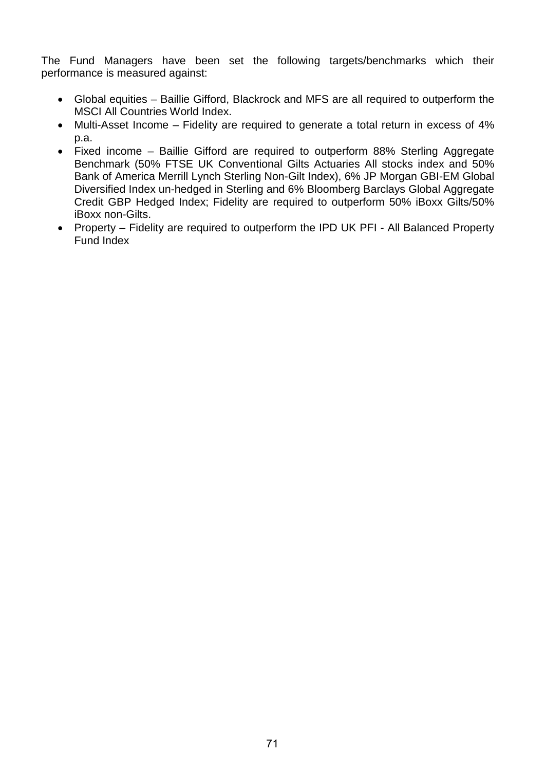The Fund Managers have been set the following targets/benchmarks which their performance is measured against:

- Global equities – Baillie Gifford, Blackrock and MFS are all required to outperform the MSCI All Countries World Index.
- Multi-Asset Income – Fidelity are required to generate a total return in excess of 4% p.a.
- Fixed income – Baillie Gifford are required to outperform 88% Sterling Aggregate Benchmark (50% FTSE UK Conventional Gilts Actuaries All stocks index and 50% Bank of America Merrill Lynch Sterling Non-Gilt Index), 6% JP Morgan GBI-EM Global Diversified Index un-hedged in Sterling and 6% Bloomberg Barclays Global Aggregate Credit GBP Hedged Index; Fidelity are required to outperform 50% iBoxx Gilts/50% iBoxx non-Gilts.
- Property – Fidelity are required to outperform the IPD UK PFI - All Balanced Property Fund Index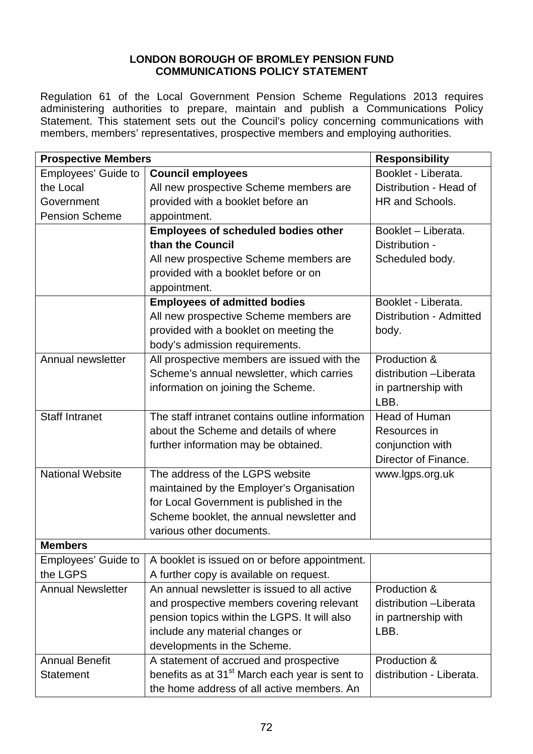**LONDON BOROUGH OF BROMLEY PENSION FUND**
**COMMUNICATIONS POLICY STATEMENT**

Regulation 61 of the Local Government Pension Scheme Regulations 2013 requires administering authorities to prepare, maintain and publish a Communications Policy Statement. This statement sets out the Council's policy concerning communications with members, members' representatives, prospective members and employing authorities.

| **Prospective Members** | | **Responsibility** |
|---|---|---|
| Employees' Guide to the Local Government Pension Scheme | **Council employees** All new prospective Scheme members are provided with a booklet before an appointment. | Booklet - Liberata. Distribution - Head of HR and Schools. |
| | **Employees of scheduled bodies other than the Council** All new prospective Scheme members are provided with a booklet before or on appointment. | Booklet – Liberata. Distribution - Scheduled body. |
| | **Employees of admitted bodies** All new prospective Scheme members are provided with a booklet on meeting the body's admission requirements. | Booklet - Liberata. Distribution - Admitted body. |
| Annual newsletter | All prospective members are issued with the Scheme's annual newsletter, which carries information on joining the Scheme. | Production & distribution –Liberata in partnership with LBB. |
| Staff Intranet | The staff intranet contains outline information about the Scheme and details of where further information may be obtained. | Head of Human Resources in conjunction with Director of Finance. |
| National Website | The address of the LGPS website maintained by the Employer's Organisation for Local Government is published in the Scheme booklet, the annual newsletter and various other documents. | www.lgps.org.uk |
| **Members** | | |
| Employees' Guide to the LGPS | A booklet is issued on or before appointment. A further copy is available on request. | |
| Annual Newsletter | An annual newsletter is issued to all active and prospective members covering relevant pension topics within the LGPS. It will also include any material changes or developments in the Scheme. | Production & distribution –Liberata in partnership with LBB. |
| Annual Benefit Statement | A statement of accrued and prospective benefits as at 31st March each year is sent to the home address of all active members. An | Production & distribution - Liberata. |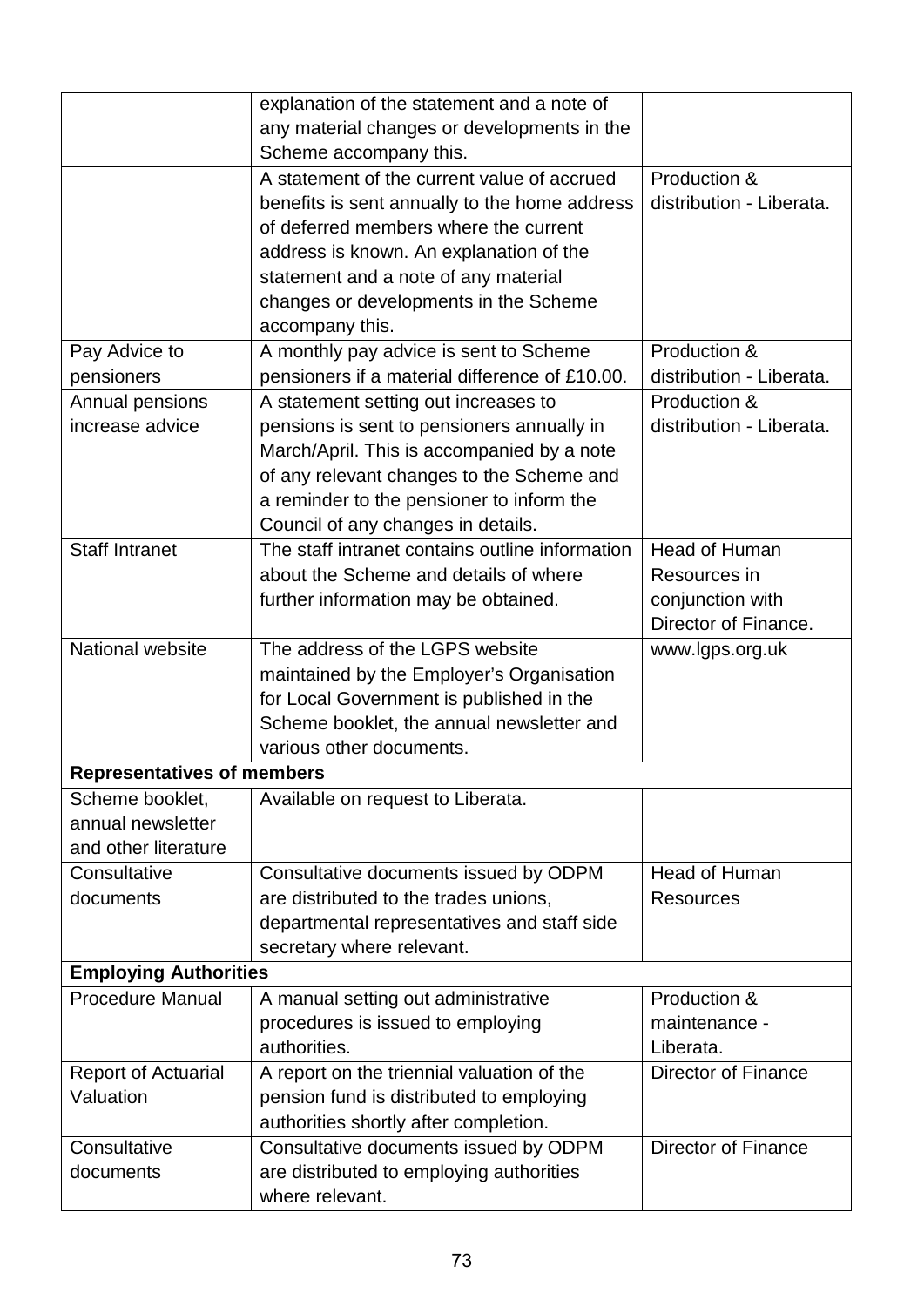| | | |
|---|---|---|
| | explanation of the statement and a note of any material changes or developments in the Scheme accompany this. | |
| | A statement of the current value of accrued benefits is sent annually to the home address of deferred members where the current address is known. An explanation of the statement and a note of any material changes or developments in the Scheme accompany this. | Production & distribution - Liberata. |
| Pay Advice to pensioners | A monthly pay advice is sent to Scheme pensioners if a material difference of £10.00. | Production & distribution - Liberata. |
| Annual pensions increase advice | A statement setting out increases to pensions is sent to pensioners annually in March/April. This is accompanied by a note of any relevant changes to the Scheme and a reminder to the pensioner to inform the Council of any changes in details. | Production & distribution - Liberata. |
| Staff Intranet | The staff intranet contains outline information about the Scheme and details of where further information may be obtained. | Head of Human Resources in conjunction with Director of Finance. |
| National website | The address of the LGPS website maintained by the Employer's Organisation for Local Government is published in the Scheme booklet, the annual newsletter and various other documents. | www.lgps.org.uk |
| **Representatives of members** | | |
| Scheme booklet, annual newsletter and other literature | Available on request to Liberata. | |
| Consultative documents | Consultative documents issued by ODPM are distributed to the trades unions, departmental representatives and staff side secretary where relevant. | Head of Human Resources |
| **Employing Authorities** | | |
| Procedure Manual | A manual setting out administrative procedures is issued to employing authorities. | Production & maintenance - Liberata. |
| Report of Actuarial Valuation | A report on the triennial valuation of the pension fund is distributed to employing authorities shortly after completion. | Director of Finance |
| Consultative documents | Consultative documents issued by ODPM are distributed to employing authorities where relevant. | Director of Finance |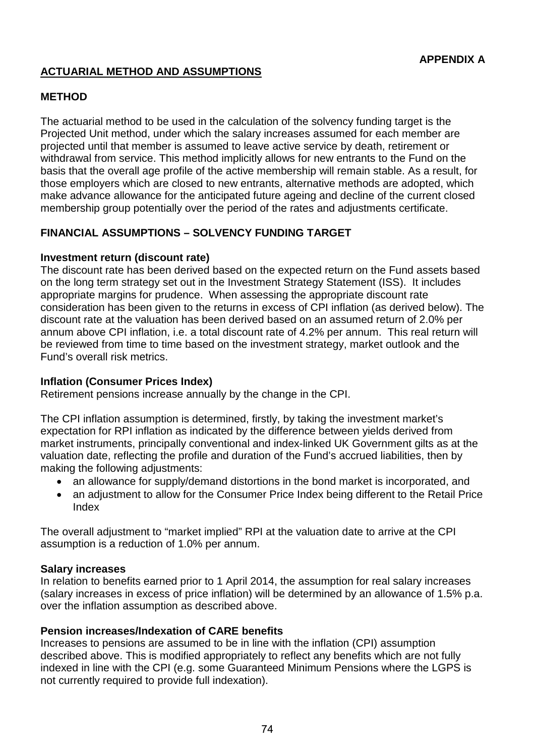**APPENDIX A**

## ACTUARIAL METHOD AND ASSUMPTIONS

### METHOD

The actuarial method to be used in the calculation of the solvency funding target is the Projected Unit method, under which the salary increases assumed for each member are projected until that member is assumed to leave active service by death, retirement or withdrawal from service. This method implicitly allows for new entrants to the Fund on the basis that the overall age profile of the active membership will remain stable. As a result, for those employers which are closed to new entrants, alternative methods are adopted, which make advance allowance for the anticipated future ageing and decline of the current closed membership group potentially over the period of the rates and adjustments certificate.

### FINANCIAL ASSUMPTIONS – SOLVENCY FUNDING TARGET

**Investment return (discount rate)**

The discount rate has been derived based on the expected return on the Fund assets based on the long term strategy set out in the Investment Strategy Statement (ISS). It includes appropriate margins for prudence. When assessing the appropriate discount rate consideration has been given to the returns in excess of CPI inflation (as derived below). The discount rate at the valuation has been derived based on an assumed return of 2.0% per annum above CPI inflation, i.e. a total discount rate of 4.2% per annum. This real return will be reviewed from time to time based on the investment strategy, market outlook and the Fund's overall risk metrics.

**Inflation (Consumer Prices Index)**

Retirement pensions increase annually by the change in the CPI.

The CPI inflation assumption is determined, firstly, by taking the investment market's expectation for RPI inflation as indicated by the difference between yields derived from market instruments, principally conventional and index-linked UK Government gilts as at the valuation date, reflecting the profile and duration of the Fund's accrued liabilities, then by making the following adjustments:

- an allowance for supply/demand distortions in the bond market is incorporated, and
- an adjustment to allow for the Consumer Price Index being different to the Retail Price Index

The overall adjustment to "market implied" RPI at the valuation date to arrive at the CPI assumption is a reduction of 1.0% per annum.

**Salary increases**

In relation to benefits earned prior to 1 April 2014, the assumption for real salary increases (salary increases in excess of price inflation) will be determined by an allowance of 1.5% p.a. over the inflation assumption as described above.

**Pension increases/Indexation of CARE benefits**

Increases to pensions are assumed to be in line with the inflation (CPI) assumption described above. This is modified appropriately to reflect any benefits which are not fully indexed in line with the CPI (e.g. some Guaranteed Minimum Pensions where the LGPS is not currently required to provide full indexation).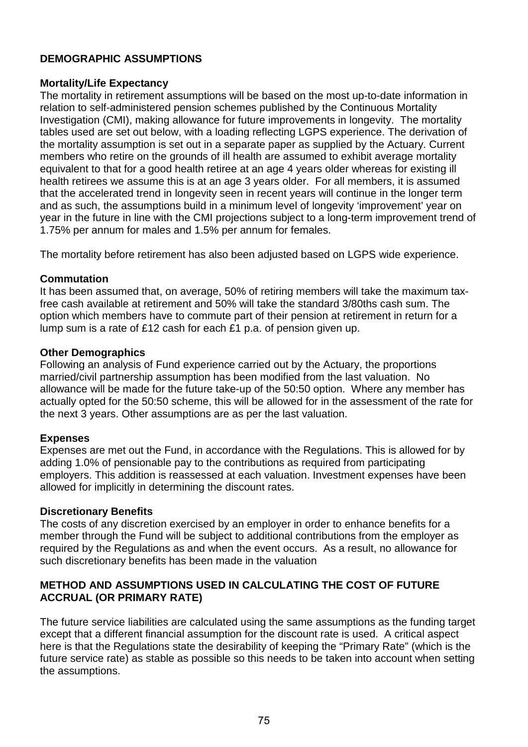## DEMOGRAPHIC ASSUMPTIONS

### Mortality/Life Expectancy

The mortality in retirement assumptions will be based on the most up-to-date information in relation to self-administered pension schemes published by the Continuous Mortality Investigation (CMI), making allowance for future improvements in longevity. The mortality tables used are set out below, with a loading reflecting LGPS experience. The derivation of the mortality assumption is set out in a separate paper as supplied by the Actuary. Current members who retire on the grounds of ill health are assumed to exhibit average mortality equivalent to that for a good health retiree at an age 4 years older whereas for existing ill health retirees we assume this is at an age 3 years older. For all members, it is assumed that the accelerated trend in longevity seen in recent years will continue in the longer term and as such, the assumptions build in a minimum level of longevity 'improvement' year on year in the future in line with the CMI projections subject to a long-term improvement trend of 1.75% per annum for males and 1.5% per annum for females.

The mortality before retirement has also been adjusted based on LGPS wide experience.

### Commutation

It has been assumed that, on average, 50% of retiring members will take the maximum tax-free cash available at retirement and 50% will take the standard 3/80ths cash sum. The option which members have to commute part of their pension at retirement in return for a lump sum is a rate of £12 cash for each £1 p.a. of pension given up.

### Other Demographics

Following an analysis of Fund experience carried out by the Actuary, the proportions married/civil partnership assumption has been modified from the last valuation. No allowance will be made for the future take-up of the 50:50 option. Where any member has actually opted for the 50:50 scheme, this will be allowed for in the assessment of the rate for the next 3 years. Other assumptions are as per the last valuation.

### Expenses

Expenses are met out the Fund, in accordance with the Regulations. This is allowed for by adding 1.0% of pensionable pay to the contributions as required from participating employers. This addition is reassessed at each valuation. Investment expenses have been allowed for implicitly in determining the discount rates.

### Discretionary Benefits

The costs of any discretion exercised by an employer in order to enhance benefits for a member through the Fund will be subject to additional contributions from the employer as required by the Regulations as and when the event occurs. As a result, no allowance for such discretionary benefits has been made in the valuation

## METHOD AND ASSUMPTIONS USED IN CALCULATING THE COST OF FUTURE ACCRUAL (OR PRIMARY RATE)

The future service liabilities are calculated using the same assumptions as the funding target except that a different financial assumption for the discount rate is used. A critical aspect here is that the Regulations state the desirability of keeping the "Primary Rate" (which is the future service rate) as stable as possible so this needs to be taken into account when setting the assumptions.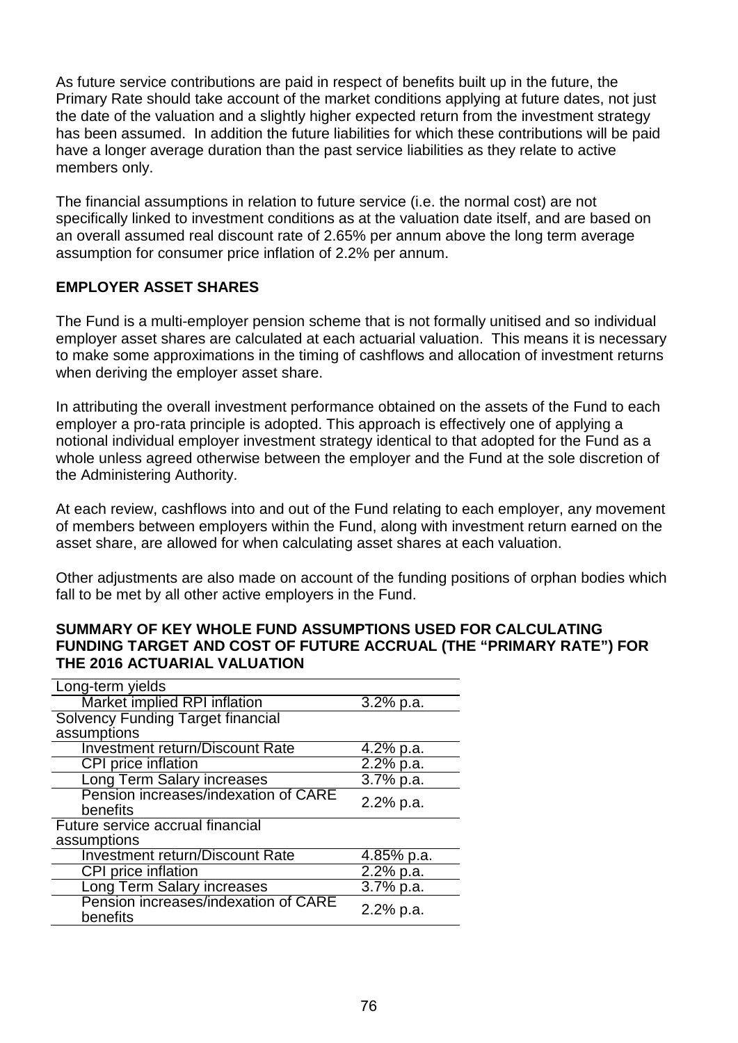As future service contributions are paid in respect of benefits built up in the future, the Primary Rate should take account of the market conditions applying at future dates, not just the date of the valuation and a slightly higher expected return from the investment strategy has been assumed. In addition the future liabilities for which these contributions will be paid have a longer average duration than the past service liabilities as they relate to active members only.

The financial assumptions in relation to future service (i.e. the normal cost) are not specifically linked to investment conditions as at the valuation date itself, and are based on an overall assumed real discount rate of 2.65% per annum above the long term average assumption for consumer price inflation of 2.2% per annum.

## EMPLOYER ASSET SHARES

The Fund is a multi-employer pension scheme that is not formally unitised and so individual employer asset shares are calculated at each actuarial valuation. This means it is necessary to make some approximations in the timing of cashflows and allocation of investment returns when deriving the employer asset share.

In attributing the overall investment performance obtained on the assets of the Fund to each employer a pro-rata principle is adopted. This approach is effectively one of applying a notional individual employer investment strategy identical to that adopted for the Fund as a whole unless agreed otherwise between the employer and the Fund at the sole discretion of the Administering Authority.

At each review, cashflows into and out of the Fund relating to each employer, any movement of members between employers within the Fund, along with investment return earned on the asset share, are allowed for when calculating asset shares at each valuation.

Other adjustments are also made on account of the funding positions of orphan bodies which fall to be met by all other active employers in the Fund.

## SUMMARY OF KEY WHOLE FUND ASSUMPTIONS USED FOR CALCULATING FUNDING TARGET AND COST OF FUTURE ACCRUAL (THE "PRIMARY RATE") FOR THE 2016 ACTUARIAL VALUATION

| Long-term yields | |
|---|---|
| Market implied RPI inflation | 3.2% p.a. |
| **Solvency Funding Target financial assumptions** | |
| Investment return/Discount Rate | 4.2% p.a. |
| CPI price inflation | 2.2% p.a. |
| Long Term Salary increases | 3.7% p.a. |
| Pension increases/indexation of CARE benefits | 2.2% p.a. |
| **Future service accrual financial assumptions** | |
| Investment return/Discount Rate | 4.85% p.a. |
| CPI price inflation | 2.2% p.a. |
| Long Term Salary increases | 3.7% p.a. |
| Pension increases/indexation of CARE benefits | 2.2% p.a. |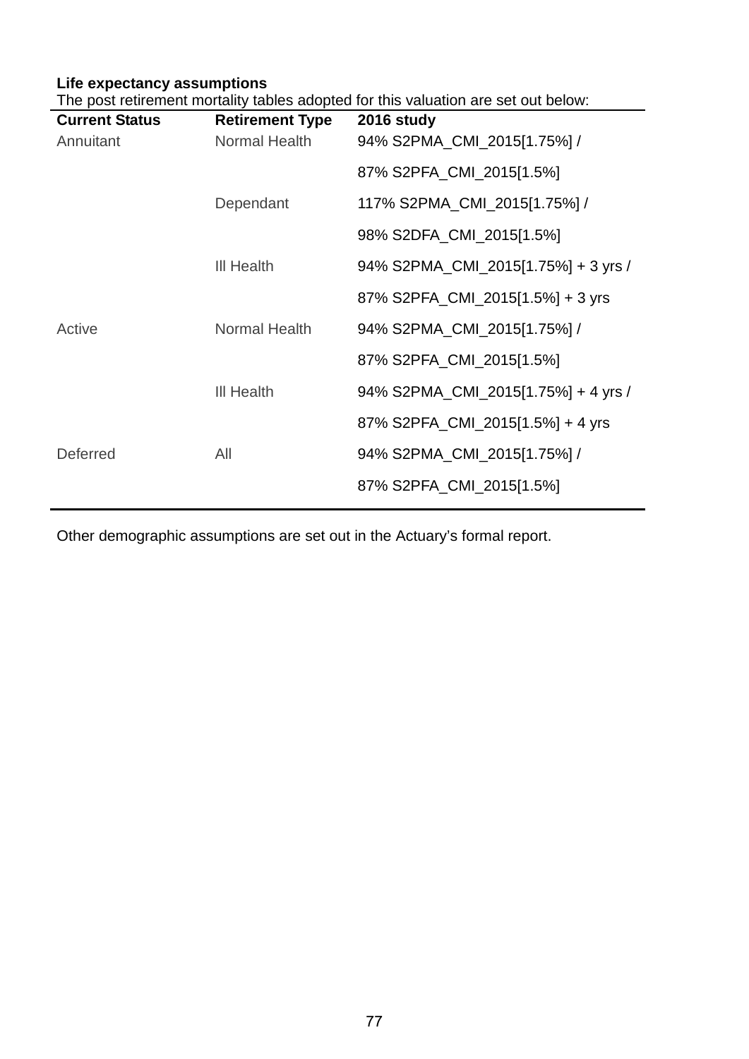**Life expectancy assumptions**

The post retirement mortality tables adopted for this valuation are set out below:

| Current Status | Retirement Type | 2016 study |
|---|---|---|
| Annuitant | Normal Health | 94% S2PMA_CMI_2015[1.75%] / |
| | | 87% S2PFA_CMI_2015[1.5%] |
| | Dependant | 117% S2PMA_CMI_2015[1.75%] / |
| | | 98% S2DFA_CMI_2015[1.5%] |
| | Ill Health | 94% S2PMA_CMI_2015[1.75%] + 3 yrs / |
| | | 87% S2PFA_CMI_2015[1.5%] + 3 yrs |
| Active | Normal Health | 94% S2PMA_CMI_2015[1.75%] / |
| | | 87% S2PFA_CMI_2015[1.5%] |
| | Ill Health | 94% S2PMA_CMI_2015[1.75%] + 4 yrs / |
| | | 87% S2PFA_CMI_2015[1.5%] + 4 yrs |
| Deferred | All | 94% S2PMA_CMI_2015[1.75%] / |
| | | 87% S2PFA_CMI_2015[1.5%] |

Other demographic assumptions are set out in the Actuary's formal report.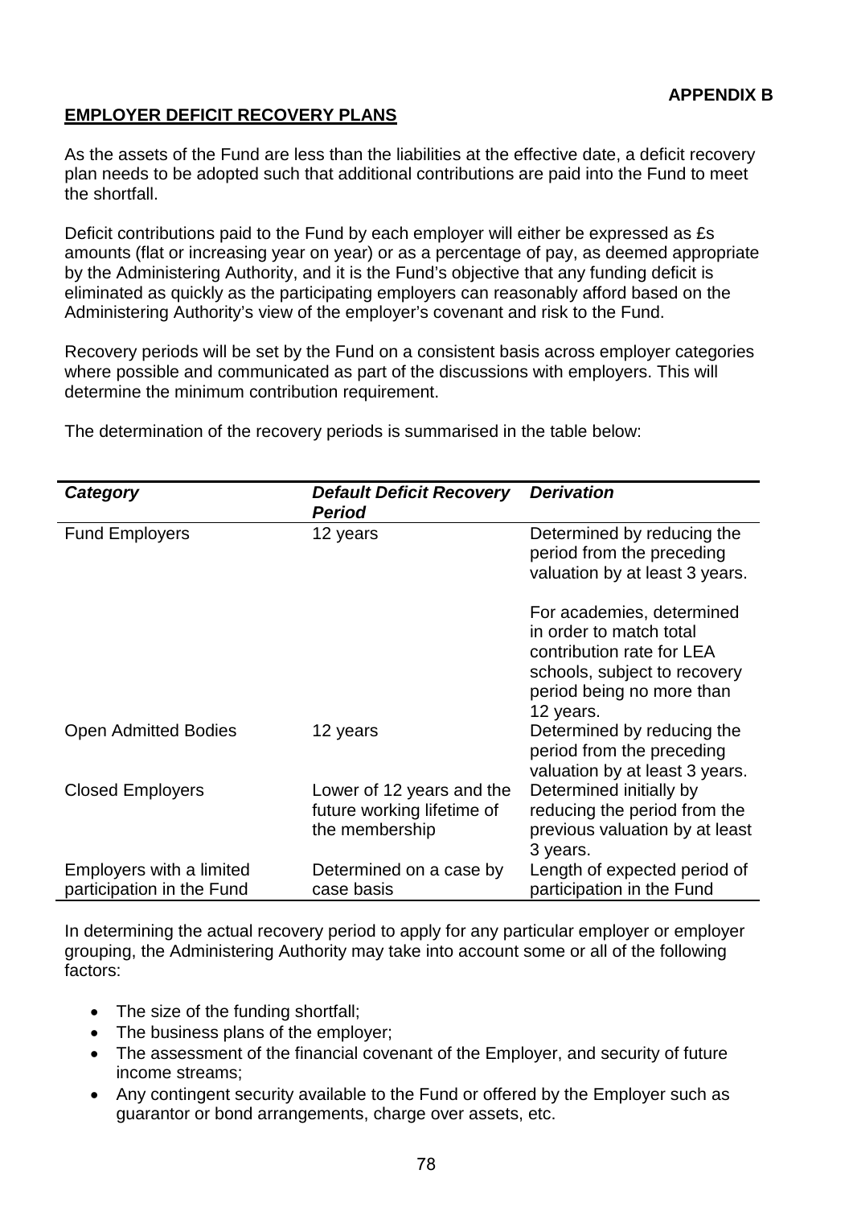**APPENDIX B**

## EMPLOYER DEFICIT RECOVERY PLANS

As the assets of the Fund are less than the liabilities at the effective date, a deficit recovery plan needs to be adopted such that additional contributions are paid into the Fund to meet the shortfall.

Deficit contributions paid to the Fund by each employer will either be expressed as £s amounts (flat or increasing year on year) or as a percentage of pay, as deemed appropriate by the Administering Authority, and it is the Fund's objective that any funding deficit is eliminated as quickly as the participating employers can reasonably afford based on the Administering Authority's view of the employer's covenant and risk to the Fund.

Recovery periods will be set by the Fund on a consistent basis across employer categories where possible and communicated as part of the discussions with employers. This will determine the minimum contribution requirement.

The determination of the recovery periods is summarised in the table below:

| *Category* | *Default Deficit Recovery Period* | *Derivation* |
|---|---|---|
| Fund Employers | 12 years | Determined by reducing the period from the preceding valuation by at least 3 years.<br><br>For academies, determined in order to match total contribution rate for LEA schools, subject to recovery period being no more than 12 years. |
| Open Admitted Bodies | 12 years | Determined by reducing the period from the preceding valuation by at least 3 years. |
| Closed Employers | Lower of 12 years and the future working lifetime of the membership | Determined initially by reducing the period from the previous valuation by at least 3 years. |
| Employers with a limited participation in the Fund | Determined on a case by case basis | Length of expected period of participation in the Fund |

In determining the actual recovery period to apply for any particular employer or employer grouping, the Administering Authority may take into account some or all of the following factors:

- The size of the funding shortfall;
- The business plans of the employer;
- The assessment of the financial covenant of the Employer, and security of future income streams;
- Any contingent security available to the Fund or offered by the Employer such as guarantor or bond arrangements, charge over assets, etc.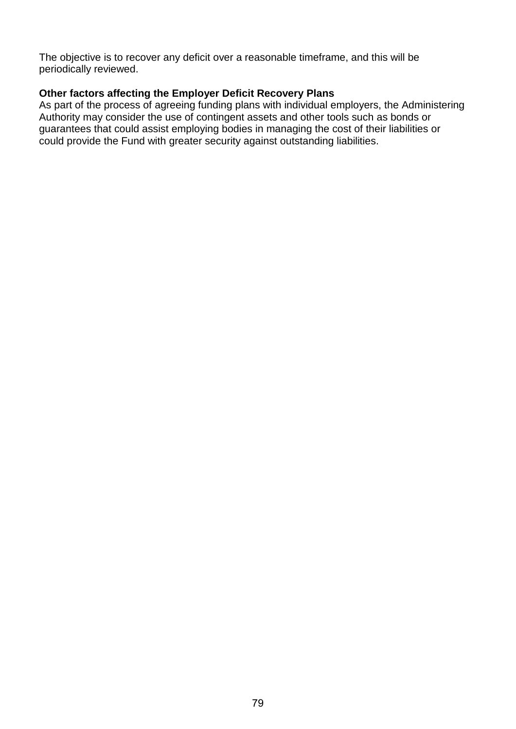The objective is to recover any deficit over a reasonable timeframe, and this will be periodically reviewed.

**Other factors affecting the Employer Deficit Recovery Plans**

As part of the process of agreeing funding plans with individual employers, the Administering Authority may consider the use of contingent assets and other tools such as bonds or guarantees that could assist employing bodies in managing the cost of their liabilities or could provide the Fund with greater security against outstanding liabilities.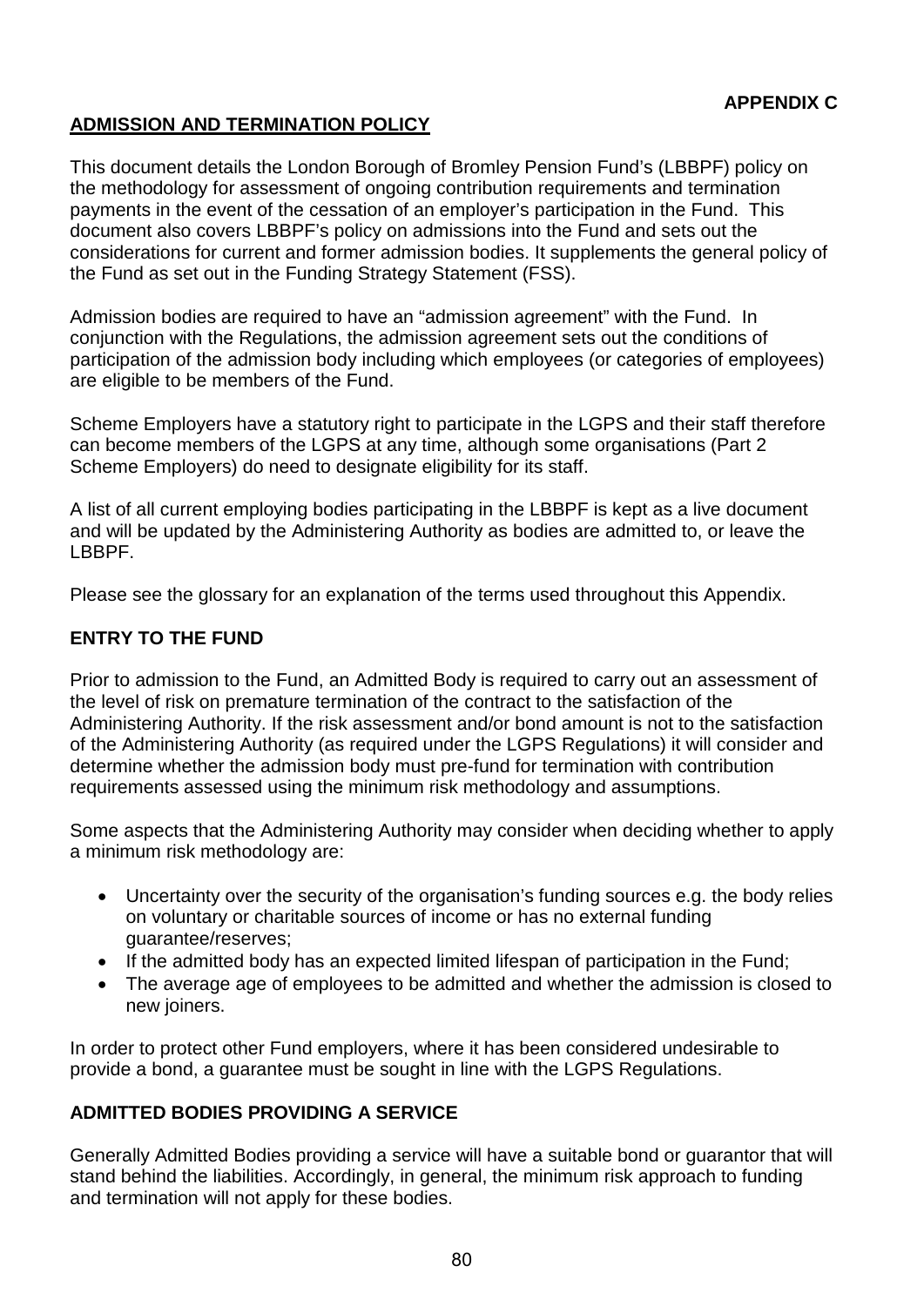**APPENDIX C**

## ADMISSION AND TERMINATION POLICY

This document details the London Borough of Bromley Pension Fund's (LBBPF) policy on the methodology for assessment of ongoing contribution requirements and termination payments in the event of the cessation of an employer's participation in the Fund. This document also covers LBBPF's policy on admissions into the Fund and sets out the considerations for current and former admission bodies. It supplements the general policy of the Fund as set out in the Funding Strategy Statement (FSS).

Admission bodies are required to have an "admission agreement" with the Fund. In conjunction with the Regulations, the admission agreement sets out the conditions of participation of the admission body including which employees (or categories of employees) are eligible to be members of the Fund.

Scheme Employers have a statutory right to participate in the LGPS and their staff therefore can become members of the LGPS at any time, although some organisations (Part 2 Scheme Employers) do need to designate eligibility for its staff.

A list of all current employing bodies participating in the LBBPF is kept as a live document and will be updated by the Administering Authority as bodies are admitted to, or leave the LBBPF.

Please see the glossary for an explanation of the terms used throughout this Appendix.

### ENTRY TO THE FUND

Prior to admission to the Fund, an Admitted Body is required to carry out an assessment of the level of risk on premature termination of the contract to the satisfaction of the Administering Authority. If the risk assessment and/or bond amount is not to the satisfaction of the Administering Authority (as required under the LGPS Regulations) it will consider and determine whether the admission body must pre-fund for termination with contribution requirements assessed using the minimum risk methodology and assumptions.

Some aspects that the Administering Authority may consider when deciding whether to apply a minimum risk methodology are:

- Uncertainty over the security of the organisation's funding sources e.g. the body relies on voluntary or charitable sources of income or has no external funding guarantee/reserves;
- If the admitted body has an expected limited lifespan of participation in the Fund;
- The average age of employees to be admitted and whether the admission is closed to new joiners.

In order to protect other Fund employers, where it has been considered undesirable to provide a bond, a guarantee must be sought in line with the LGPS Regulations.

### ADMITTED BODIES PROVIDING A SERVICE

Generally Admitted Bodies providing a service will have a suitable bond or guarantor that will stand behind the liabilities. Accordingly, in general, the minimum risk approach to funding and termination will not apply for these bodies.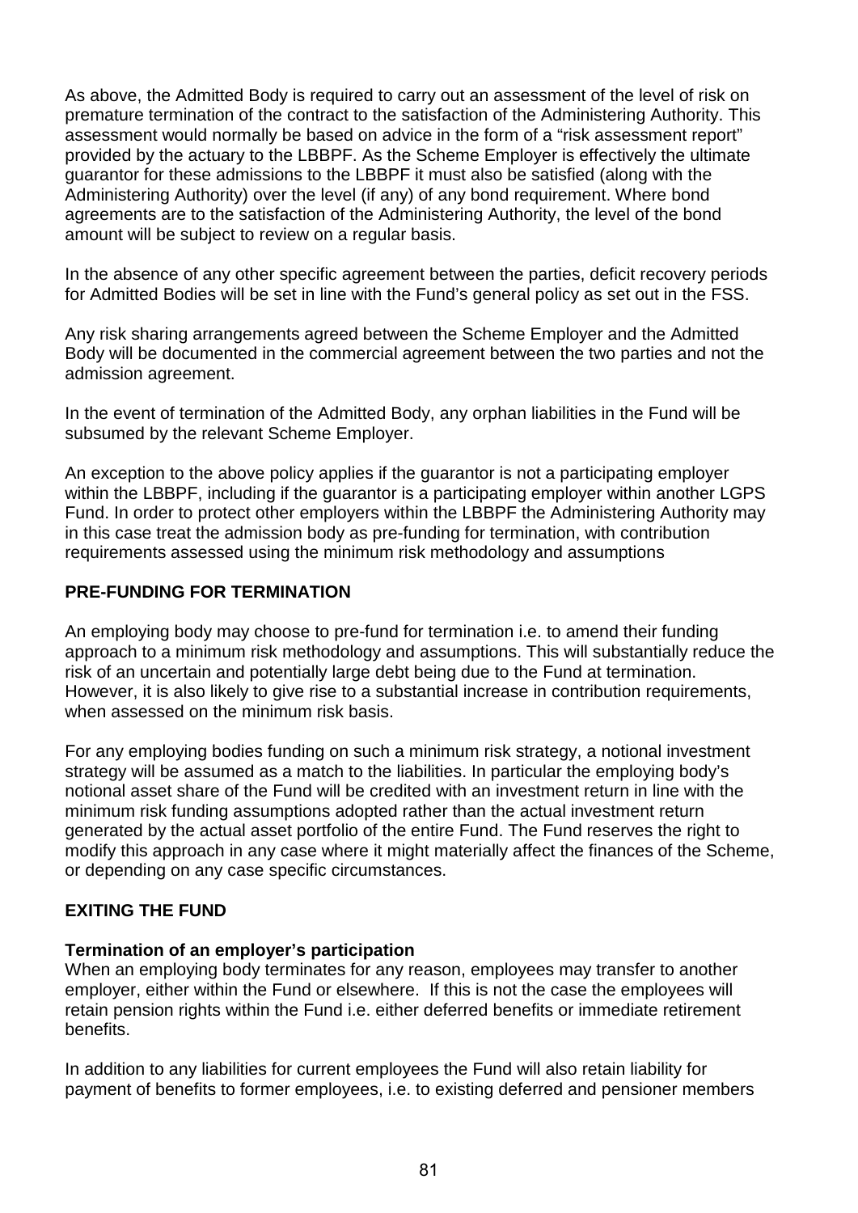As above, the Admitted Body is required to carry out an assessment of the level of risk on premature termination of the contract to the satisfaction of the Administering Authority. This assessment would normally be based on advice in the form of a "risk assessment report" provided by the actuary to the LBBPF. As the Scheme Employer is effectively the ultimate guarantor for these admissions to the LBBPF it must also be satisfied (along with the Administering Authority) over the level (if any) of any bond requirement. Where bond agreements are to the satisfaction of the Administering Authority, the level of the bond amount will be subject to review on a regular basis.

In the absence of any other specific agreement between the parties, deficit recovery periods for Admitted Bodies will be set in line with the Fund's general policy as set out in the FSS.

Any risk sharing arrangements agreed between the Scheme Employer and the Admitted Body will be documented in the commercial agreement between the two parties and not the admission agreement.

In the event of termination of the Admitted Body, any orphan liabilities in the Fund will be subsumed by the relevant Scheme Employer.

An exception to the above policy applies if the guarantor is not a participating employer within the LBBPF, including if the guarantor is a participating employer within another LGPS Fund. In order to protect other employers within the LBBPF the Administering Authority may in this case treat the admission body as pre-funding for termination, with contribution requirements assessed using the minimum risk methodology and assumptions

## PRE-FUNDING FOR TERMINATION

An employing body may choose to pre-fund for termination i.e. to amend their funding approach to a minimum risk methodology and assumptions. This will substantially reduce the risk of an uncertain and potentially large debt being due to the Fund at termination. However, it is also likely to give rise to a substantial increase in contribution requirements, when assessed on the minimum risk basis.

For any employing bodies funding on such a minimum risk strategy, a notional investment strategy will be assumed as a match to the liabilities. In particular the employing body's notional asset share of the Fund will be credited with an investment return in line with the minimum risk funding assumptions adopted rather than the actual investment return generated by the actual asset portfolio of the entire Fund. The Fund reserves the right to modify this approach in any case where it might materially affect the finances of the Scheme, or depending on any case specific circumstances.

## EXITING THE FUND

### Termination of an employer's participation

When an employing body terminates for any reason, employees may transfer to another employer, either within the Fund or elsewhere. If this is not the case the employees will retain pension rights within the Fund i.e. either deferred benefits or immediate retirement benefits.

In addition to any liabilities for current employees the Fund will also retain liability for payment of benefits to former employees, i.e. to existing deferred and pensioner members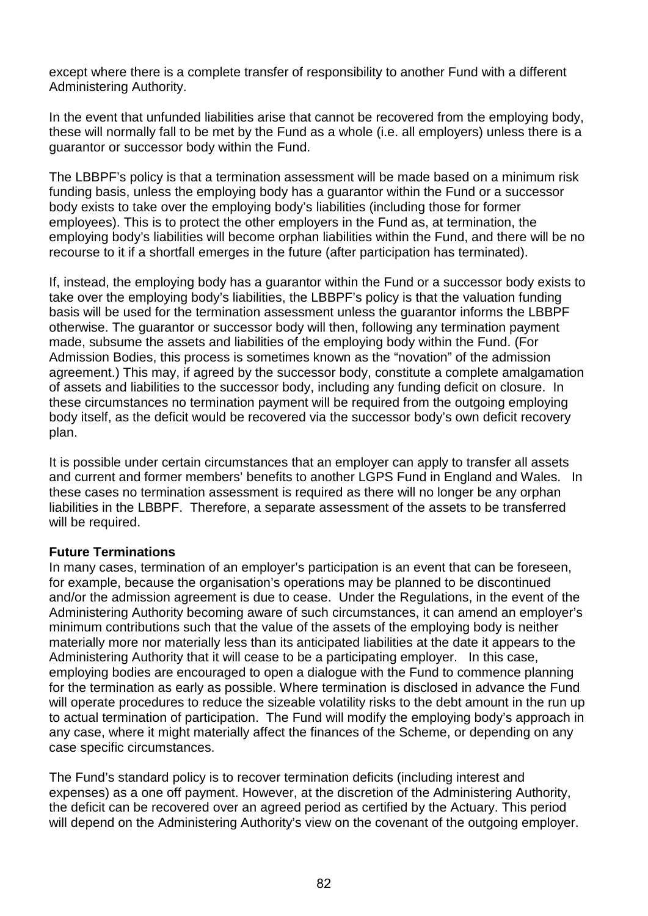except where there is a complete transfer of responsibility to another Fund with a different Administering Authority.

In the event that unfunded liabilities arise that cannot be recovered from the employing body, these will normally fall to be met by the Fund as a whole (i.e. all employers) unless there is a guarantor or successor body within the Fund.

The LBBPF's policy is that a termination assessment will be made based on a minimum risk funding basis, unless the employing body has a guarantor within the Fund or a successor body exists to take over the employing body's liabilities (including those for former employees). This is to protect the other employers in the Fund as, at termination, the employing body's liabilities will become orphan liabilities within the Fund, and there will be no recourse to it if a shortfall emerges in the future (after participation has terminated).

If, instead, the employing body has a guarantor within the Fund or a successor body exists to take over the employing body's liabilities, the LBBPF's policy is that the valuation funding basis will be used for the termination assessment unless the guarantor informs the LBBPF otherwise. The guarantor or successor body will then, following any termination payment made, subsume the assets and liabilities of the employing body within the Fund. (For Admission Bodies, this process is sometimes known as the "novation" of the admission agreement.) This may, if agreed by the successor body, constitute a complete amalgamation of assets and liabilities to the successor body, including any funding deficit on closure. In these circumstances no termination payment will be required from the outgoing employing body itself, as the deficit would be recovered via the successor body's own deficit recovery plan.

It is possible under certain circumstances that an employer can apply to transfer all assets and current and former members' benefits to another LGPS Fund in England and Wales. In these cases no termination assessment is required as there will no longer be any orphan liabilities in the LBBPF. Therefore, a separate assessment of the assets to be transferred will be required.

**Future Terminations**

In many cases, termination of an employer's participation is an event that can be foreseen, for example, because the organisation's operations may be planned to be discontinued and/or the admission agreement is due to cease. Under the Regulations, in the event of the Administering Authority becoming aware of such circumstances, it can amend an employer's minimum contributions such that the value of the assets of the employing body is neither materially more nor materially less than its anticipated liabilities at the date it appears to the Administering Authority that it will cease to be a participating employer. In this case, employing bodies are encouraged to open a dialogue with the Fund to commence planning for the termination as early as possible. Where termination is disclosed in advance the Fund will operate procedures to reduce the sizeable volatility risks to the debt amount in the run up to actual termination of participation. The Fund will modify the employing body's approach in any case, where it might materially affect the finances of the Scheme, or depending on any case specific circumstances.

The Fund's standard policy is to recover termination deficits (including interest and expenses) as a one off payment. However, at the discretion of the Administering Authority, the deficit can be recovered over an agreed period as certified by the Actuary. This period will depend on the Administering Authority's view on the covenant of the outgoing employer.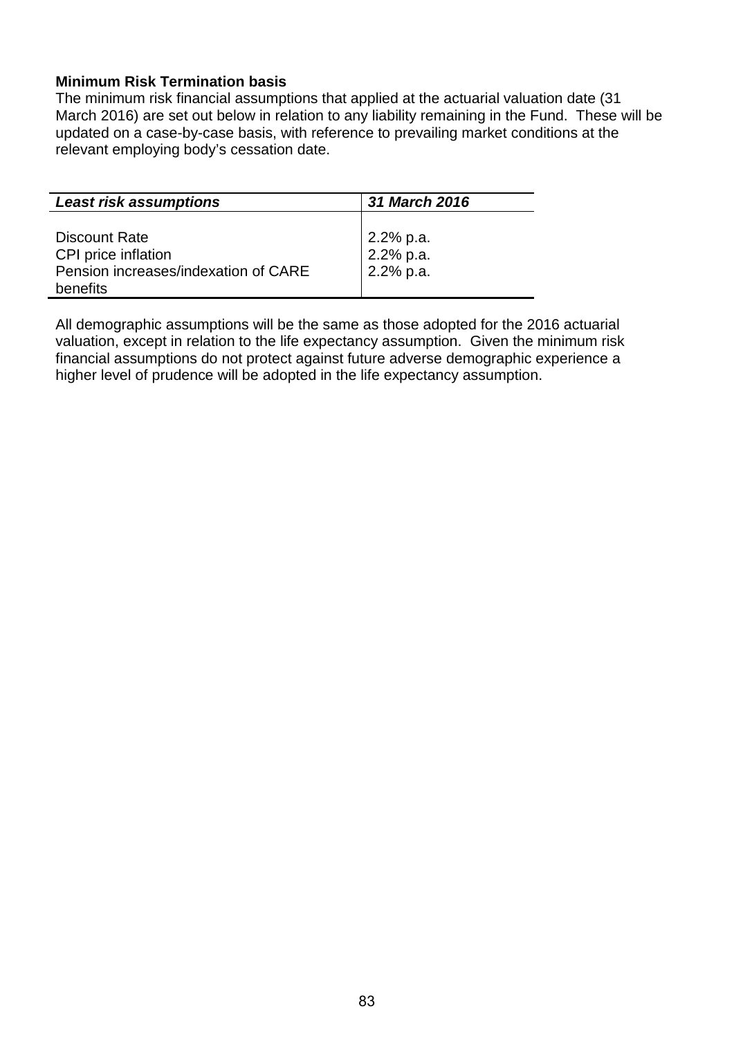**Minimum Risk Termination basis**

The minimum risk financial assumptions that applied at the actuarial valuation date (31 March 2016) are set out below in relation to any liability remaining in the Fund. These will be updated on a case-by-case basis, with reference to prevailing market conditions at the relevant employing body's cessation date.

| ***Least risk assumptions*** | ***31 March 2016*** |
|---|---|
| Discount Rate | 2.2% p.a. |
| CPI price inflation | 2.2% p.a. |
| Pension increases/indexation of CARE benefits | 2.2% p.a. |

All demographic assumptions will be the same as those adopted for the 2016 actuarial valuation, except in relation to the life expectancy assumption. Given the minimum risk financial assumptions do not protect against future adverse demographic experience a higher level of prudence will be adopted in the life expectancy assumption.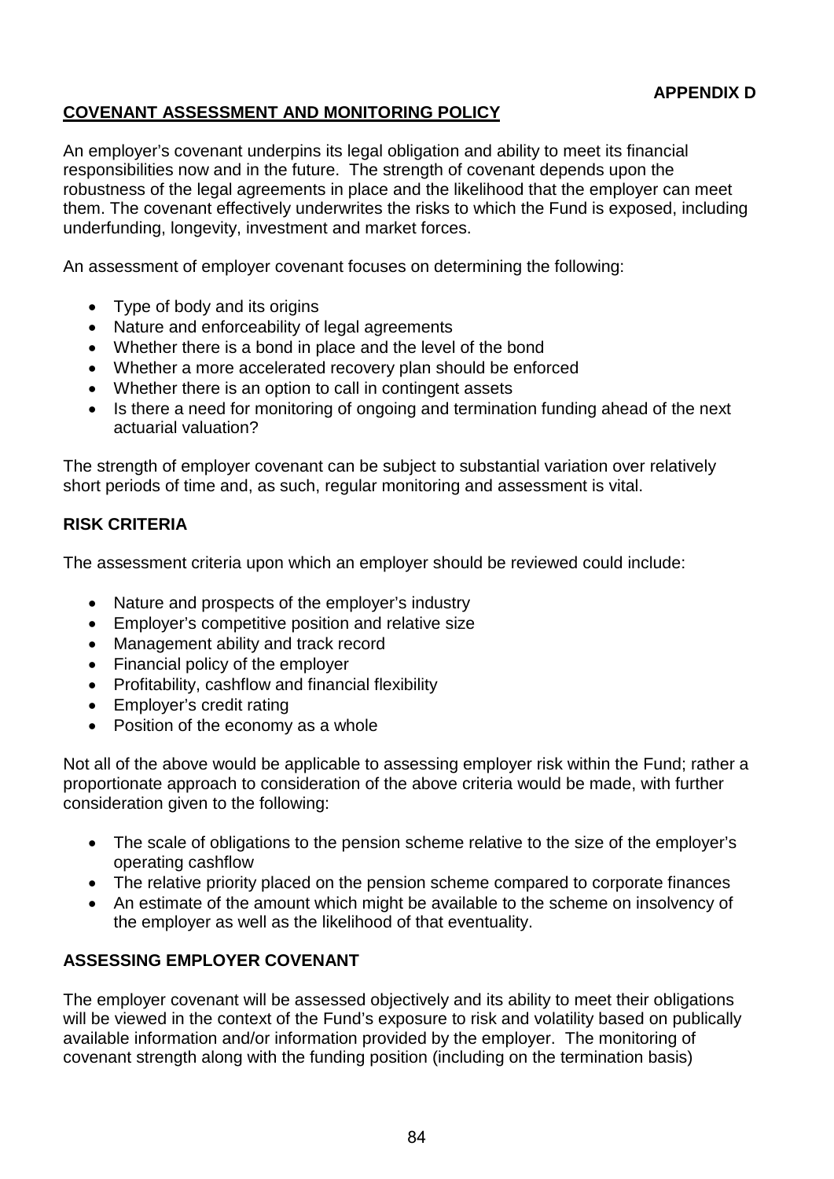**APPENDIX D**

## COVENANT ASSESSMENT AND MONITORING POLICY

An employer's covenant underpins its legal obligation and ability to meet its financial responsibilities now and in the future. The strength of covenant depends upon the robustness of the legal agreements in place and the likelihood that the employer can meet them. The covenant effectively underwrites the risks to which the Fund is exposed, including underfunding, longevity, investment and market forces.

An assessment of employer covenant focuses on determining the following:

- Type of body and its origins
- Nature and enforceability of legal agreements
- Whether there is a bond in place and the level of the bond
- Whether a more accelerated recovery plan should be enforced
- Whether there is an option to call in contingent assets
- Is there a need for monitoring of ongoing and termination funding ahead of the next actuarial valuation?

The strength of employer covenant can be subject to substantial variation over relatively short periods of time and, as such, regular monitoring and assessment is vital.

### RISK CRITERIA

The assessment criteria upon which an employer should be reviewed could include:

- Nature and prospects of the employer's industry
- Employer's competitive position and relative size
- Management ability and track record
- Financial policy of the employer
- Profitability, cashflow and financial flexibility
- Employer's credit rating
- Position of the economy as a whole

Not all of the above would be applicable to assessing employer risk within the Fund; rather a proportionate approach to consideration of the above criteria would be made, with further consideration given to the following:

- The scale of obligations to the pension scheme relative to the size of the employer's operating cashflow
- The relative priority placed on the pension scheme compared to corporate finances
- An estimate of the amount which might be available to the scheme on insolvency of the employer as well as the likelihood of that eventuality.

### ASSESSING EMPLOYER COVENANT

The employer covenant will be assessed objectively and its ability to meet their obligations will be viewed in the context of the Fund's exposure to risk and volatility based on publically available information and/or information provided by the employer. The monitoring of covenant strength along with the funding position (including on the termination basis)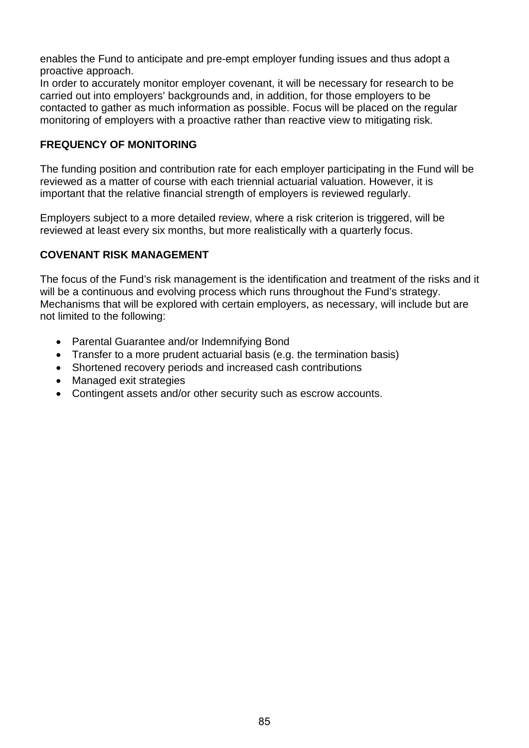enables the Fund to anticipate and pre-empt employer funding issues and thus adopt a proactive approach.

In order to accurately monitor employer covenant, it will be necessary for research to be carried out into employers' backgrounds and, in addition, for those employers to be contacted to gather as much information as possible. Focus will be placed on the regular monitoring of employers with a proactive rather than reactive view to mitigating risk.

## FREQUENCY OF MONITORING

The funding position and contribution rate for each employer participating in the Fund will be reviewed as a matter of course with each triennial actuarial valuation. However, it is important that the relative financial strength of employers is reviewed regularly.

Employers subject to a more detailed review, where a risk criterion is triggered, will be reviewed at least every six months, but more realistically with a quarterly focus.

## COVENANT RISK MANAGEMENT

The focus of the Fund's risk management is the identification and treatment of the risks and it will be a continuous and evolving process which runs throughout the Fund's strategy. Mechanisms that will be explored with certain employers, as necessary, will include but are not limited to the following:

- Parental Guarantee and/or Indemnifying Bond
- Transfer to a more prudent actuarial basis (e.g. the termination basis)
- Shortened recovery periods and increased cash contributions
- Managed exit strategies
- Contingent assets and/or other security such as escrow accounts.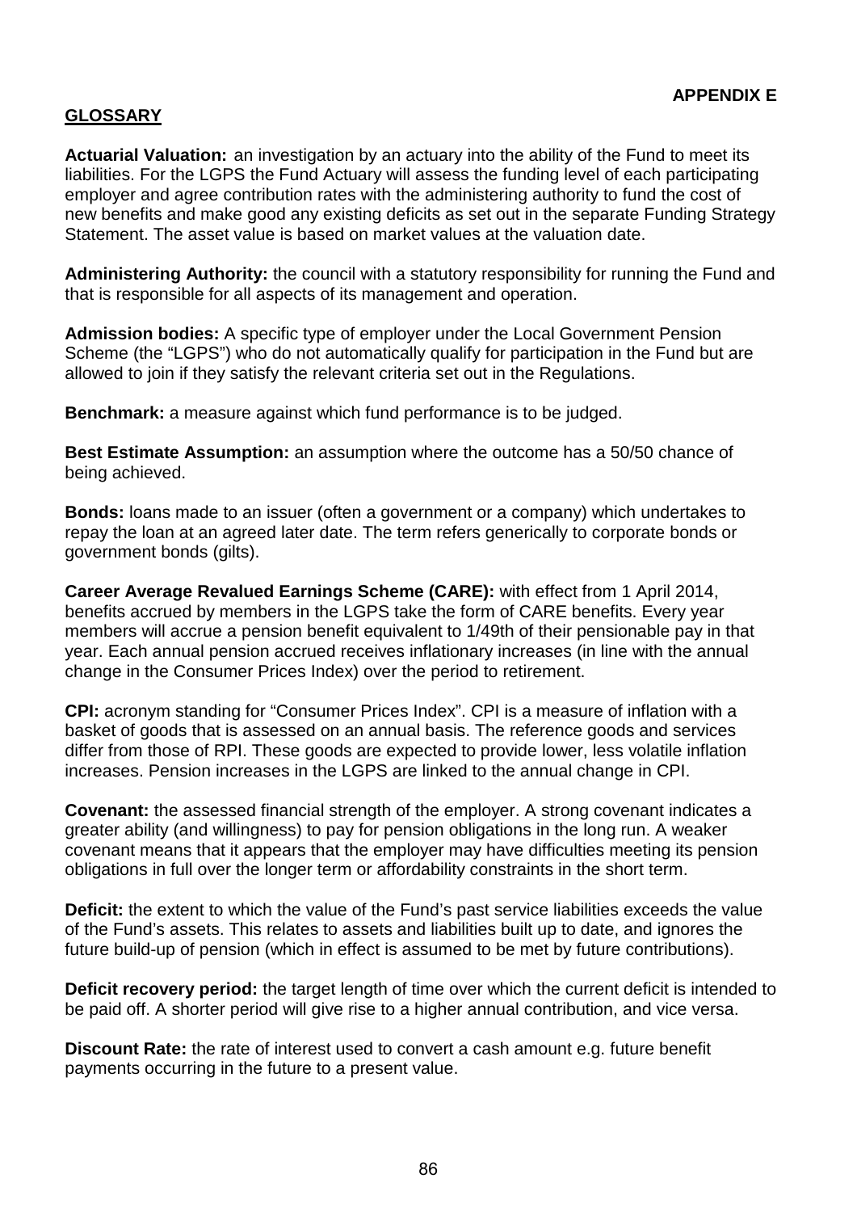**APPENDIX E**

## GLOSSARY

**Actuarial Valuation:** an investigation by an actuary into the ability of the Fund to meet its liabilities. For the LGPS the Fund Actuary will assess the funding level of each participating employer and agree contribution rates with the administering authority to fund the cost of new benefits and make good any existing deficits as set out in the separate Funding Strategy Statement. The asset value is based on market values at the valuation date.

**Administering Authority:** the council with a statutory responsibility for running the Fund and that is responsible for all aspects of its management and operation.

**Admission bodies:** A specific type of employer under the Local Government Pension Scheme (the "LGPS") who do not automatically qualify for participation in the Fund but are allowed to join if they satisfy the relevant criteria set out in the Regulations.

**Benchmark:** a measure against which fund performance is to be judged.

**Best Estimate Assumption:** an assumption where the outcome has a 50/50 chance of being achieved.

**Bonds:** loans made to an issuer (often a government or a company) which undertakes to repay the loan at an agreed later date. The term refers generically to corporate bonds or government bonds (gilts).

**Career Average Revalued Earnings Scheme (CARE):** with effect from 1 April 2014, benefits accrued by members in the LGPS take the form of CARE benefits. Every year members will accrue a pension benefit equivalent to 1/49th of their pensionable pay in that year. Each annual pension accrued receives inflationary increases (in line with the annual change in the Consumer Prices Index) over the period to retirement.

**CPI:** acronym standing for "Consumer Prices Index". CPI is a measure of inflation with a basket of goods that is assessed on an annual basis. The reference goods and services differ from those of RPI. These goods are expected to provide lower, less volatile inflation increases. Pension increases in the LGPS are linked to the annual change in CPI.

**Covenant:** the assessed financial strength of the employer. A strong covenant indicates a greater ability (and willingness) to pay for pension obligations in the long run. A weaker covenant means that it appears that the employer may have difficulties meeting its pension obligations in full over the longer term or affordability constraints in the short term.

**Deficit:** the extent to which the value of the Fund's past service liabilities exceeds the value of the Fund's assets. This relates to assets and liabilities built up to date, and ignores the future build-up of pension (which in effect is assumed to be met by future contributions).

**Deficit recovery period:** the target length of time over which the current deficit is intended to be paid off. A shorter period will give rise to a higher annual contribution, and vice versa.

**Discount Rate:** the rate of interest used to convert a cash amount e.g. future benefit payments occurring in the future to a present value.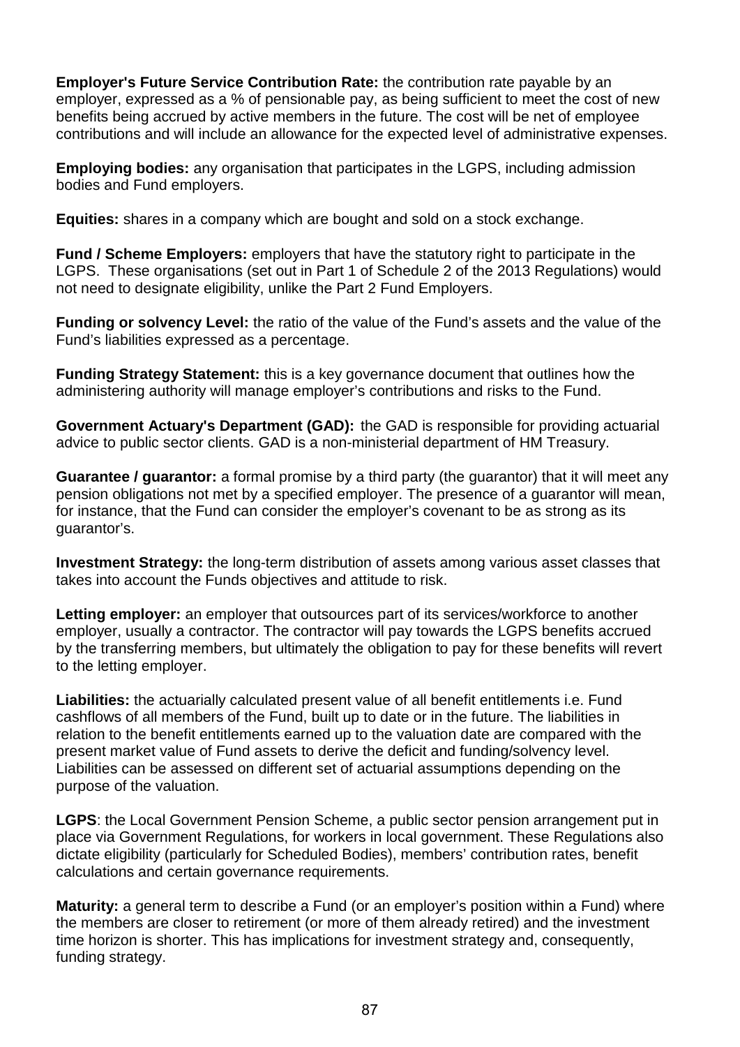**Employer's Future Service Contribution Rate:** the contribution rate payable by an employer, expressed as a % of pensionable pay, as being sufficient to meet the cost of new benefits being accrued by active members in the future. The cost will be net of employee contributions and will include an allowance for the expected level of administrative expenses.

**Employing bodies:** any organisation that participates in the LGPS, including admission bodies and Fund employers.

**Equities:** shares in a company which are bought and sold on a stock exchange.

**Fund / Scheme Employers:** employers that have the statutory right to participate in the LGPS. These organisations (set out in Part 1 of Schedule 2 of the 2013 Regulations) would not need to designate eligibility, unlike the Part 2 Fund Employers.

**Funding or solvency Level:** the ratio of the value of the Fund's assets and the value of the Fund's liabilities expressed as a percentage.

**Funding Strategy Statement:** this is a key governance document that outlines how the administering authority will manage employer's contributions and risks to the Fund.

**Government Actuary's Department (GAD):** the GAD is responsible for providing actuarial advice to public sector clients. GAD is a non-ministerial department of HM Treasury.

**Guarantee / guarantor:** a formal promise by a third party (the guarantor) that it will meet any pension obligations not met by a specified employer. The presence of a guarantor will mean, for instance, that the Fund can consider the employer's covenant to be as strong as its guarantor's.

**Investment Strategy:** the long-term distribution of assets among various asset classes that takes into account the Funds objectives and attitude to risk.

**Letting employer:** an employer that outsources part of its services/workforce to another employer, usually a contractor. The contractor will pay towards the LGPS benefits accrued by the transferring members, but ultimately the obligation to pay for these benefits will revert to the letting employer.

**Liabilities:** the actuarially calculated present value of all benefit entitlements i.e. Fund cashflows of all members of the Fund, built up to date or in the future. The liabilities in relation to the benefit entitlements earned up to the valuation date are compared with the present market value of Fund assets to derive the deficit and funding/solvency level. Liabilities can be assessed on different set of actuarial assumptions depending on the purpose of the valuation.

**LGPS**: the Local Government Pension Scheme, a public sector pension arrangement put in place via Government Regulations, for workers in local government. These Regulations also dictate eligibility (particularly for Scheduled Bodies), members' contribution rates, benefit calculations and certain governance requirements.

**Maturity:** a general term to describe a Fund (or an employer's position within a Fund) where the members are closer to retirement (or more of them already retired) and the investment time horizon is shorter. This has implications for investment strategy and, consequently, funding strategy.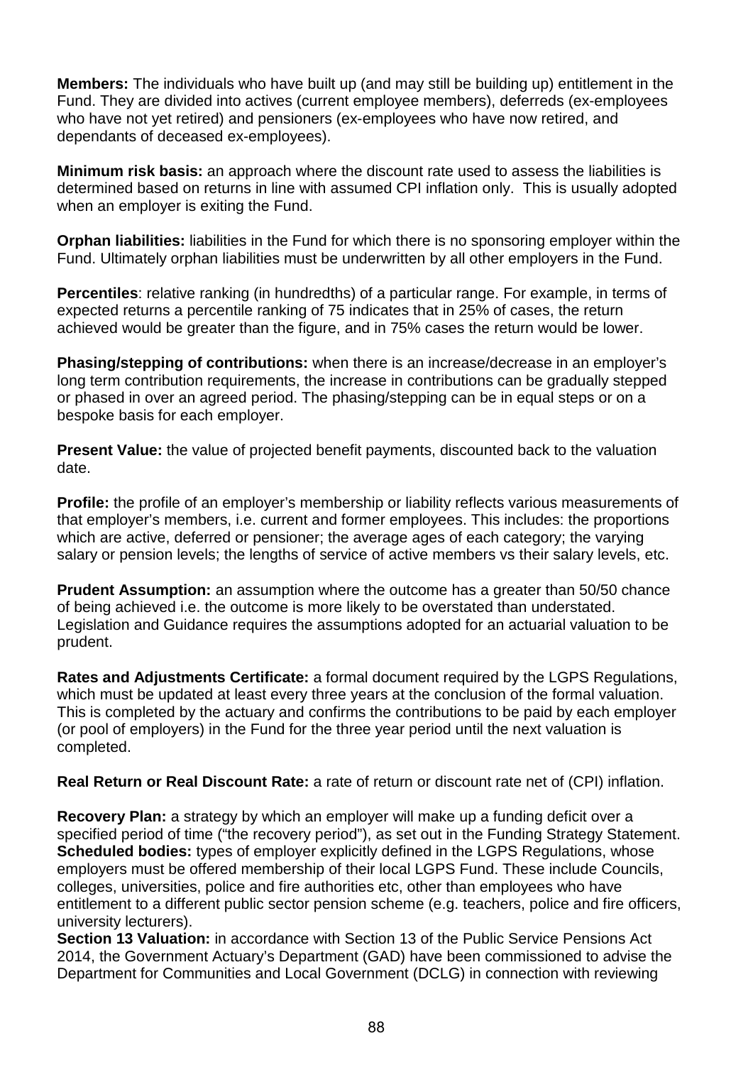**Members:** The individuals who have built up (and may still be building up) entitlement in the Fund. They are divided into actives (current employee members), deferreds (ex-employees who have not yet retired) and pensioners (ex-employees who have now retired, and dependants of deceased ex-employees).

**Minimum risk basis:** an approach where the discount rate used to assess the liabilities is determined based on returns in line with assumed CPI inflation only. This is usually adopted when an employer is exiting the Fund.

**Orphan liabilities:** liabilities in the Fund for which there is no sponsoring employer within the Fund. Ultimately orphan liabilities must be underwritten by all other employers in the Fund.

**Percentiles**: relative ranking (in hundredths) of a particular range. For example, in terms of expected returns a percentile ranking of 75 indicates that in 25% of cases, the return achieved would be greater than the figure, and in 75% cases the return would be lower.

**Phasing/stepping of contributions:** when there is an increase/decrease in an employer's long term contribution requirements, the increase in contributions can be gradually stepped or phased in over an agreed period. The phasing/stepping can be in equal steps or on a bespoke basis for each employer.

**Present Value:** the value of projected benefit payments, discounted back to the valuation date.

**Profile:** the profile of an employer's membership or liability reflects various measurements of that employer's members, i.e. current and former employees. This includes: the proportions which are active, deferred or pensioner; the average ages of each category; the varying salary or pension levels; the lengths of service of active members vs their salary levels, etc.

**Prudent Assumption:** an assumption where the outcome has a greater than 50/50 chance of being achieved i.e. the outcome is more likely to be overstated than understated. Legislation and Guidance requires the assumptions adopted for an actuarial valuation to be prudent.

**Rates and Adjustments Certificate:** a formal document required by the LGPS Regulations, which must be updated at least every three years at the conclusion of the formal valuation. This is completed by the actuary and confirms the contributions to be paid by each employer (or pool of employers) in the Fund for the three year period until the next valuation is completed.

**Real Return or Real Discount Rate:** a rate of return or discount rate net of (CPI) inflation.

**Recovery Plan:** a strategy by which an employer will make up a funding deficit over a specified period of time ("the recovery period"), as set out in the Funding Strategy Statement.

**Scheduled bodies:** types of employer explicitly defined in the LGPS Regulations, whose employers must be offered membership of their local LGPS Fund. These include Councils, colleges, universities, police and fire authorities etc, other than employees who have entitlement to a different public sector pension scheme (e.g. teachers, police and fire officers, university lecturers).

**Section 13 Valuation:** in accordance with Section 13 of the Public Service Pensions Act 2014, the Government Actuary's Department (GAD) have been commissioned to advise the Department for Communities and Local Government (DCLG) in connection with reviewing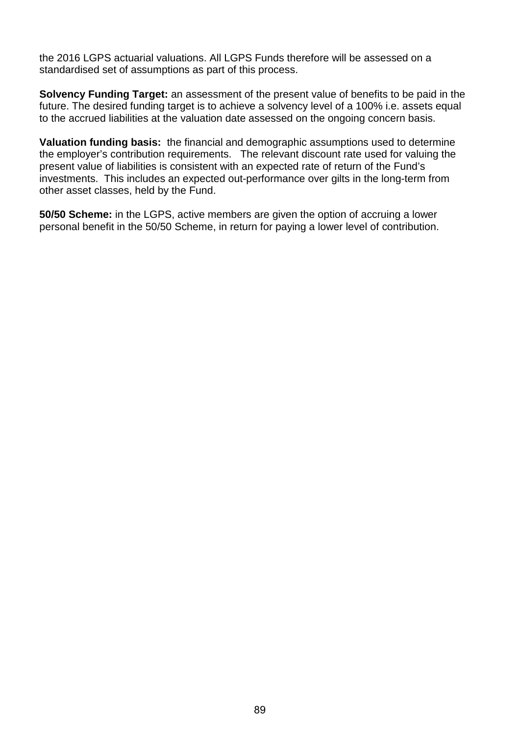the 2016 LGPS actuarial valuations. All LGPS Funds therefore will be assessed on a standardised set of assumptions as part of this process.

**Solvency Funding Target:** an assessment of the present value of benefits to be paid in the future. The desired funding target is to achieve a solvency level of a 100% i.e. assets equal to the accrued liabilities at the valuation date assessed on the ongoing concern basis.

**Valuation funding basis:** the financial and demographic assumptions used to determine the employer's contribution requirements. The relevant discount rate used for valuing the present value of liabilities is consistent with an expected rate of return of the Fund's investments. This includes an expected out-performance over gilts in the long-term from other asset classes, held by the Fund.

**50/50 Scheme:** in the LGPS, active members are given the option of accruing a lower personal benefit in the 50/50 Scheme, in return for paying a lower level of contribution.